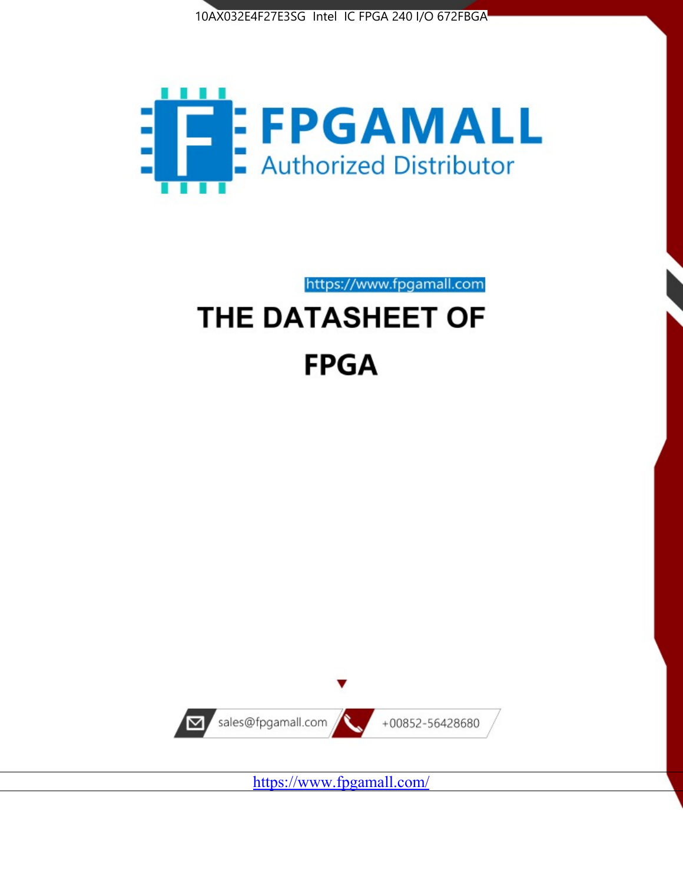10AX032E4F27E3SG Intel IC FPGA 240 I/O 672FBGA

FPGAMALL

Authorized Distributor

https://www.fpgamall.com

# THE DATASHEET OF

# FPGA

sales@fpgamall.com

+00852-56428680

https://www.fpgamall.com/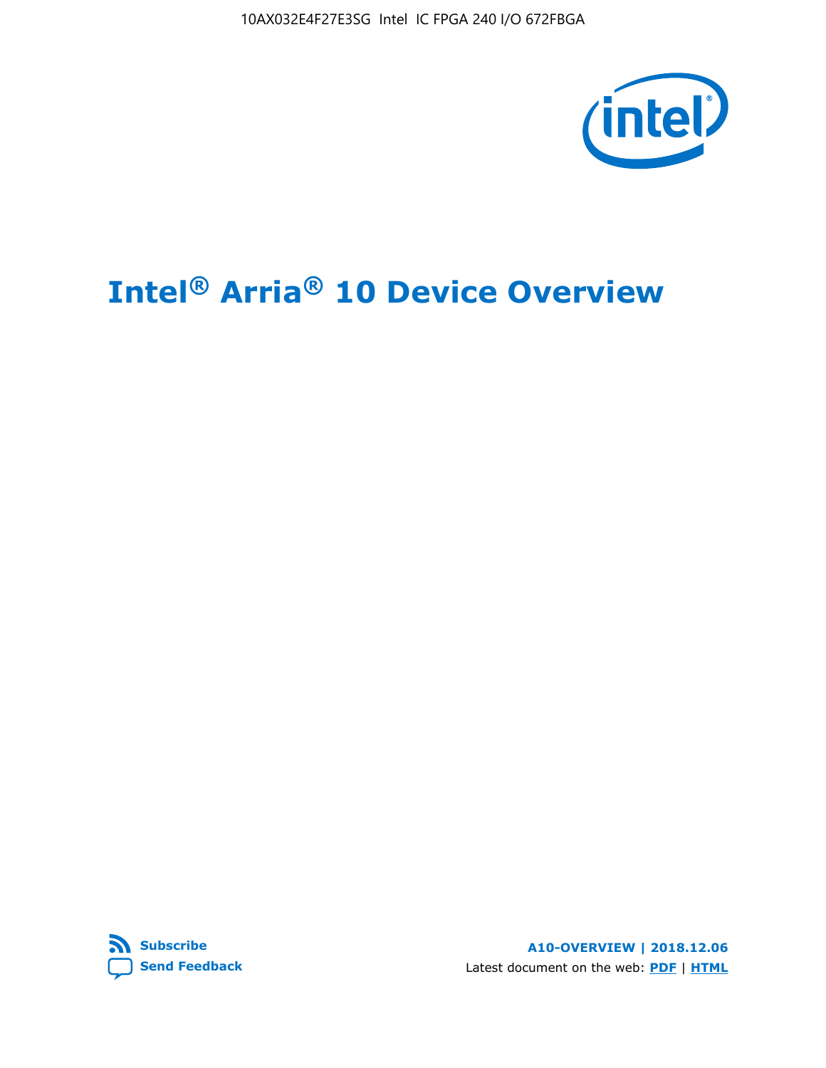# Intel® Arria® 10 Device Overview

A10-OVERVIEW | 2018.12.06

Latest document on the web: PDF | HTML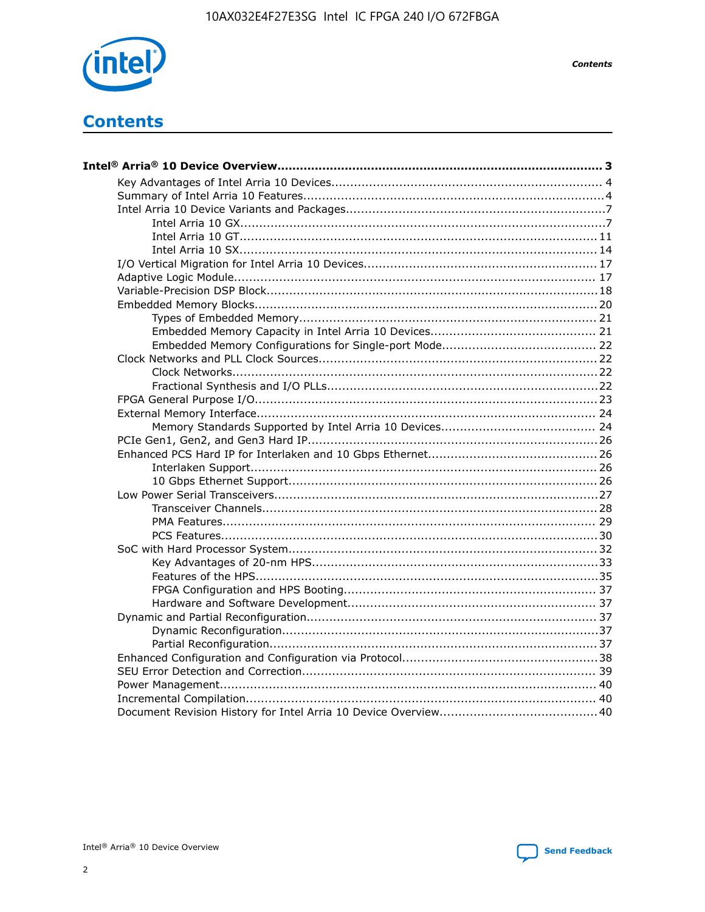# Contents

**Intel® Arria® 10 Device Overview....................................................................................... 3**

- Key Advantages of Intel Arria 10 Devices........................................................................ 4
- Summary of Intel Arria 10 Features................................................................................4
- Intel Arria 10 Device Variants and Packages.....................................................................7
  - Intel Arria 10 GX................................................................................................7
  - Intel Arria 10 GT.............................................................................................. 11
  - Intel Arria 10 SX.............................................................................................. 14
- I/O Vertical Migration for Intel Arria 10 Devices.............................................................. 17
- Adaptive Logic Module................................................................................................ 17
- Variable-Precision DSP Block........................................................................................18
- Embedded Memory Blocks........................................................................................... 20
  - Types of Embedded Memory............................................................................... 21
  - Embedded Memory Capacity in Intel Arria 10 Devices............................................ 21
  - Embedded Memory Configurations for Single-port Mode......................................... 22
- Clock Networks and PLL Clock Sources.......................................................................... 22
  - Clock Networks.................................................................................................22
  - Fractional Synthesis and I/O PLLs........................................................................22
- FPGA General Purpose I/O.......................................................................................... 23
- External Memory Interface.......................................................................................... 24
  - Memory Standards Supported by Intel Arria 10 Devices......................................... 24
- PCIe Gen1, Gen2, and Gen3 Hard IP............................................................................. 26
- Enhanced PCS Hard IP for Interlaken and 10 Gbps Ethernet............................................. 26
  - Interlaken Support............................................................................................ 26
  - 10 Gbps Ethernet Support.................................................................................. 26
- Low Power Serial Transceivers......................................................................................27
  - Transceiver Channels......................................................................................... 28
  - PMA Features................................................................................................... 29
  - PCS Features.................................................................................................... 30
- SoC with Hard Processor System.................................................................................. 32
  - Key Advantages of 20-nm HPS............................................................................ 33
  - Features of the HPS...........................................................................................35
  - FPGA Configuration and HPS Booting................................................................... 37
  - Hardware and Software Development.................................................................. 37
- Dynamic and Partial Reconfiguration............................................................................. 37
  - Dynamic Reconfiguration....................................................................................37
  - Partial Reconfiguration.......................................................................................37
- Enhanced Configuration and Configuration via Protocol....................................................38
- SEU Error Detection and Correction.............................................................................. 39
- Power Management.................................................................................................... 40
- Incremental Compilation............................................................................................. 40
- Document Revision History for Intel Arria 10 Device Overview.......................................... 40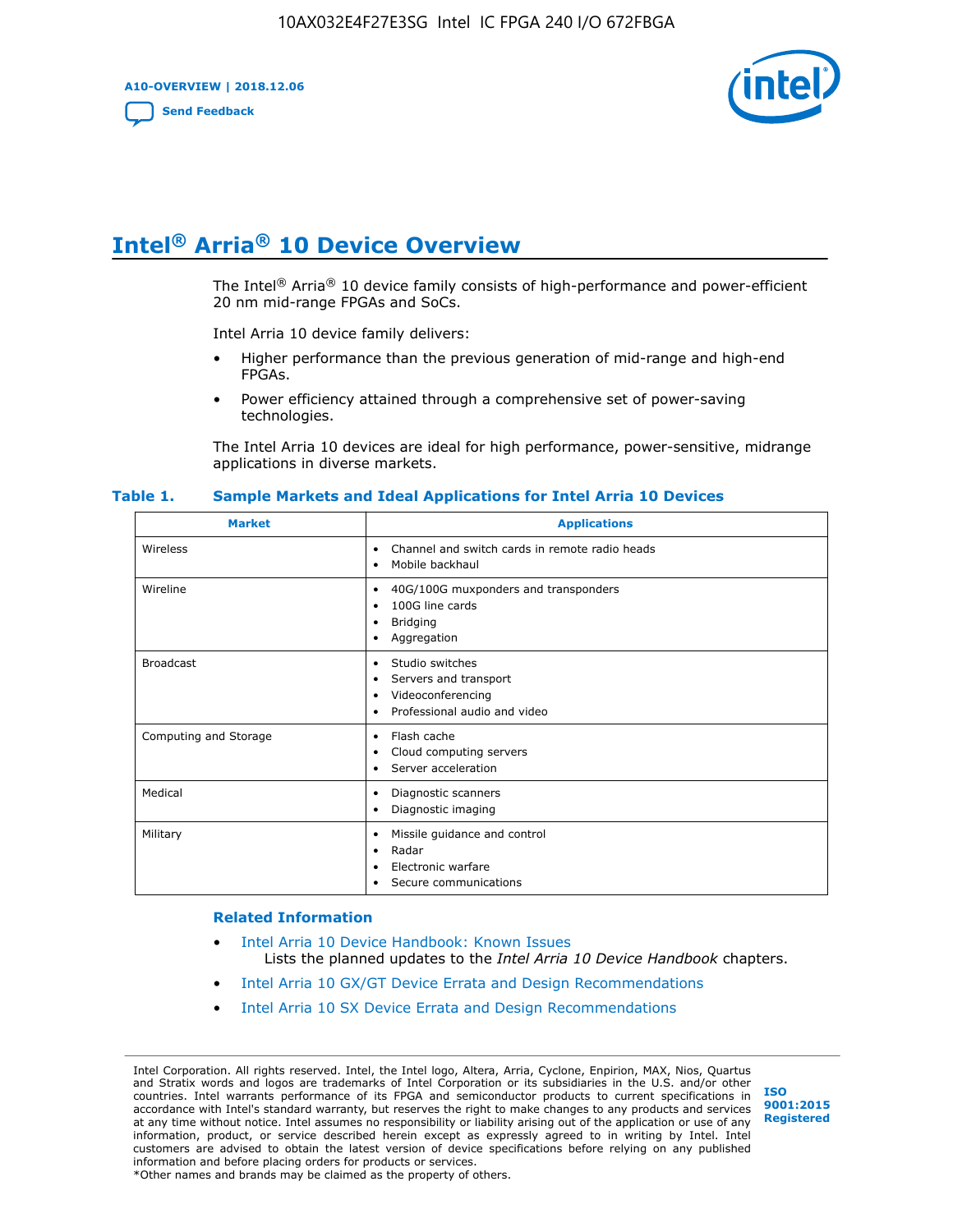# Intel® Arria® 10 Device Overview

The Intel® Arria® 10 device family consists of high-performance and power-efficient 20 nm mid-range FPGAs and SoCs.

Intel Arria 10 device family delivers:

- Higher performance than the previous generation of mid-range and high-end FPGAs.
- Power efficiency attained through a comprehensive set of power-saving technologies.

The Intel Arria 10 devices are ideal for high performance, power-sensitive, midrange applications in diverse markets.

**Table 1. Sample Markets and Ideal Applications for Intel Arria 10 Devices**

| Market | Applications |
|---|---|
| Wireless | • Channel and switch cards in remote radio heads<br>• Mobile backhaul |
| Wireline | • 40G/100G muxponders and transponders<br>• 100G line cards<br>• Bridging<br>• Aggregation |
| Broadcast | • Studio switches<br>• Servers and transport<br>• Videoconferencing<br>• Professional audio and video |
| Computing and Storage | • Flash cache<br>• Cloud computing servers<br>• Server acceleration |
| Medical | • Diagnostic scanners<br>• Diagnostic imaging |
| Military | • Missile guidance and control<br>• Radar<br>• Electronic warfare<br>• Secure communications |

### Related Information

- Intel Arria 10 Device Handbook: Known Issues
  Lists the planned updates to the *Intel Arria 10 Device Handbook* chapters.
- Intel Arria 10 GX/GT Device Errata and Design Recommendations
- Intel Arria 10 SX Device Errata and Design Recommendations

Intel Corporation. All rights reserved. Intel, the Intel logo, Altera, Arria, Cyclone, Enpirion, MAX, Nios, Quartus and Stratix words and logos are trademarks of Intel Corporation or its subsidiaries in the U.S. and/or other countries. Intel warrants performance of its FPGA and semiconductor products to current specifications in accordance with Intel's standard warranty, but reserves the right to make changes to any products and services at any time without notice. Intel assumes no responsibility or liability arising out of the application or use of any information, product, or service described herein except as expressly agreed to in writing by Intel. Intel customers are advised to obtain the latest version of device specifications before relying on any published information and before placing orders for products or services.
*Other names and brands may be claimed as the property of others.

ISO 9001:2015 Registered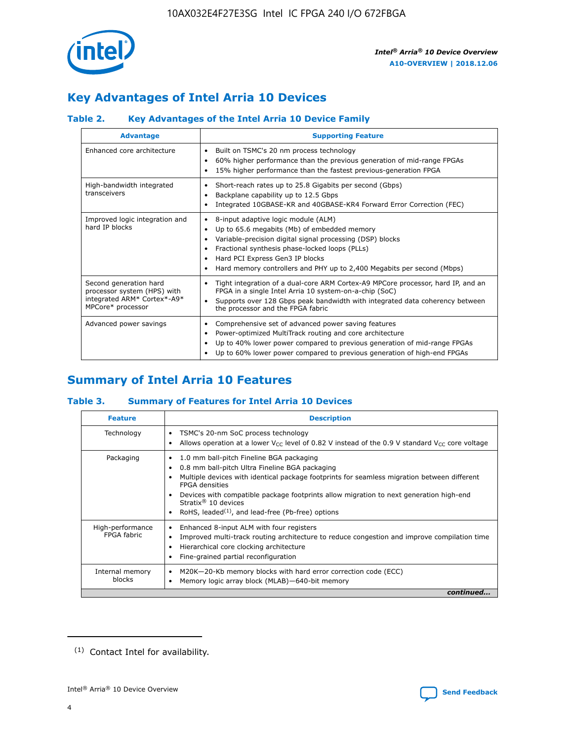## Key Advantages of Intel Arria 10 Devices

### Table 2. Key Advantages of the Intel Arria 10 Device Family

| Advantage | Supporting Feature |
|---|---|
| Enhanced core architecture | • Built on TSMC's 20 nm process technology<br>• 60% higher performance than the previous generation of mid-range FPGAs<br>• 15% higher performance than the fastest previous-generation FPGA |
| High-bandwidth integrated transceivers | • Short-reach rates up to 25.8 Gigabits per second (Gbps)<br>• Backplane capability up to 12.5 Gbps<br>• Integrated 10GBASE-KR and 40GBASE-KR4 Forward Error Correction (FEC) |
| Improved logic integration and hard IP blocks | • 8-input adaptive logic module (ALM)<br>• Up to 65.6 megabits (Mb) of embedded memory<br>• Variable-precision digital signal processing (DSP) blocks<br>• Fractional synthesis phase-locked loops (PLLs)<br>• Hard PCI Express Gen3 IP blocks<br>• Hard memory controllers and PHY up to 2,400 Megabits per second (Mbps) |
| Second generation hard processor system (HPS) with integrated ARM* Cortex*-A9* MPCore* processor | • Tight integration of a dual-core ARM Cortex-A9 MPCore processor, hard IP, and an FPGA in a single Intel Arria 10 system-on-a-chip (SoC)<br>• Supports over 128 Gbps peak bandwidth with integrated data coherency between the processor and the FPGA fabric |
| Advanced power savings | • Comprehensive set of advanced power saving features<br>• Power-optimized MultiTrack routing and core architecture<br>• Up to 40% lower power compared to previous generation of mid-range FPGAs<br>• Up to 60% lower power compared to previous generation of high-end FPGAs |

## Summary of Intel Arria 10 Features

### Table 3. Summary of Features for Intel Arria 10 Devices

| Feature | Description |
|---|---|
| Technology | • TSMC's 20-nm SoC process technology<br>• Allows operation at a lower $V_{CC}$ level of 0.82 V instead of the 0.9 V standard $V_{CC}$ core voltage |
| Packaging | • 1.0 mm ball-pitch Fineline BGA packaging<br>• 0.8 mm ball-pitch Ultra Fineline BGA packaging<br>• Multiple devices with identical package footprints for seamless migration between different FPGA densities<br>• Devices with compatible package footprints allow migration to next generation high-end Stratix® 10 devices<br>• RoHS, leaded[1], and lead-free (Pb-free) options |
| High-performance FPGA fabric | • Enhanced 8-input ALM with four registers<br>• Improved multi-track routing architecture to reduce congestion and improve compilation time<br>• Hierarchical core clocking architecture<br>• Fine-grained partial reconfiguration |
| Internal memory blocks | • M20K—20-Kb memory blocks with hard error correction code (ECC)<br>• Memory logic array block (MLAB)—640-bit memory |

*continued...*

[1] Contact Intel for availability.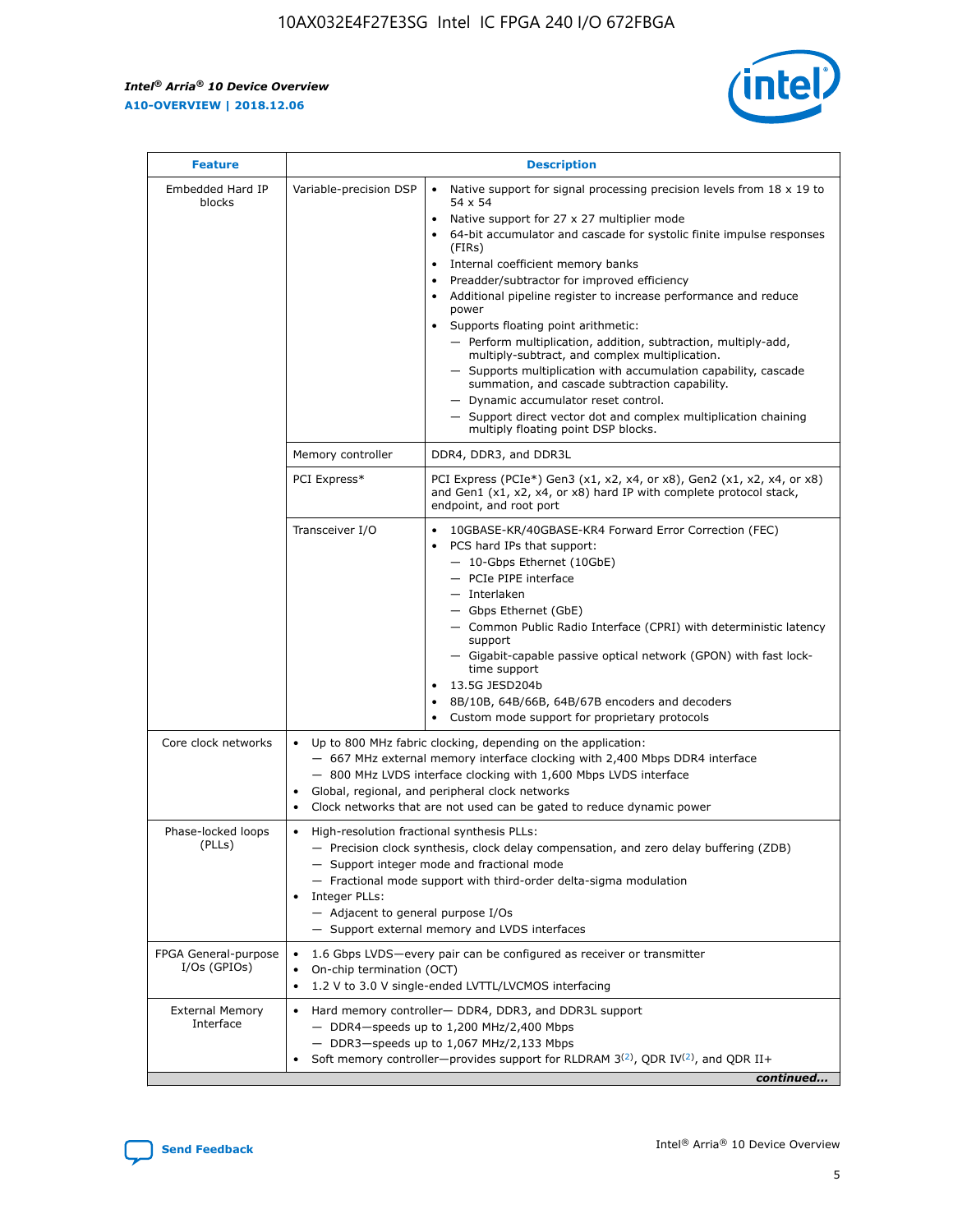| Feature | Description | |
|---|---|---|
| Embedded Hard IP blocks | Variable-precision DSP | • Native support for signal processing precision levels from 18 x 19 to 54 x 54<br>• Native support for 27 x 27 multiplier mode<br>• 64-bit accumulator and cascade for systolic finite impulse responses (FIRs)<br>• Internal coefficient memory banks<br>• Preadder/subtractor for improved efficiency<br>• Additional pipeline register to increase performance and reduce power<br>• Supports floating point arithmetic:<br>— Perform multiplication, addition, subtraction, multiply-add, multiply-subtract, and complex multiplication.<br>— Supports multiplication with accumulation capability, cascade summation, and cascade subtraction capability.<br>— Dynamic accumulator reset control.<br>— Support direct vector dot and complex multiplication chaining multiply floating point DSP blocks. |
| | Memory controller | DDR4, DDR3, and DDR3L |
| | PCI Express* | PCI Express (PCIe*) Gen3 (x1, x2, x4, or x8), Gen2 (x1, x2, x4, or x8) and Gen1 (x1, x2, x4, or x8) hard IP with complete protocol stack, endpoint, and root port |
| | Transceiver I/O | • 10GBASE-KR/40GBASE-KR4 Forward Error Correction (FEC)<br>• PCS hard IPs that support:<br>— 10-Gbps Ethernet (10GbE)<br>— PCIe PIPE interface<br>— Interlaken<br>— Gbps Ethernet (GbE)<br>— Common Public Radio Interface (CPRI) with deterministic latency support<br>— Gigabit-capable passive optical network (GPON) with fast lock-time support<br>• 13.5G JESD204b<br>• 8B/10B, 64B/66B, 64B/67B encoders and decoders<br>• Custom mode support for proprietary protocols |
| Core clock networks | • Up to 800 MHz fabric clocking, depending on the application:<br>— 667 MHz external memory interface clocking with 2,400 Mbps DDR4 interface<br>— 800 MHz LVDS interface clocking with 1,600 Mbps LVDS interface<br>• Global, regional, and peripheral clock networks<br>• Clock networks that are not used can be gated to reduce dynamic power | |
| Phase-locked loops (PLLs) | • High-resolution fractional synthesis PLLs:<br>— Precision clock synthesis, clock delay compensation, and zero delay buffering (ZDB)<br>— Support integer mode and fractional mode<br>— Fractional mode support with third-order delta-sigma modulation<br>• Integer PLLs:<br>— Adjacent to general purpose I/Os<br>— Support external memory and LVDS interfaces | |
| FPGA General-purpose I/Os (GPIOs) | • 1.6 Gbps LVDS—every pair can be configured as receiver or transmitter<br>• On-chip termination (OCT)<br>• 1.2 V to 3.0 V single-ended LVTTL/LVCMOS interfacing | |
| External Memory Interface | • Hard memory controller— DDR4, DDR3, and DDR3L support<br>— DDR4—speeds up to 1,200 MHz/2,400 Mbps<br>— DDR3—speeds up to 1,067 MHz/2,133 Mbps<br>• Soft memory controller—provides support for RLDRAM 3[(2)], QDR IV[(2)], and QDR II+ | |

*continued...*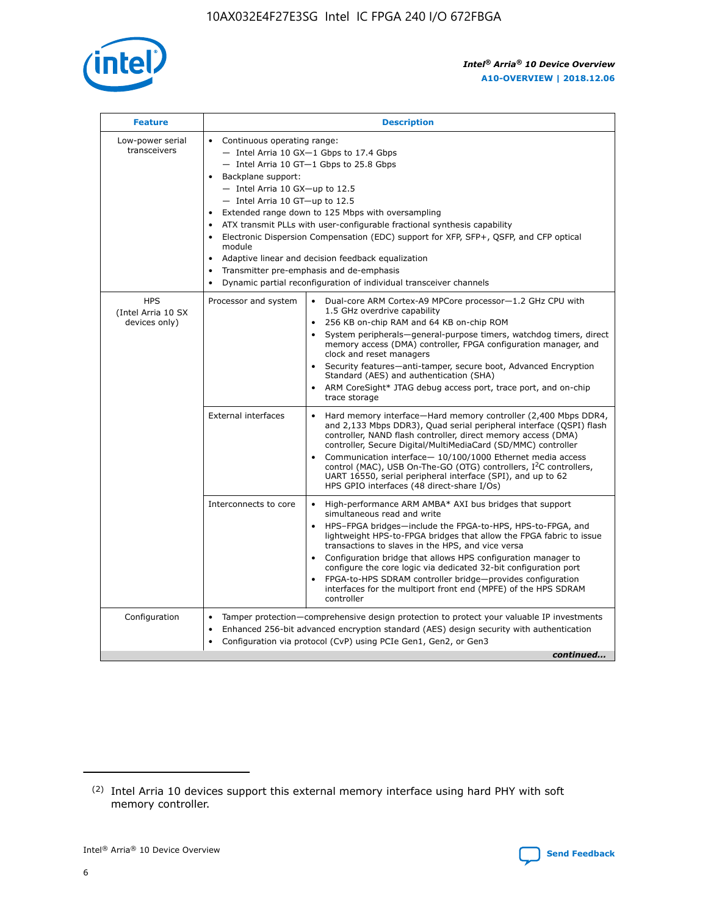| Feature | Description | |
|---|---|---|
| Low-power serial transceivers | • Continuous operating range:<br>— Intel Arria 10 GX—1 Gbps to 17.4 Gbps<br>— Intel Arria 10 GT—1 Gbps to 25.8 Gbps<br>• Backplane support:<br>— Intel Arria 10 GX—up to 12.5<br>— Intel Arria 10 GT—up to 12.5<br>• Extended range down to 125 Mbps with oversampling<br>• ATX transmit PLLs with user-configurable fractional synthesis capability<br>• Electronic Dispersion Compensation (EDC) support for XFP, SFP+, QSFP, and CFP optical module<br>• Adaptive linear and decision feedback equalization<br>• Transmitter pre-emphasis and de-emphasis<br>• Dynamic partial reconfiguration of individual transceiver channels | |
| HPS (Intel Arria 10 SX devices only) | Processor and system | • Dual-core ARM Cortex-A9 MPCore processor—1.2 GHz CPU with 1.5 GHz overdrive capability<br>• 256 KB on-chip RAM and 64 KB on-chip ROM<br>• System peripherals—general-purpose timers, watchdog timers, direct memory access (DMA) controller, FPGA configuration manager, and clock and reset managers<br>• Security features—anti-tamper, secure boot, Advanced Encryption Standard (AES) and authentication (SHA)<br>• ARM CoreSight* JTAG debug access port, trace port, and on-chip trace storage |
| | External interfaces | • Hard memory interface—Hard memory controller (2,400 Mbps DDR4, and 2,133 Mbps DDR3), Quad serial peripheral interface (QSPI) flash controller, NAND flash controller, direct memory access (DMA) controller, Secure Digital/MultiMediaCard (SD/MMC) controller<br>• Communication interface— 10/100/1000 Ethernet media access control (MAC), USB On-The-GO (OTG) controllers, I²C controllers, UART 16550, serial peripheral interface (SPI), and up to 62 HPS GPIO interfaces (48 direct-share I/Os) |
| | Interconnects to core | • High-performance ARM AMBA* AXI bus bridges that support simultaneous read and write<br>• HPS–FPGA bridges—include the FPGA-to-HPS, HPS-to-FPGA, and lightweight HPS-to-FPGA bridges that allow the FPGA fabric to issue transactions to slaves in the HPS, and vice versa<br>• Configuration bridge that allows HPS configuration manager to configure the core logic via dedicated 32-bit configuration port<br>• FPGA-to-HPS SDRAM controller bridge—provides configuration interfaces for the multiport front end (MPFE) of the HPS SDRAM controller |
| Configuration | • Tamper protection—comprehensive design protection to protect your valuable IP investments<br>• Enhanced 256-bit advanced encryption standard (AES) design security with authentication<br>• Configuration via protocol (CvP) using PCIe Gen1, Gen2, or Gen3 | |

*continued...*

(2) Intel Arria 10 devices support this external memory interface using hard PHY with soft memory controller.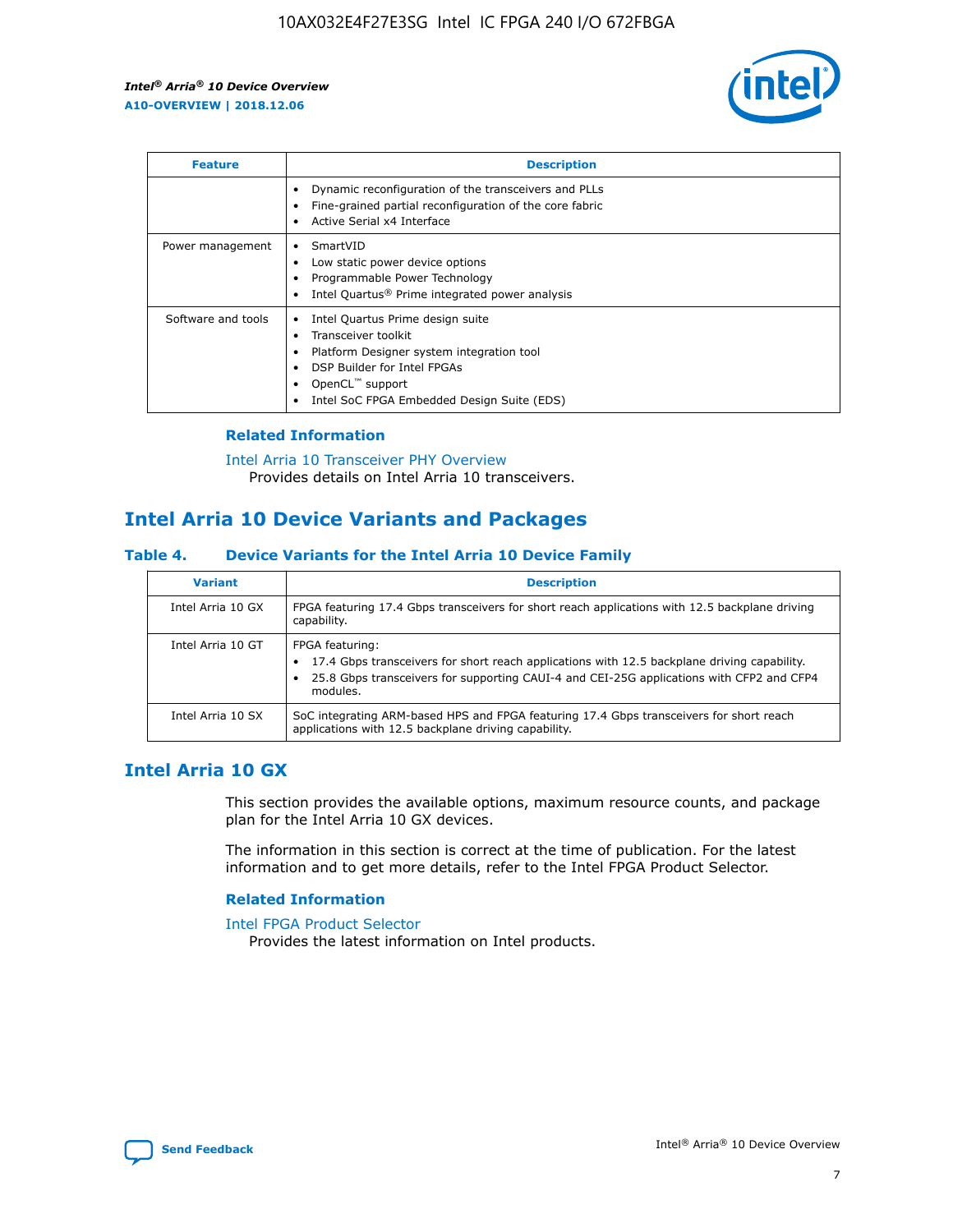| Feature | Description |
| --- | --- |
| | • Dynamic reconfiguration of the transceivers and PLLs<br>• Fine-grained partial reconfiguration of the core fabric<br>• Active Serial x4 Interface |
| Power management | • SmartVID<br>• Low static power device options<br>• Programmable Power Technology<br>• Intel Quartus® Prime integrated power analysis |
| Software and tools | • Intel Quartus Prime design suite<br>• Transceiver toolkit<br>• Platform Designer system integration tool<br>• DSP Builder for Intel FPGAs<br>• OpenCL™ support<br>• Intel SoC FPGA Embedded Design Suite (EDS) |

### Related Information

Intel Arria 10 Transceiver PHY Overview
Provides details on Intel Arria 10 transceivers.

## Intel Arria 10 Device Variants and Packages

### Table 4. Device Variants for the Intel Arria 10 Device Family

| Variant | Description |
| --- | --- |
| Intel Arria 10 GX | FPGA featuring 17.4 Gbps transceivers for short reach applications with 12.5 backplane driving capability. |
| Intel Arria 10 GT | FPGA featuring:<br>• 17.4 Gbps transceivers for short reach applications with 12.5 backplane driving capability.<br>• 25.8 Gbps transceivers for supporting CAUI-4 and CEI-25G applications with CFP2 and CFP4 modules. |
| Intel Arria 10 SX | SoC integrating ARM-based HPS and FPGA featuring 17.4 Gbps transceivers for short reach applications with 12.5 backplane driving capability. |

## Intel Arria 10 GX

This section provides the available options, maximum resource counts, and package plan for the Intel Arria 10 GX devices.

The information in this section is correct at the time of publication. For the latest information and to get more details, refer to the Intel FPGA Product Selector.

### Related Information

Intel FPGA Product Selector
Provides the latest information on Intel products.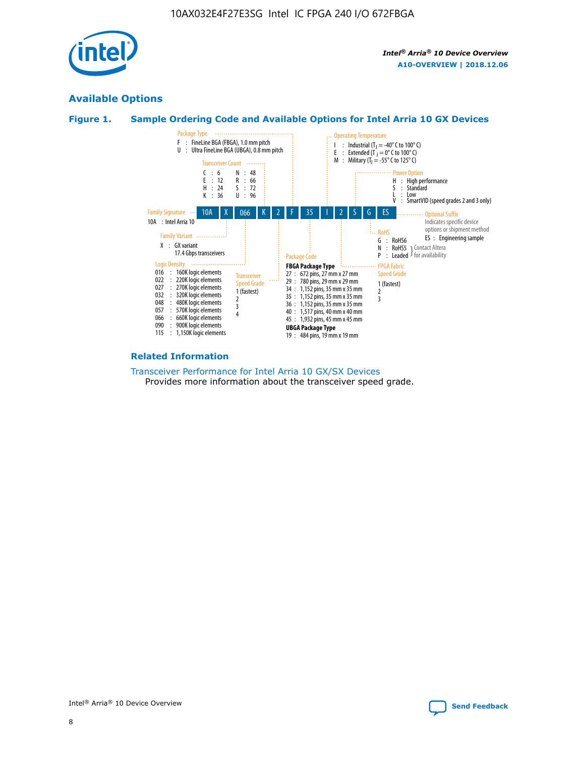## Available Options

### Figure 1. Sample Ordering Code and Available Options for Intel Arria 10 GX Devices

| 10A | X | 066 | K | 2 | F | 35 | I | 2 | S | G | ES |
|---|---|---|---|---|---|---|---|---|---|---|---|

**Family Signature**
- 10A : Intel Arria 10

**Family Variant**
- X : GX variant 17.4 Gbps transceivers

**Logic Density**
- 016 : 160K logic elements
- 022 : 220K logic elements
- 027 : 270K logic elements
- 032 : 320K logic elements
- 048 : 480K logic elements
- 057 : 570K logic elements
- 066 : 660K logic elements
- 090 : 900K logic elements
- 115 : 1,150K logic elements

**Transceiver Count**
- C : 6
- E : 12
- H : 24
- K : 36
- N : 48
- R : 66
- S : 72
- U : 96

**Transceiver Speed Grade**
- 1 (fastest)
- 2
- 3
- 4

**Package Type**
- F : FineLine BGA (FBGA), 1.0 mm pitch
- U : Ultra FineLine BGA (UBGA), 0.8 mm pitch

**Package Code**

FBGA Package Type
- 27 : 672 pins, 27 mm x 27 mm
- 29 : 780 pins, 29 mm x 29 mm
- 34 : 1,152 pins, 35 mm x 35 mm
- 35 : 1,152 pins, 35 mm x 35 mm
- 36 : 1,152 pins, 35 mm x 35 mm
- 40 : 1,517 pins, 40 mm x 40 mm
- 45 : 1,932 pins, 45 mm x 45 mm

UBGA Package Type
- 19 : 484 pins, 19 mm x 19 mm

**Operating Temperature**
- I : Industrial ($T_J$ = -40° C to 100° C)
- E : Extended ($T_J$ = 0° C to 100° C)
- M : Military ($T_J$ = -55° C to 125° C)

**FPGA Fabric Speed Grade**
- 1 (fastest)
- 2
- 3

**Power Option**
- H : High performance
- S : Standard
- L : Low
- V : SmartVID (speed grades 2 and 3 only)

**RoHS**
- G : RoHS6
- N : RoHS5 (Contact Altera for availability)
- P : Leaded (Contact Altera for availability)

**Optional Suffix**

Indicates specific device options or shipment method
- ES : Engineering sample

### Related Information

Transceiver Performance for Intel Arria 10 GX/SX Devices

Provides more information about the transceiver speed grade.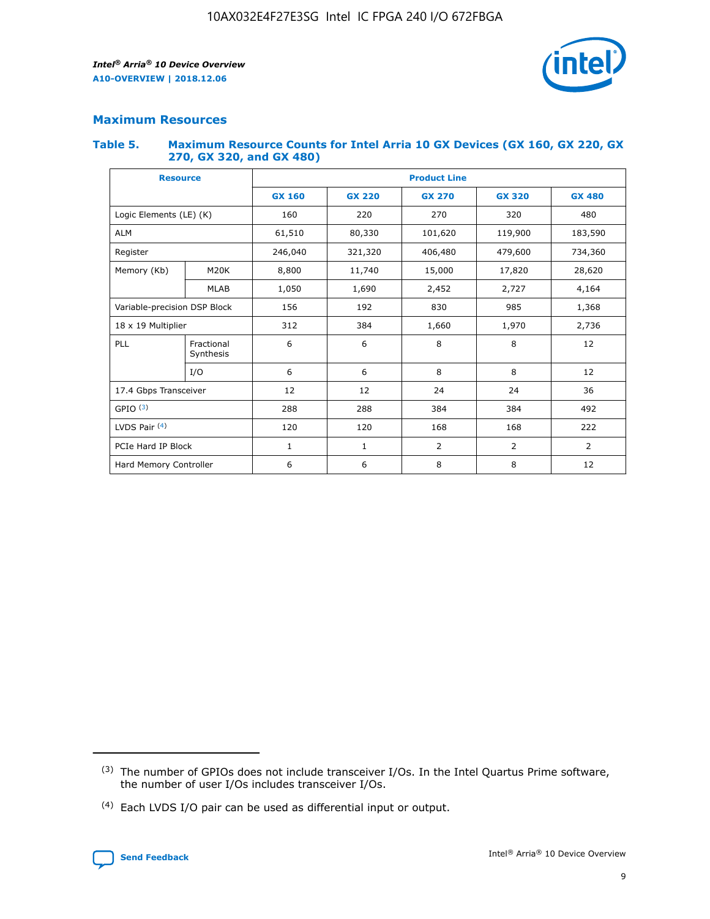## Maximum Resources

### Table 5. Maximum Resource Counts for Intel Arria 10 GX Devices (GX 160, GX 220, GX 270, GX 320, and GX 480)

| Resource | | Product Line | | | | |
|---|---|---|---|---|---|---|
| | | GX 160 | GX 220 | GX 270 | GX 320 | GX 480 |
| Logic Elements (LE) (K) | | 160 | 220 | 270 | 320 | 480 |
| ALM | | 61,510 | 80,330 | 101,620 | 119,900 | 183,590 |
| Register | | 246,040 | 321,320 | 406,480 | 479,600 | 734,360 |
| Memory (Kb) | M20K | 8,800 | 11,740 | 15,000 | 17,820 | 28,620 |
| | MLAB | 1,050 | 1,690 | 2,452 | 2,727 | 4,164 |
| Variable-precision DSP Block | | 156 | 192 | 830 | 985 | 1,368 |
| 18 x 19 Multiplier | | 312 | 384 | 1,660 | 1,970 | 2,736 |
| PLL | Fractional Synthesis | 6 | 6 | 8 | 8 | 12 |
| | I/O | 6 | 6 | 8 | 8 | 12 |
| 17.4 Gbps Transceiver | | 12 | 12 | 24 | 24 | 36 |
| GPIO [(3)] | | 288 | 288 | 384 | 384 | 492 |
| LVDS Pair [(4)] | | 120 | 120 | 168 | 168 | 222 |
| PCIe Hard IP Block | | 1 | 1 | 2 | 2 | 2 |
| Hard Memory Controller | | 6 | 6 | 8 | 8 | 12 |

(3) The number of GPIOs does not include transceiver I/Os. In the Intel Quartus Prime software, the number of user I/Os includes transceiver I/Os.

(4) Each LVDS I/O pair can be used as differential input or output.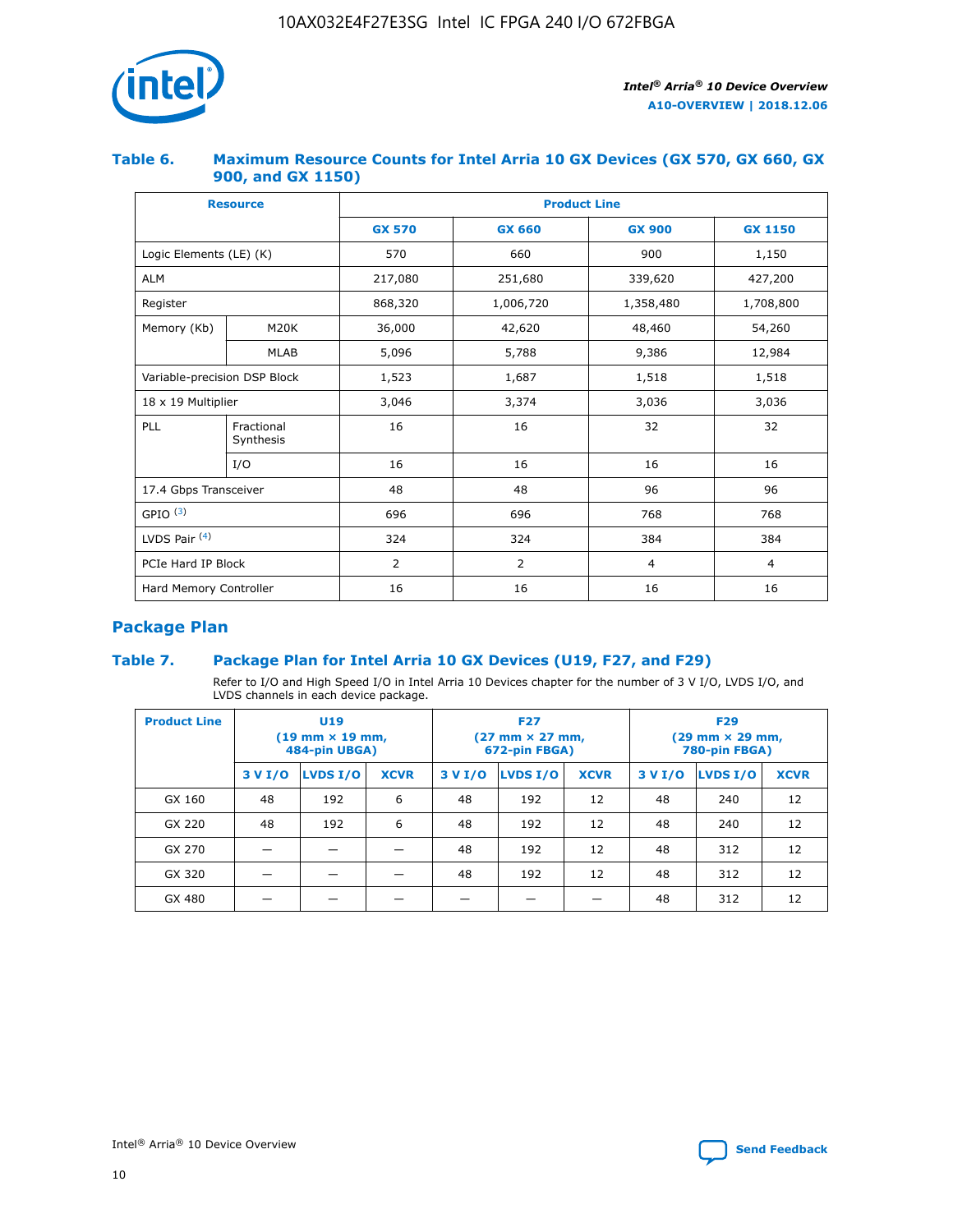### Table 6. Maximum Resource Counts for Intel Arria 10 GX Devices (GX 570, GX 660, GX 900, and GX 1150)

| Resource | | Product Line | | | |
|---|---|---|---|---|---|
| | | GX 570 | GX 660 | GX 900 | GX 1150 |
| Logic Elements (LE) (K) | | 570 | 660 | 900 | 1,150 |
| ALM | | 217,080 | 251,680 | 339,620 | 427,200 |
| Register | | 868,320 | 1,006,720 | 1,358,480 | 1,708,800 |
| Memory (Kb) | M20K | 36,000 | 42,620 | 48,460 | 54,260 |
| | MLAB | 5,096 | 5,788 | 9,386 | 12,984 |
| Variable-precision DSP Block | | 1,523 | 1,687 | 1,518 | 1,518 |
| 18 x 19 Multiplier | | 3,046 | 3,374 | 3,036 | 3,036 |
| PLL | Fractional Synthesis | 16 | 16 | 32 | 32 |
| | I/O | 16 | 16 | 16 | 16 |
| 17.4 Gbps Transceiver | | 48 | 48 | 96 | 96 |
| GPIO [3] | | 696 | 696 | 768 | 768 |
| LVDS Pair [4] | | 324 | 324 | 384 | 384 |
| PCIe Hard IP Block | | 2 | 2 | 4 | 4 |
| Hard Memory Controller | | 16 | 16 | 16 | 16 |

## Package Plan

### Table 7. Package Plan for Intel Arria 10 GX Devices (U19, F27, and F29)

Refer to I/O and High Speed I/O in Intel Arria 10 Devices chapter for the number of 3 V I/O, LVDS I/O, and LVDS channels in each device package.

| Product Line | U19 (19 mm × 19 mm, 484-pin UBGA) | | | F27 (27 mm × 27 mm, 672-pin FBGA) | | | F29 (29 mm × 29 mm, 780-pin FBGA) | | |
|---|---|---|---|---|---|---|---|---|---|
| | 3 V I/O | LVDS I/O | XCVR | 3 V I/O | LVDS I/O | XCVR | 3 V I/O | LVDS I/O | XCVR |
| GX 160 | 48 | 192 | 6 | 48 | 192 | 12 | 48 | 240 | 12 |
| GX 220 | 48 | 192 | 6 | 48 | 192 | 12 | 48 | 240 | 12 |
| GX 270 | — | — | — | 48 | 192 | 12 | 48 | 312 | 12 |
| GX 320 | — | — | — | 48 | 192 | 12 | 48 | 312 | 12 |
| GX 480 | — | — | — | — | — | — | 48 | 312 | 12 |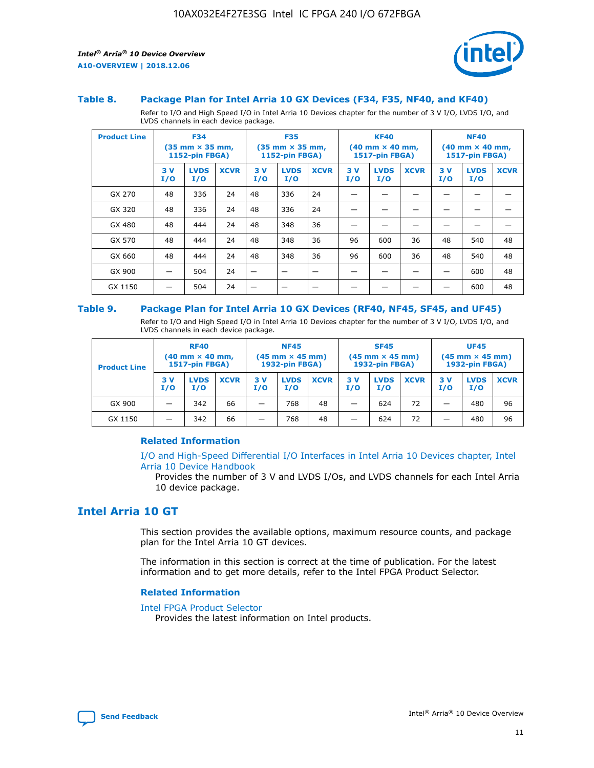### Table 8. Package Plan for Intel Arria 10 GX Devices (F34, F35, NF40, and KF40)

Refer to I/O and High Speed I/O in Intel Arria 10 Devices chapter for the number of 3 V I/O, LVDS I/O, and LVDS channels in each device package.

| Product Line | F34 (35 mm × 35 mm, 1152-pin FBGA) | | | F35 (35 mm × 35 mm, 1152-pin FBGA) | | | KF40 (40 mm × 40 mm, 1517-pin FBGA) | | | NF40 (40 mm × 40 mm, 1517-pin FBGA) | | |
|---|---|---|---|---|---|---|---|---|---|---|---|---|
| | 3 V I/O | LVDS I/O | XCVR | 3 V I/O | LVDS I/O | XCVR | 3 V I/O | LVDS I/O | XCVR | 3 V I/O | LVDS I/O | XCVR |
| GX 270 | 48 | 336 | 24 | 48 | 336 | 24 | — | — | — | — | — | — |
| GX 320 | 48 | 336 | 24 | 48 | 336 | 24 | — | — | — | — | — | — |
| GX 480 | 48 | 444 | 24 | 48 | 348 | 36 | — | — | — | — | — | — |
| GX 570 | 48 | 444 | 24 | 48 | 348 | 36 | 96 | 600 | 36 | 48 | 540 | 48 |
| GX 660 | 48 | 444 | 24 | 48 | 348 | 36 | 96 | 600 | 36 | 48 | 540 | 48 |
| GX 900 | — | 504 | 24 | — | — | — | — | — | — | — | 600 | 48 |
| GX 1150 | — | 504 | 24 | — | — | — | — | — | — | — | 600 | 48 |

### Table 9. Package Plan for Intel Arria 10 GX Devices (RF40, NF45, SF45, and UF45)

Refer to I/O and High Speed I/O in Intel Arria 10 Devices chapter for the number of 3 V I/O, LVDS I/O, and LVDS channels in each device package.

| Product Line | RF40 (40 mm × 40 mm, 1517-pin FBGA) | | | NF45 (45 mm × 45 mm) 1932-pin FBGA) | | | SF45 (45 mm × 45 mm) 1932-pin FBGA) | | | UF45 (45 mm × 45 mm) 1932-pin FBGA) | | |
|---|---|---|---|---|---|---|---|---|---|---|---|---|
| | 3 V I/O | LVDS I/O | XCVR | 3 V I/O | LVDS I/O | XCVR | 3 V I/O | LVDS I/O | XCVR | 3 V I/O | LVDS I/O | XCVR |
| GX 900 | — | 342 | 66 | — | 768 | 48 | — | 624 | 72 | — | 480 | 96 |
| GX 1150 | — | 342 | 66 | — | 768 | 48 | — | 624 | 72 | — | 480 | 96 |

#### Related Information

I/O and High-Speed Differential I/O Interfaces in Intel Arria 10 Devices chapter, Intel Arria 10 Device Handbook

Provides the number of 3 V and LVDS I/Os, and LVDS channels for each Intel Arria 10 device package.

## Intel Arria 10 GT

This section provides the available options, maximum resource counts, and package plan for the Intel Arria 10 GT devices.

The information in this section is correct at the time of publication. For the latest information and to get more details, refer to the Intel FPGA Product Selector.

#### Related Information

Intel FPGA Product Selector

Provides the latest information on Intel products.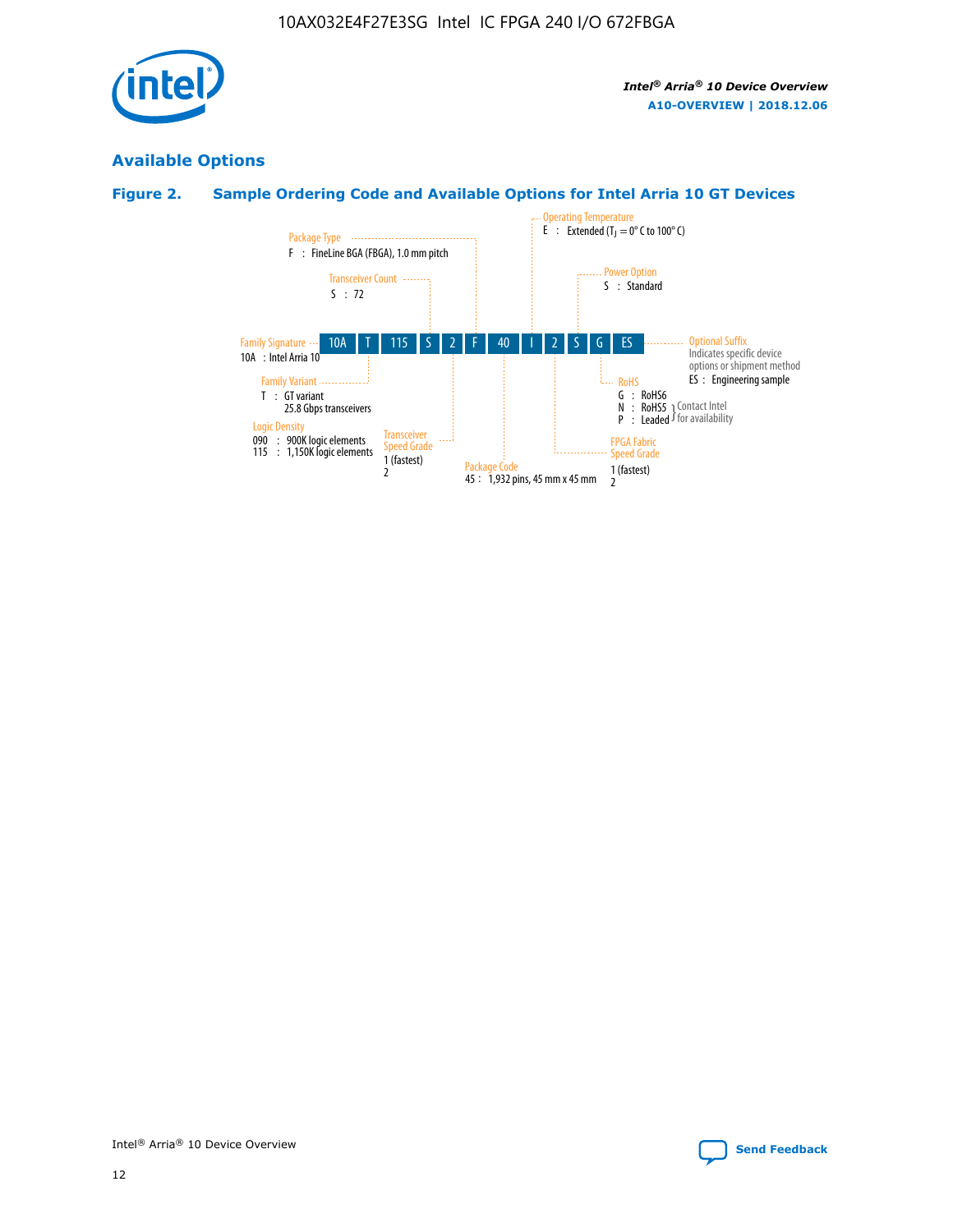## Available Options

### Figure 2. Sample Ordering Code and Available Options for Intel Arria 10 GT Devices

| 10A | T | 115 | S | 2 | F | 40 | I | 2 | S | G | ES |
|---|---|---|---|---|---|---|---|---|---|---|---|

**Family Signature**
10A : Intel Arria 10

**Family Variant**
T : GT variant
25.8 Gbps transceivers

**Logic Density**
090 : 900K logic elements
115 : 1,150K logic elements

**Transceiver Count**
S : 72

**Transceiver Speed Grade**
1 (fastest)
2

**Package Type**
F : FineLine BGA (FBGA), 1.0 mm pitch

**Package Code**
45 : 1,932 pins, 45 mm x 45 mm

**Operating Temperature**
E : Extended ($T_J$ = 0° C to 100° C)

**FPGA Fabric Speed Grade**
1 (fastest)
2

**Power Option**
S : Standard

**RoHS**
G : RoHS6
N : RoHS5 } Contact Intel for availability
P : Leaded } Contact Intel for availability

**Optional Suffix**
Indicates specific device options or shipment method
ES : Engineering sample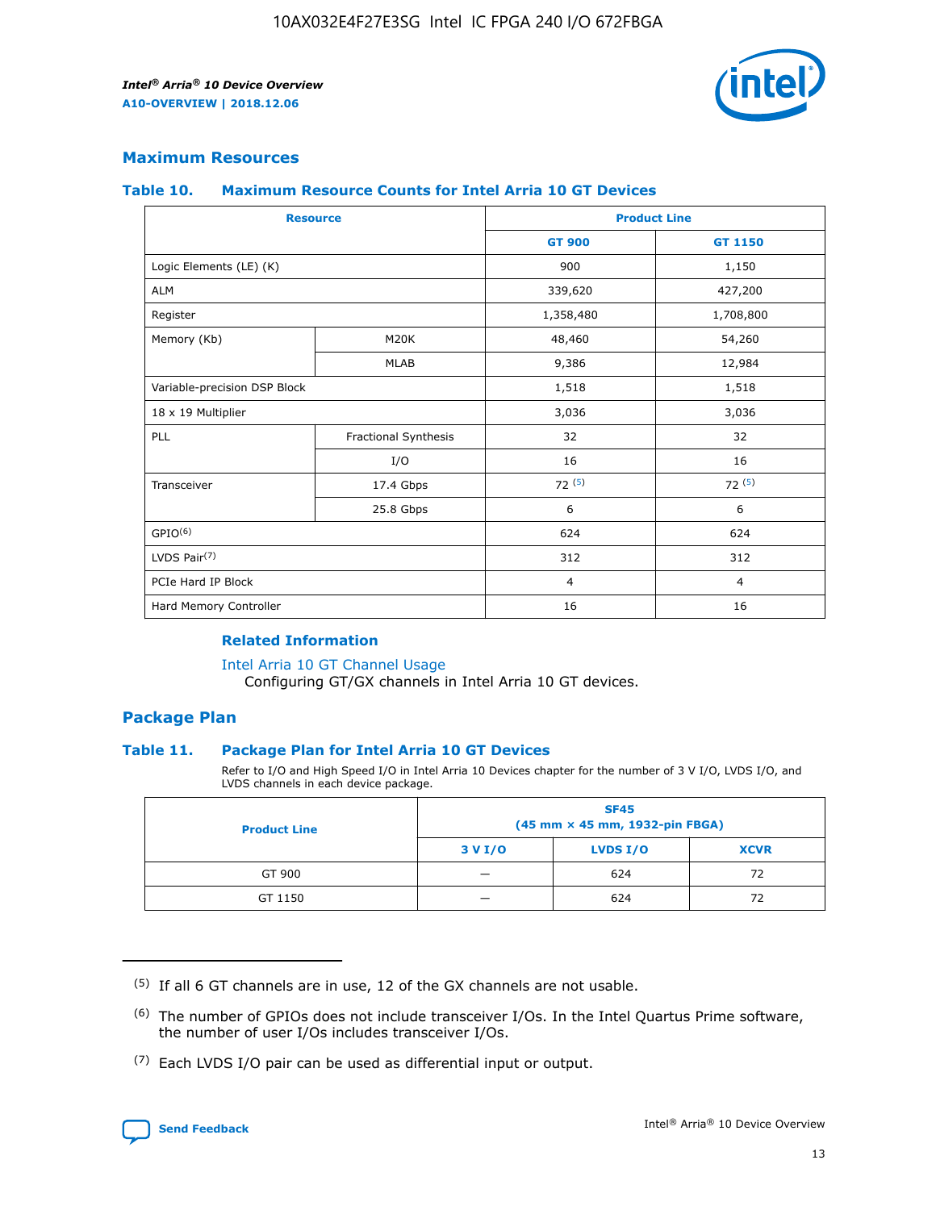## Maximum Resources

### Table 10. Maximum Resource Counts for Intel Arria 10 GT Devices

| Resource | | Product Line | |
|---|---|---|---|
| | | GT 900 | GT 1150 |
| Logic Elements (LE) (K) | | 900 | 1,150 |
| ALM | | 339,620 | 427,200 |
| Register | | 1,358,480 | 1,708,800 |
| Memory (Kb) | M20K | 48,460 | 54,260 |
| | MLAB | 9,386 | 12,984 |
| Variable-precision DSP Block | | 1,518 | 1,518 |
| 18 x 19 Multiplier | | 3,036 | 3,036 |
| PLL | Fractional Synthesis | 32 | 32 |
| | I/O | 16 | 16 |
| Transceiver | 17.4 Gbps | 72 (5) | 72 (5) |
| | 25.8 Gbps | 6 | 6 |
| GPIO(6) | | 624 | 624 |
| LVDS Pair(7) | | 312 | 312 |
| PCIe Hard IP Block | | 4 | 4 |
| Hard Memory Controller | | 16 | 16 |

#### Related Information

Intel Arria 10 GT Channel Usage
Configuring GT/GX channels in Intel Arria 10 GT devices.

## Package Plan

### Table 11. Package Plan for Intel Arria 10 GT Devices

Refer to I/O and High Speed I/O in Intel Arria 10 Devices chapter for the number of 3 V I/O, LVDS I/O, and LVDS channels in each device package.

| Product Line | SF45 (45 mm × 45 mm, 1932-pin FBGA) | | |
|---|---|---|---|
| | 3 V I/O | LVDS I/O | XCVR |
| GT 900 | — | 624 | 72 |
| GT 1150 | — | 624 | 72 |

(5) If all 6 GT channels are in use, 12 of the GX channels are not usable.

(6) The number of GPIOs does not include transceiver I/Os. In the Intel Quartus Prime software, the number of user I/Os includes transceiver I/Os.

(7) Each LVDS I/O pair can be used as differential input or output.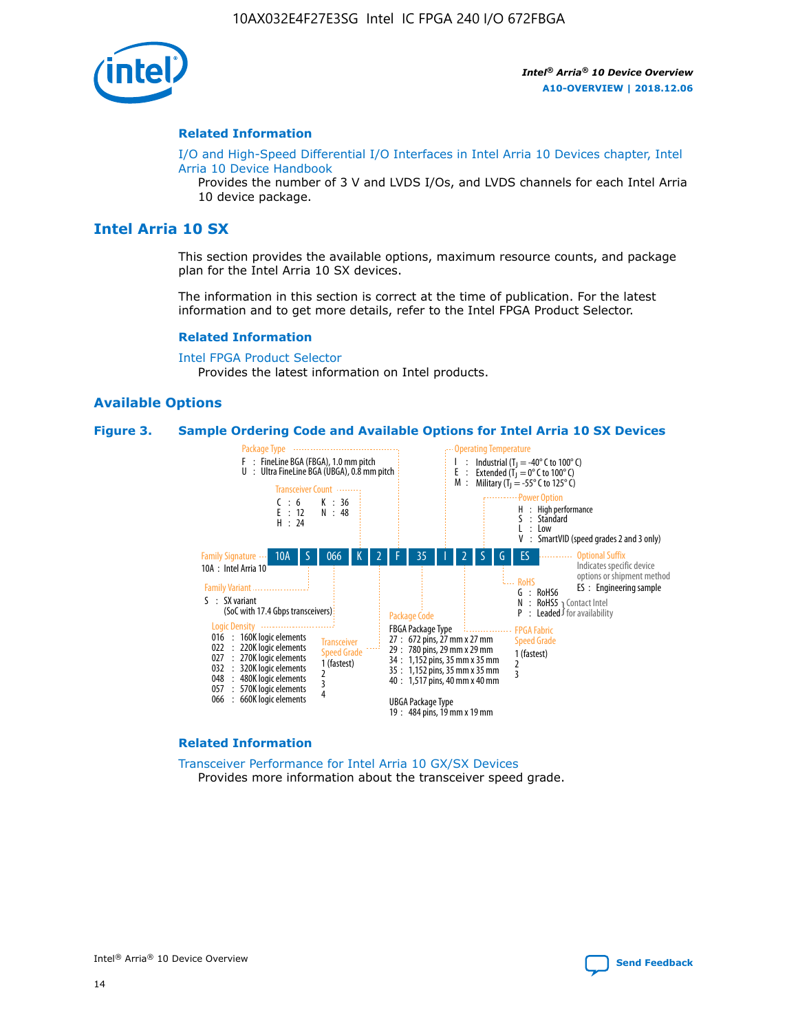## Related Information

I/O and High-Speed Differential I/O Interfaces in Intel Arria 10 Devices chapter, Intel Arria 10 Device Handbook

Provides the number of 3 V and LVDS I/Os, and LVDS channels for each Intel Arria 10 device package.

# Intel Arria 10 SX

This section provides the available options, maximum resource counts, and package plan for the Intel Arria 10 SX devices.

The information in this section is correct at the time of publication. For the latest information and to get more details, refer to the Intel FPGA Product Selector.

## Related Information

Intel FPGA Product Selector

Provides the latest information on Intel products.

## Available Options

**Figure 3. Sample Ordering Code and Available Options for Intel Arria 10 SX Devices**

Ordering code: 10A S 066 K 2 F 35 I 2 S G ES

- **Family Signature**
  - 10A : Intel Arria 10
- **Family Variant**
  - S : SX variant (SoC with 17.4 Gbps transceivers)
- **Logic Density**
  - 016 : 160K logic elements
  - 022 : 220K logic elements
  - 027 : 270K logic elements
  - 032 : 320K logic elements
  - 048 : 480K logic elements
  - 057 : 570K logic elements
  - 066 : 660K logic elements
- **Transceiver Count**
  - C : 6
  - E : 12
  - H : 24
  - K : 36
  - N : 48
- **Transceiver Speed Grade**
  - 1 (fastest)
  - 2
  - 3
  - 4
- **Package Type**
  - F : FineLine BGA (FBGA), 1.0 mm pitch
  - U : Ultra FineLine BGA (UBGA), 0.8 mm pitch
- **Package Code**
  - FBGA Package Type
    - 27 : 672 pins, 27 mm x 27 mm
    - 29 : 780 pins, 29 mm x 29 mm
    - 34 : 1,152 pins, 35 mm x 35 mm
    - 35 : 1,152 pins, 35 mm x 35 mm
    - 40 : 1,517 pins, 40 mm x 40 mm
  - UBGA Package Type
    - 19 : 484 pins, 19 mm x 19 mm
- **Operating Temperature**
  - I : Industrial ($T_J$ = -40° C to 100° C)
  - E : Extended ($T_J$ = 0° C to 100° C)
  - M : Military ($T_J$ = -55° C to 125° C)
- **FPGA Fabric Speed Grade**
  - 1 (fastest)
  - 2
  - 3
- **Power Option**
  - H : High performance
  - S : Standard
  - L : Low
  - V : SmartVID (speed grades 2 and 3 only)
- **RoHS**
  - G : RoHS6
  - N : RoHS5 (Contact Intel for availability)
  - P : Leaded (Contact Intel for availability)
- **Optional Suffix** — Indicates specific device options or shipment method
  - ES : Engineering sample

## Related Information

Transceiver Performance for Intel Arria 10 GX/SX Devices

Provides more information about the transceiver speed grade.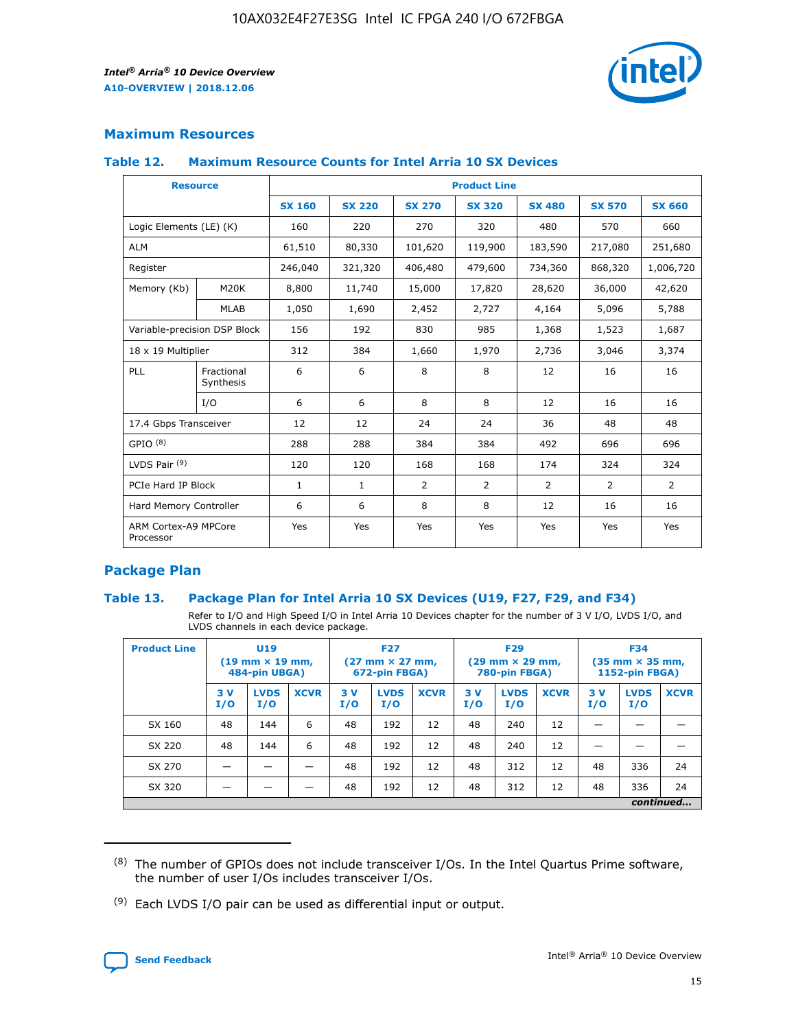## Maximum Resources

### Table 12. Maximum Resource Counts for Intel Arria 10 SX Devices

| Resource | | Product Line | | | | | | |
|---|---|---|---|---|---|---|---|---|
| | | SX 160 | SX 220 | SX 270 | SX 320 | SX 480 | SX 570 | SX 660 |
| Logic Elements (LE) (K) | | 160 | 220 | 270 | 320 | 480 | 570 | 660 |
| ALM | | 61,510 | 80,330 | 101,620 | 119,900 | 183,590 | 217,080 | 251,680 |
| Register | | 246,040 | 321,320 | 406,480 | 479,600 | 734,360 | 868,320 | 1,006,720 |
| Memory (Kb) | M20K | 8,800 | 11,740 | 15,000 | 17,820 | 28,620 | 36,000 | 42,620 |
| | MLAB | 1,050 | 1,690 | 2,452 | 2,727 | 4,164 | 5,096 | 5,788 |
| Variable-precision DSP Block | | 156 | 192 | 830 | 985 | 1,368 | 1,523 | 1,687 |
| 18 x 19 Multiplier | | 312 | 384 | 1,660 | 1,970 | 2,736 | 3,046 | 3,374 |
| PLL | Fractional Synthesis | 6 | 6 | 8 | 8 | 12 | 16 | 16 |
| | I/O | 6 | 6 | 8 | 8 | 12 | 16 | 16 |
| 17.4 Gbps Transceiver | | 12 | 12 | 24 | 24 | 36 | 48 | 48 |
| GPIO [8] | | 288 | 288 | 384 | 384 | 492 | 696 | 696 |
| LVDS Pair [9] | | 120 | 120 | 168 | 168 | 174 | 324 | 324 |
| PCIe Hard IP Block | | 1 | 1 | 2 | 2 | 2 | 2 | 2 |
| Hard Memory Controller | | 6 | 6 | 8 | 8 | 12 | 16 | 16 |
| ARM Cortex-A9 MPCore Processor | | Yes | Yes | Yes | Yes | Yes | Yes | Yes |

## Package Plan

### Table 13. Package Plan for Intel Arria 10 SX Devices (U19, F27, F29, and F34)

Refer to I/O and High Speed I/O in Intel Arria 10 Devices chapter for the number of 3 V I/O, LVDS I/O, and LVDS channels in each device package.

| Product Line | U19 (19 mm × 19 mm, 484-pin UBGA) | | | F27 (27 mm × 27 mm, 672-pin FBGA) | | | F29 (29 mm × 29 mm, 780-pin FBGA) | | | F34 (35 mm × 35 mm, 1152-pin FBGA) | | |
|---|---|---|---|---|---|---|---|---|---|---|---|---|
| | 3 V I/O | LVDS I/O | XCVR | 3 V I/O | LVDS I/O | XCVR | 3 V I/O | LVDS I/O | XCVR | 3 V I/O | LVDS I/O | XCVR |
| SX 160 | 48 | 144 | 6 | 48 | 192 | 12 | 48 | 240 | 12 | — | — | — |
| SX 220 | 48 | 144 | 6 | 48 | 192 | 12 | 48 | 240 | 12 | — | — | — |
| SX 270 | — | — | — | 48 | 192 | 12 | 48 | 312 | 12 | 48 | 336 | 24 |
| SX 320 | — | — | — | 48 | 192 | 12 | 48 | 312 | 12 | 48 | 336 | 24 |

*continued...*

(8) The number of GPIOs does not include transceiver I/Os. In the Intel Quartus Prime software, the number of user I/Os includes transceiver I/Os.

(9) Each LVDS I/O pair can be used as differential input or output.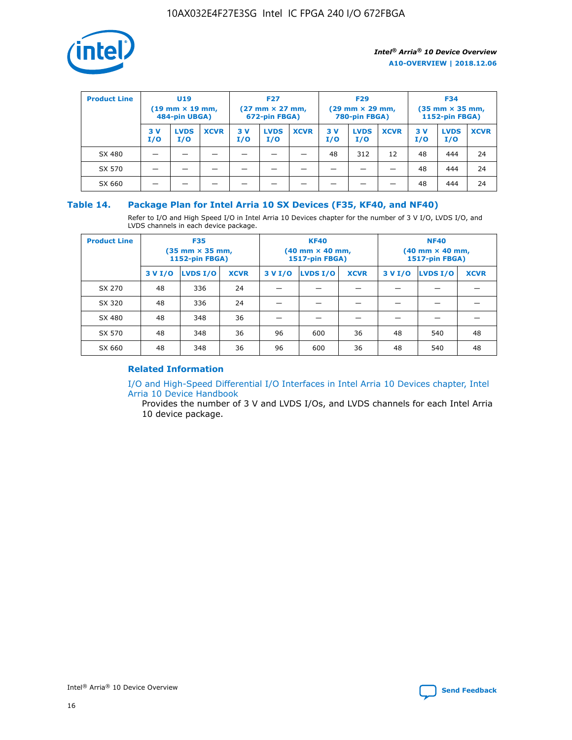| Product Line | U19 (19 mm × 19 mm, 484-pin UBGA) | | | F27 (27 mm × 27 mm, 672-pin FBGA) | | | F29 (29 mm × 29 mm, 780-pin FBGA) | | | F34 (35 mm × 35 mm, 1152-pin FBGA) | | |
|---|---|---|---|---|---|---|---|---|---|---|---|---|
| | 3 V I/O | LVDS I/O | XCVR | 3 V I/O | LVDS I/O | XCVR | 3 V I/O | LVDS I/O | XCVR | 3 V I/O | LVDS I/O | XCVR |
| SX 480 | — | — | — | — | — | — | 48 | 312 | 12 | 48 | 444 | 24 |
| SX 570 | — | — | — | — | — | — | — | — | — | 48 | 444 | 24 |
| SX 660 | — | — | — | — | — | — | — | — | — | 48 | 444 | 24 |

## Table 14. Package Plan for Intel Arria 10 SX Devices (F35, KF40, and NF40)

Refer to I/O and High Speed I/O in Intel Arria 10 Devices chapter for the number of 3 V I/O, LVDS I/O, and LVDS channels in each device package.

| Product Line | F35 (35 mm × 35 mm, 1152-pin FBGA) | | | KF40 (40 mm × 40 mm, 1517-pin FBGA) | | | NF40 (40 mm × 40 mm, 1517-pin FBGA) | | |
|---|---|---|---|---|---|---|---|---|---|
| | 3 V I/O | LVDS I/O | XCVR | 3 V I/O | LVDS I/O | XCVR | 3 V I/O | LVDS I/O | XCVR |
| SX 270 | 48 | 336 | 24 | — | — | — | — | — | — |
| SX 320 | 48 | 336 | 24 | — | — | — | — | — | — |
| SX 480 | 48 | 348 | 36 | — | — | — | — | — | — |
| SX 570 | 48 | 348 | 36 | 96 | 600 | 36 | 48 | 540 | 48 |
| SX 660 | 48 | 348 | 36 | 96 | 600 | 36 | 48 | 540 | 48 |

### Related Information

I/O and High-Speed Differential I/O Interfaces in Intel Arria 10 Devices chapter, Intel Arria 10 Device Handbook

Provides the number of 3 V and LVDS I/Os, and LVDS channels for each Intel Arria 10 device package.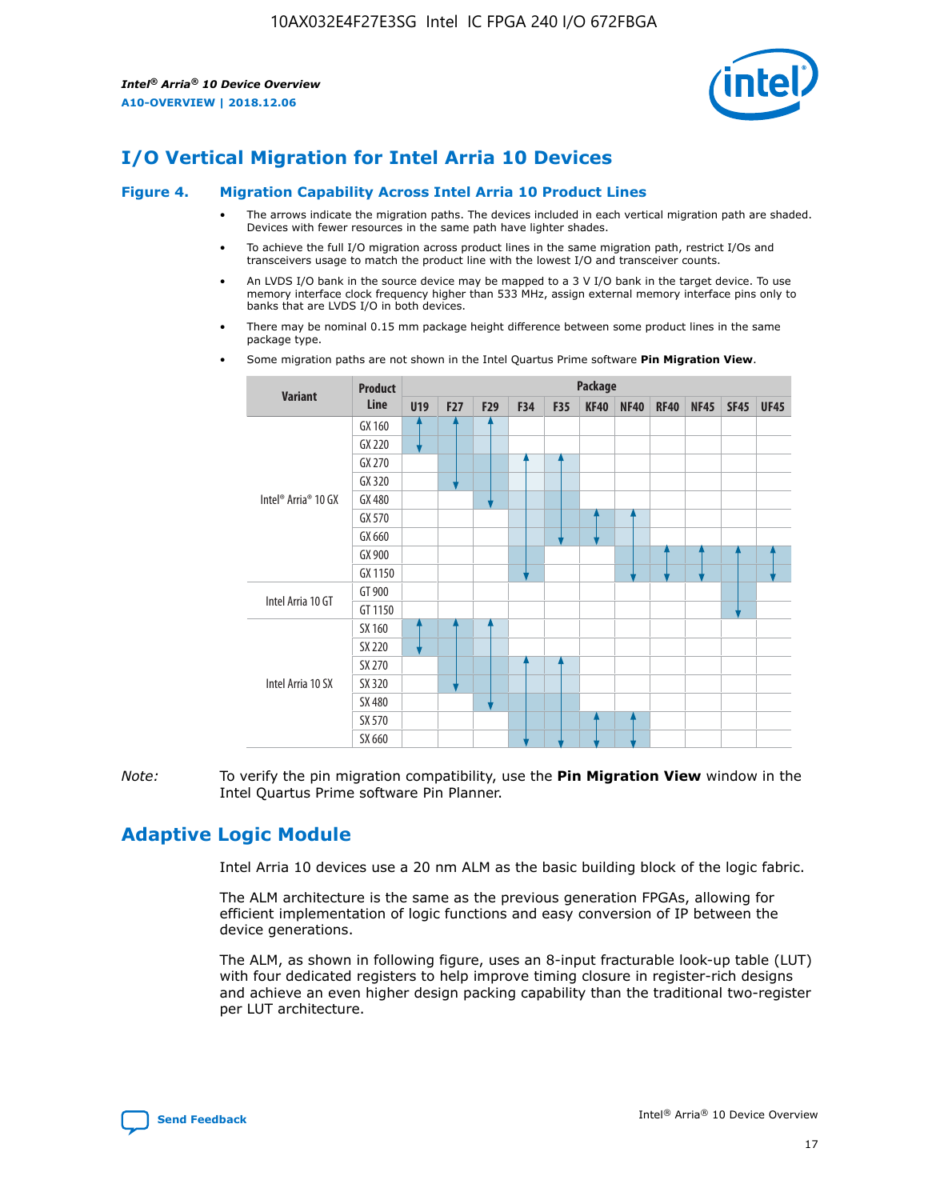# I/O Vertical Migration for Intel Arria 10 Devices

**Figure 4. Migration Capability Across Intel Arria 10 Product Lines**

- The arrows indicate the migration paths. The devices included in each vertical migration path are shaded. Devices with fewer resources in the same path have lighter shades.
- To achieve the full I/O migration across product lines in the same migration path, restrict I/Os and transceivers usage to match the product line with the lowest I/O and transceiver counts.
- An LVDS I/O bank in the source device may be mapped to a 3 V I/O bank in the target device. To use memory interface clock frequency higher than 533 MHz, assign external memory interface pins only to banks that are LVDS I/O in both devices.
- There may be nominal 0.15 mm package height difference between some product lines in the same package type.
- Some migration paths are not shown in the Intel Quartus Prime software **Pin Migration View**.

| Variant | Product Line | Package | | | | | | | | | | |
|---|---|---|---|---|---|---|---|---|---|---|---|---|
| | | U19 | F27 | F29 | F34 | F35 | KF40 | NF40 | RF40 | NF45 | SF45 | UF45 |
| Intel® Arria® 10 GX | GX 160 | | | | | | | | | | | |
| | GX 220 | | | | | | | | | | | |
| | GX 270 | | | | | | | | | | | |
| | GX 320 | | | | | | | | | | | |
| | GX 480 | | | | | | | | | | | |
| | GX 570 | | | | | | | | | | | |
| | GX 660 | | | | | | | | | | | |
| | GX 900 | | | | | | | | | | | |
| | GX 1150 | | | | | | | | | | | |
| Intel Arria 10 GT | GT 900 | | | | | | | | | | | |
| | GT 1150 | | | | | | | | | | | |
| Intel Arria 10 SX | SX 160 | | | | | | | | | | | |
| | SX 220 | | | | | | | | | | | |
| | SX 270 | | | | | | | | | | | |
| | SX 320 | | | | | | | | | | | |
| | SX 480 | | | | | | | | | | | |
| | SX 570 | | | | | | | | | | | |
| | SX 660 | | | | | | | | | | | |

*Note:* To verify the pin migration compatibility, use the **Pin Migration View** window in the Intel Quartus Prime software Pin Planner.

# Adaptive Logic Module

Intel Arria 10 devices use a 20 nm ALM as the basic building block of the logic fabric.

The ALM architecture is the same as the previous generation FPGAs, allowing for efficient implementation of logic functions and easy conversion of IP between the device generations.

The ALM, as shown in following figure, uses an 8-input fracturable look-up table (LUT) with four dedicated registers to help improve timing closure in register-rich designs and achieve an even higher design packing capability than the traditional two-register per LUT architecture.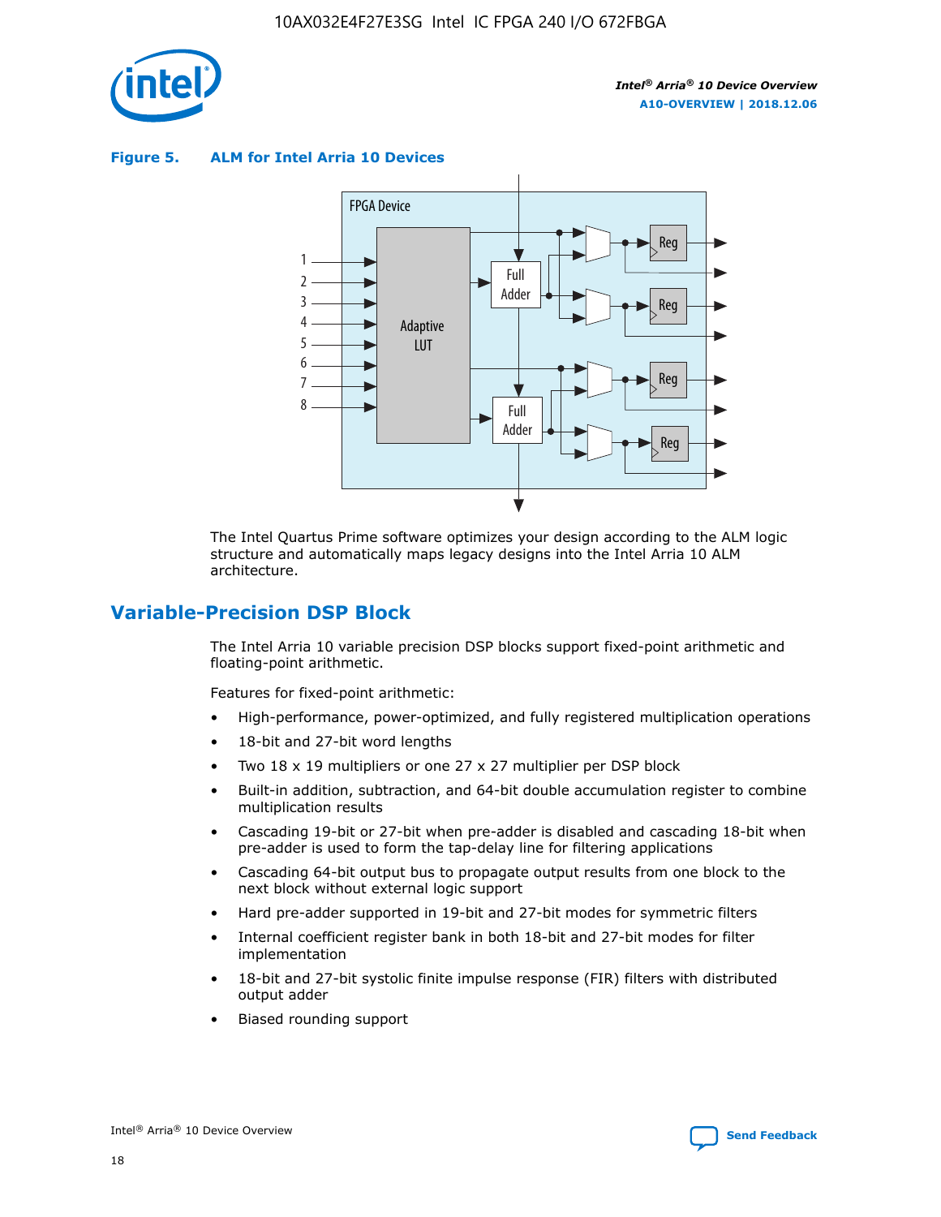**Figure 5. ALM for Intel Arria 10 Devices**

The Intel Quartus Prime software optimizes your design according to the ALM logic structure and automatically maps legacy designs into the Intel Arria 10 ALM architecture.

## Variable-Precision DSP Block

The Intel Arria 10 variable precision DSP blocks support fixed-point arithmetic and floating-point arithmetic.

Features for fixed-point arithmetic:

- High-performance, power-optimized, and fully registered multiplication operations
- 18-bit and 27-bit word lengths
- Two 18 x 19 multipliers or one 27 x 27 multiplier per DSP block
- Built-in addition, subtraction, and 64-bit double accumulation register to combine multiplication results
- Cascading 19-bit or 27-bit when pre-adder is disabled and cascading 18-bit when pre-adder is used to form the tap-delay line for filtering applications
- Cascading 64-bit output bus to propagate output results from one block to the next block without external logic support
- Hard pre-adder supported in 19-bit and 27-bit modes for symmetric filters
- Internal coefficient register bank in both 18-bit and 27-bit modes for filter implementation
- 18-bit and 27-bit systolic finite impulse response (FIR) filters with distributed output adder
- Biased rounding support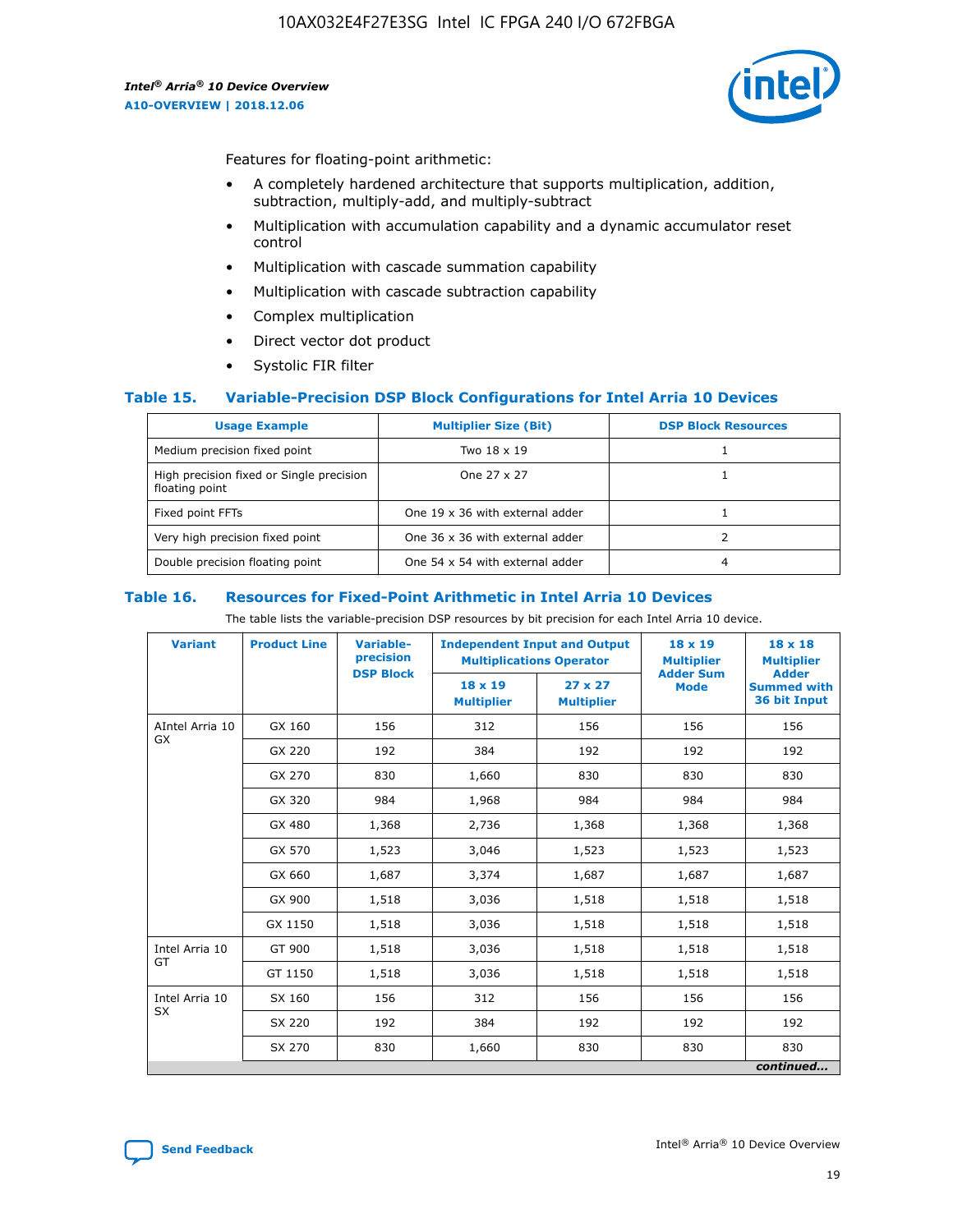Features for floating-point arithmetic:

- A completely hardened architecture that supports multiplication, addition, subtraction, multiply-add, and multiply-subtract
- Multiplication with accumulation capability and a dynamic accumulator reset control
- Multiplication with cascade summation capability
- Multiplication with cascade subtraction capability
- Complex multiplication
- Direct vector dot product
- Systolic FIR filter

### Table 15. Variable-Precision DSP Block Configurations for Intel Arria 10 Devices

| Usage Example | Multiplier Size (Bit) | DSP Block Resources |
|---|---|---|
| Medium precision fixed point | Two 18 x 19 | 1 |
| High precision fixed or Single precision floating point | One 27 x 27 | 1 |
| Fixed point FFTs | One 19 x 36 with external adder | 1 |
| Very high precision fixed point | One 36 x 36 with external adder | 2 |
| Double precision floating point | One 54 x 54 with external adder | 4 |

### Table 16. Resources for Fixed-Point Arithmetic in Intel Arria 10 Devices

The table lists the variable-precision DSP resources by bit precision for each Intel Arria 10 device.

| Variant | Product Line | Variable-precision DSP Block | Independent Input and Output Multiplications Operator | | 18 x 19 Multiplier Adder Sum Mode | 18 x 18 Multiplier Adder Summed with 36 bit Input |
|---|---|---|---|---|---|---|
| | | | 18 x 19 Multiplier | 27 x 27 Multiplier | | |
| AIntel Arria 10 GX | GX 160 | 156 | 312 | 156 | 156 | 156 |
| | GX 220 | 192 | 384 | 192 | 192 | 192 |
| | GX 270 | 830 | 1,660 | 830 | 830 | 830 |
| | GX 320 | 984 | 1,968 | 984 | 984 | 984 |
| | GX 480 | 1,368 | 2,736 | 1,368 | 1,368 | 1,368 |
| | GX 570 | 1,523 | 3,046 | 1,523 | 1,523 | 1,523 |
| | GX 660 | 1,687 | 3,374 | 1,687 | 1,687 | 1,687 |
| | GX 900 | 1,518 | 3,036 | 1,518 | 1,518 | 1,518 |
| | GX 1150 | 1,518 | 3,036 | 1,518 | 1,518 | 1,518 |
| Intel Arria 10 GT | GT 900 | 1,518 | 3,036 | 1,518 | 1,518 | 1,518 |
| | GT 1150 | 1,518 | 3,036 | 1,518 | 1,518 | 1,518 |
| Intel Arria 10 SX | SX 160 | 156 | 312 | 156 | 156 | 156 |
| | SX 220 | 192 | 384 | 192 | 192 | 192 |
| | SX 270 | 830 | 1,660 | 830 | 830 | 830 |

*continued...*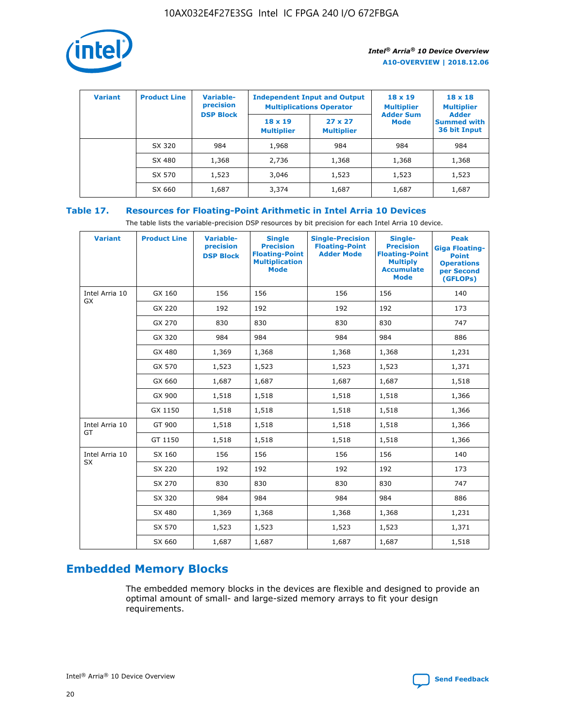| Variant | Product Line | Variable-precision DSP Block | Independent Input and Output Multiplications Operator | | 18 x 19 Multiplier Adder Sum Mode | 18 x 18 Multiplier Adder Summed with 36 bit Input |
|---|---|---|---|---|---|---|
| | | | 18 x 19 Multiplier | 27 x 27 Multiplier | | |
| | SX 320 | 984 | 1,968 | 984 | 984 | 984 |
| | SX 480 | 1,368 | 2,736 | 1,368 | 1,368 | 1,368 |
| | SX 570 | 1,523 | 3,046 | 1,523 | 1,523 | 1,523 |
| | SX 660 | 1,687 | 3,374 | 1,687 | 1,687 | 1,687 |

**Table 17. Resources for Floating-Point Arithmetic in Intel Arria 10 Devices**

The table lists the variable-precision DSP resources by bit precision for each Intel Arria 10 device.

| Variant | Product Line | Variable-precision DSP Block | Single Precision Floating-Point Multiplication Mode | Single-Precision Floating-Point Adder Mode | Single-Precision Floating-Point Multiply Accumulate Mode | Peak Giga Floating-Point Operations per Second (GFLOPs) |
|---|---|---|---|---|---|---|
| Intel Arria 10 GX | GX 160 | 156 | 156 | 156 | 156 | 140 |
| | GX 220 | 192 | 192 | 192 | 192 | 173 |
| | GX 270 | 830 | 830 | 830 | 830 | 747 |
| | GX 320 | 984 | 984 | 984 | 984 | 886 |
| | GX 480 | 1,369 | 1,368 | 1,368 | 1,368 | 1,231 |
| | GX 570 | 1,523 | 1,523 | 1,523 | 1,523 | 1,371 |
| | GX 660 | 1,687 | 1,687 | 1,687 | 1,687 | 1,518 |
| | GX 900 | 1,518 | 1,518 | 1,518 | 1,518 | 1,366 |
| | GX 1150 | 1,518 | 1,518 | 1,518 | 1,518 | 1,366 |
| Intel Arria 10 GT | GT 900 | 1,518 | 1,518 | 1,518 | 1,518 | 1,366 |
| | GT 1150 | 1,518 | 1,518 | 1,518 | 1,518 | 1,366 |
| Intel Arria 10 SX | SX 160 | 156 | 156 | 156 | 156 | 140 |
| | SX 220 | 192 | 192 | 192 | 192 | 173 |
| | SX 270 | 830 | 830 | 830 | 830 | 747 |
| | SX 320 | 984 | 984 | 984 | 984 | 886 |
| | SX 480 | 1,369 | 1,368 | 1,368 | 1,368 | 1,231 |
| | SX 570 | 1,523 | 1,523 | 1,523 | 1,523 | 1,371 |
| | SX 660 | 1,687 | 1,687 | 1,687 | 1,687 | 1,518 |

## Embedded Memory Blocks

The embedded memory blocks in the devices are flexible and designed to provide an optimal amount of small- and large-sized memory arrays to fit your design requirements.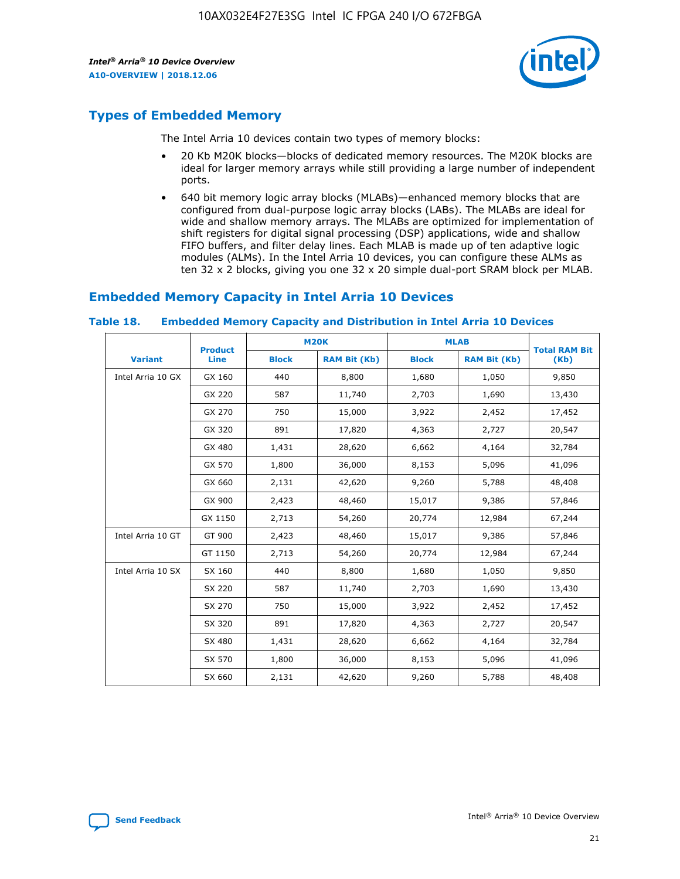## Types of Embedded Memory

The Intel Arria 10 devices contain two types of memory blocks:

- 20 Kb M20K blocks—blocks of dedicated memory resources. The M20K blocks are ideal for larger memory arrays while still providing a large number of independent ports.
- 640 bit memory logic array blocks (MLABs)—enhanced memory blocks that are configured from dual-purpose logic array blocks (LABs). The MLABs are ideal for wide and shallow memory arrays. The MLABs are optimized for implementation of shift registers for digital signal processing (DSP) applications, wide and shallow FIFO buffers, and filter delay lines. Each MLAB is made up of ten adaptive logic modules (ALMs). In the Intel Arria 10 devices, you can configure these ALMs as ten 32 x 2 blocks, giving you one 32 x 20 simple dual-port SRAM block per MLAB.

## Embedded Memory Capacity in Intel Arria 10 Devices

**Table 18. Embedded Memory Capacity and Distribution in Intel Arria 10 Devices**

| Variant | Product Line | M20K | | MLAB | | Total RAM Bit (Kb) |
|---|---|---|---|---|---|---|
| | | Block | RAM Bit (Kb) | Block | RAM Bit (Kb) | |
| Intel Arria 10 GX | GX 160 | 440 | 8,800 | 1,680 | 1,050 | 9,850 |
| | GX 220 | 587 | 11,740 | 2,703 | 1,690 | 13,430 |
| | GX 270 | 750 | 15,000 | 3,922 | 2,452 | 17,452 |
| | GX 320 | 891 | 17,820 | 4,363 | 2,727 | 20,547 |
| | GX 480 | 1,431 | 28,620 | 6,662 | 4,164 | 32,784 |
| | GX 570 | 1,800 | 36,000 | 8,153 | 5,096 | 41,096 |
| | GX 660 | 2,131 | 42,620 | 9,260 | 5,788 | 48,408 |
| | GX 900 | 2,423 | 48,460 | 15,017 | 9,386 | 57,846 |
| | GX 1150 | 2,713 | 54,260 | 20,774 | 12,984 | 67,244 |
| Intel Arria 10 GT | GT 900 | 2,423 | 48,460 | 15,017 | 9,386 | 57,846 |
| | GT 1150 | 2,713 | 54,260 | 20,774 | 12,984 | 67,244 |
| Intel Arria 10 SX | SX 160 | 440 | 8,800 | 1,680 | 1,050 | 9,850 |
| | SX 220 | 587 | 11,740 | 2,703 | 1,690 | 13,430 |
| | SX 270 | 750 | 15,000 | 3,922 | 2,452 | 17,452 |
| | SX 320 | 891 | 17,820 | 4,363 | 2,727 | 20,547 |
| | SX 480 | 1,431 | 28,620 | 6,662 | 4,164 | 32,784 |
| | SX 570 | 1,800 | 36,000 | 8,153 | 5,096 | 41,096 |
| | SX 660 | 2,131 | 42,620 | 9,260 | 5,788 | 48,408 |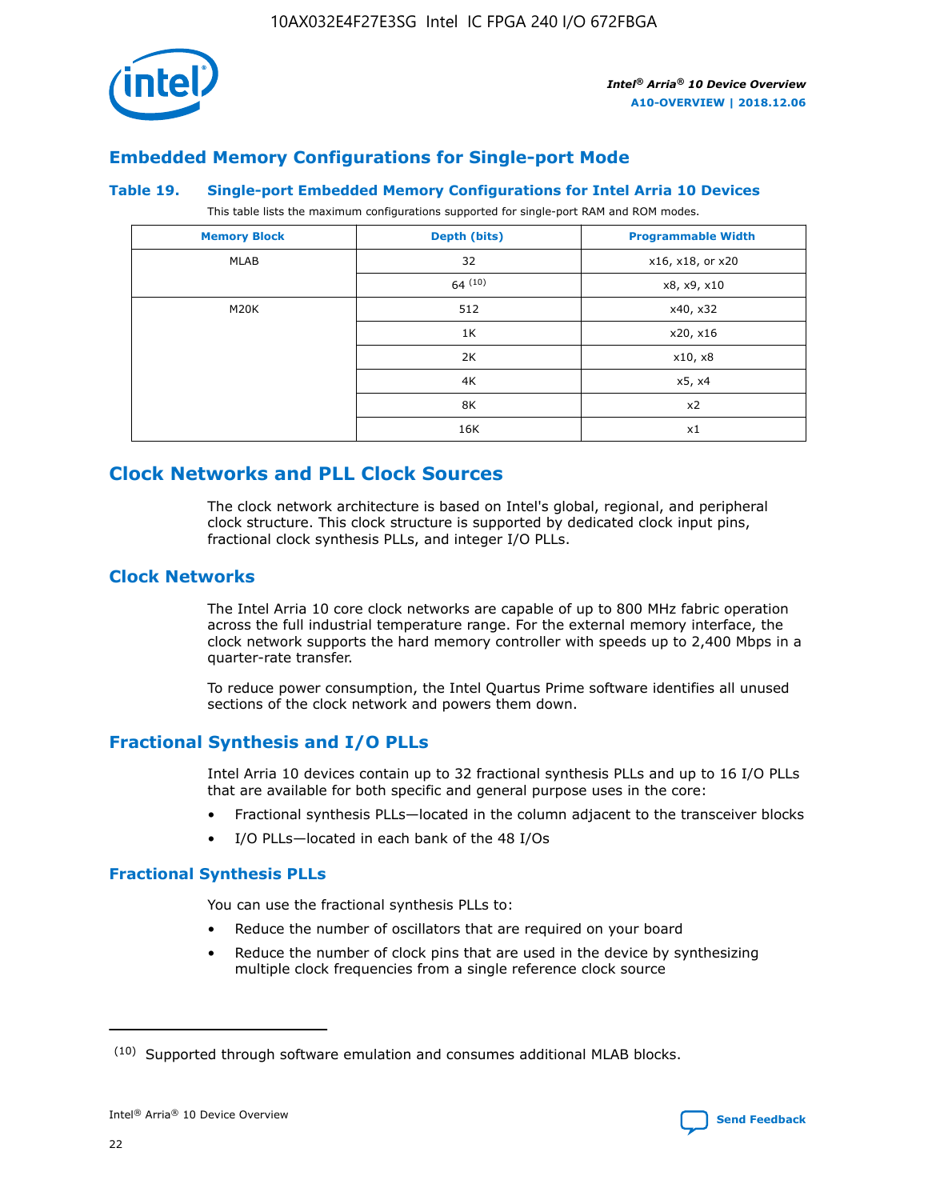## Embedded Memory Configurations for Single-port Mode

### Table 19. Single-port Embedded Memory Configurations for Intel Arria 10 Devices

This table lists the maximum configurations supported for single-port RAM and ROM modes.

| Memory Block | Depth (bits) | Programmable Width |
| --- | --- | --- |
| MLAB | 32 | x16, x18, or x20 |
| | 64 [10] | x8, x9, x10 |
| M20K | 512 | x40, x32 |
| | 1K | x20, x16 |
| | 2K | x10, x8 |
| | 4K | x5, x4 |
| | 8K | x2 |
| | 16K | x1 |

## Clock Networks and PLL Clock Sources

The clock network architecture is based on Intel's global, regional, and peripheral clock structure. This clock structure is supported by dedicated clock input pins, fractional clock synthesis PLLs, and integer I/O PLLs.

### Clock Networks

The Intel Arria 10 core clock networks are capable of up to 800 MHz fabric operation across the full industrial temperature range. For the external memory interface, the clock network supports the hard memory controller with speeds up to 2,400 Mbps in a quarter-rate transfer.

To reduce power consumption, the Intel Quartus Prime software identifies all unused sections of the clock network and powers them down.

### Fractional Synthesis and I/O PLLs

Intel Arria 10 devices contain up to 32 fractional synthesis PLLs and up to 16 I/O PLLs that are available for both specific and general purpose uses in the core:

- Fractional synthesis PLLs—located in the column adjacent to the transceiver blocks
- I/O PLLs—located in each bank of the 48 I/Os

#### Fractional Synthesis PLLs

You can use the fractional synthesis PLLs to:

- Reduce the number of oscillators that are required on your board
- Reduce the number of clock pins that are used in the device by synthesizing multiple clock frequencies from a single reference clock source

[10] Supported through software emulation and consumes additional MLAB blocks.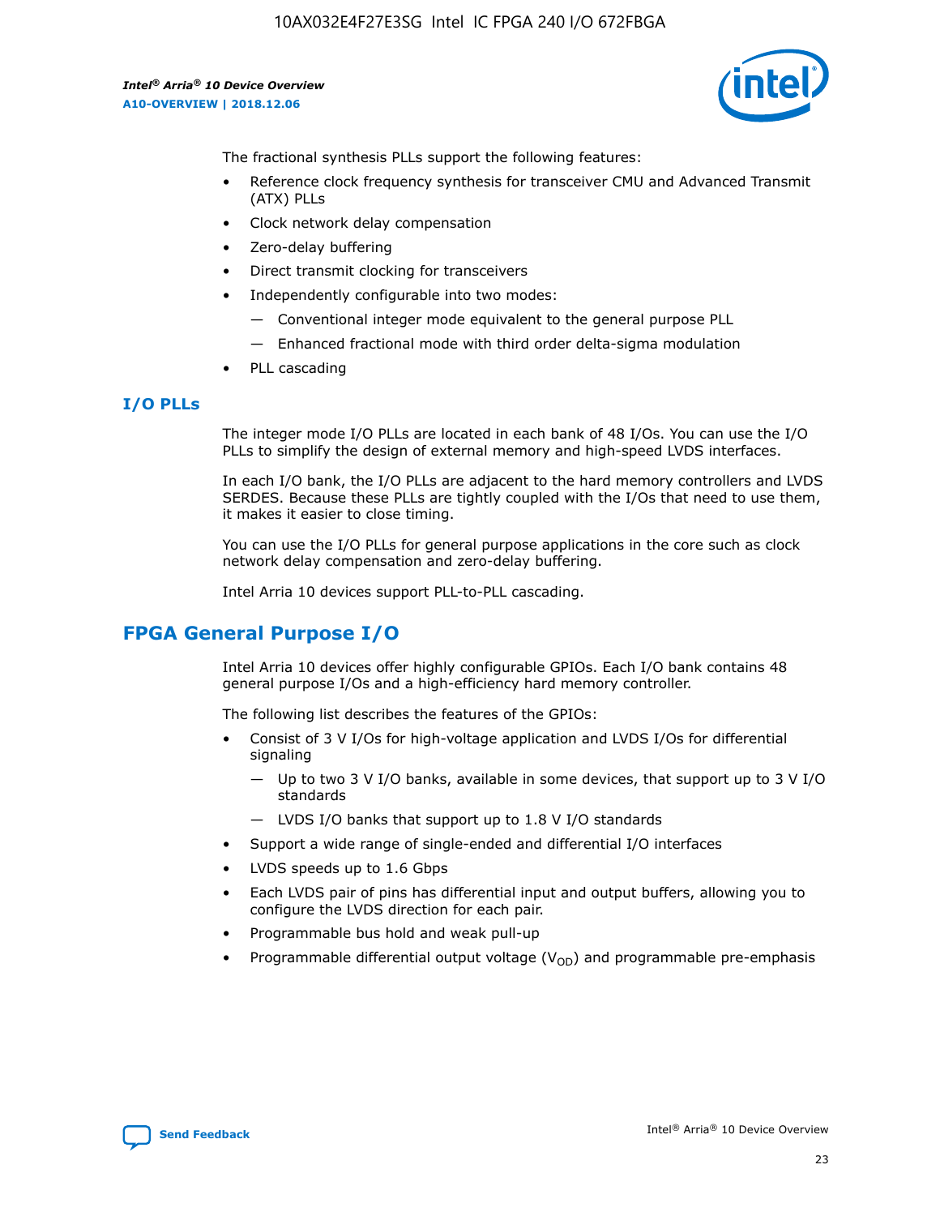The fractional synthesis PLLs support the following features:

- Reference clock frequency synthesis for transceiver CMU and Advanced Transmit (ATX) PLLs
- Clock network delay compensation
- Zero-delay buffering
- Direct transmit clocking for transceivers
- Independently configurable into two modes:
  - Conventional integer mode equivalent to the general purpose PLL
  - Enhanced fractional mode with third order delta-sigma modulation
- PLL cascading

### I/O PLLs

The integer mode I/O PLLs are located in each bank of 48 I/Os. You can use the I/O PLLs to simplify the design of external memory and high-speed LVDS interfaces.

In each I/O bank, the I/O PLLs are adjacent to the hard memory controllers and LVDS SERDES. Because these PLLs are tightly coupled with the I/Os that need to use them, it makes it easier to close timing.

You can use the I/O PLLs for general purpose applications in the core such as clock network delay compensation and zero-delay buffering.

Intel Arria 10 devices support PLL-to-PLL cascading.

## FPGA General Purpose I/O

Intel Arria 10 devices offer highly configurable GPIOs. Each I/O bank contains 48 general purpose I/Os and a high-efficiency hard memory controller.

The following list describes the features of the GPIOs:

- Consist of 3 V I/Os for high-voltage application and LVDS I/Os for differential signaling
  - Up to two 3 V I/O banks, available in some devices, that support up to 3 V I/O standards
  - LVDS I/O banks that support up to 1.8 V I/O standards
- Support a wide range of single-ended and differential I/O interfaces
- LVDS speeds up to 1.6 Gbps
- Each LVDS pair of pins has differential input and output buffers, allowing you to configure the LVDS direction for each pair.
- Programmable bus hold and weak pull-up
- Programmable differential output voltage ($V_{OD}$) and programmable pre-emphasis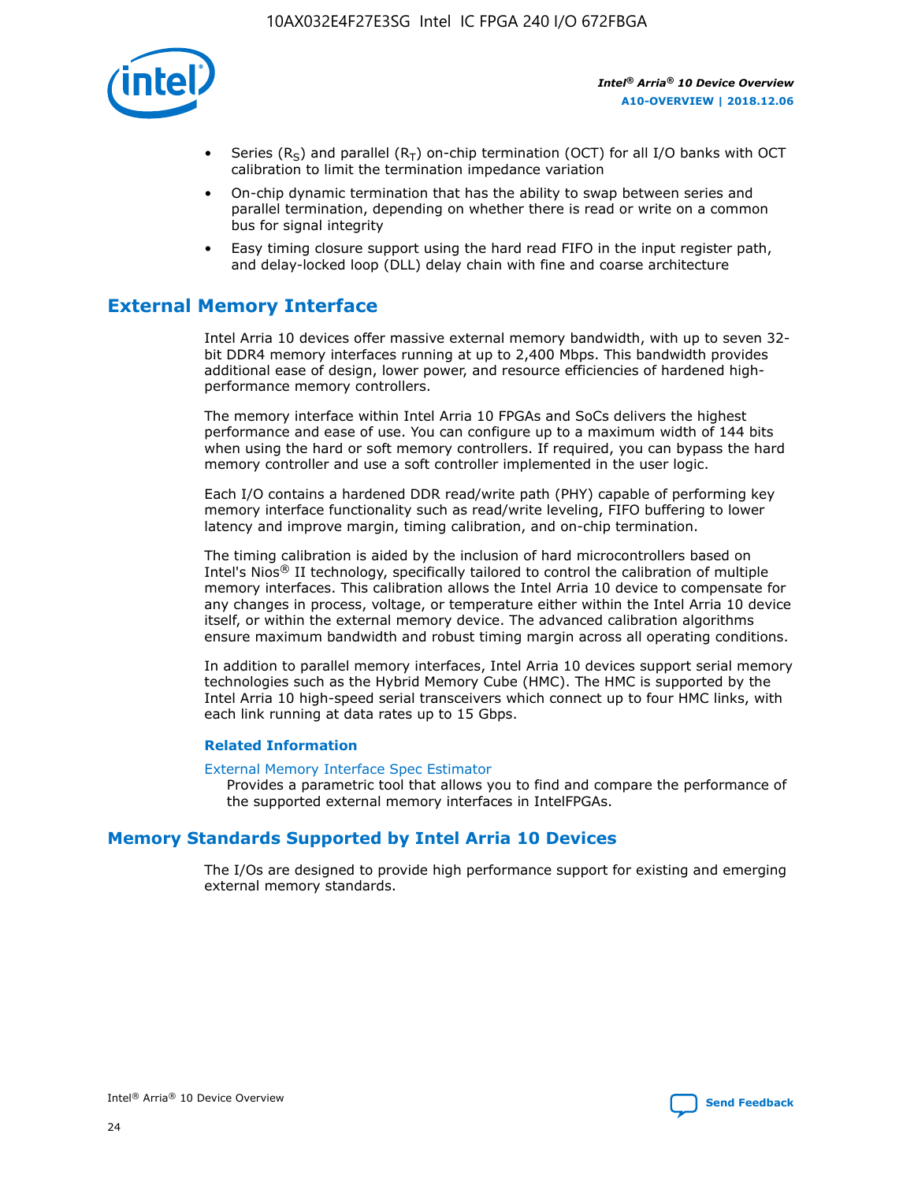- Series ($R_S$) and parallel ($R_T$) on-chip termination (OCT) for all I/O banks with OCT calibration to limit the termination impedance variation
- On-chip dynamic termination that has the ability to swap between series and parallel termination, depending on whether there is read or write on a common bus for signal integrity
- Easy timing closure support using the hard read FIFO in the input register path, and delay-locked loop (DLL) delay chain with fine and coarse architecture

## External Memory Interface

Intel Arria 10 devices offer massive external memory bandwidth, with up to seven 32-bit DDR4 memory interfaces running at up to 2,400 Mbps. This bandwidth provides additional ease of design, lower power, and resource efficiencies of hardened high-performance memory controllers.

The memory interface within Intel Arria 10 FPGAs and SoCs delivers the highest performance and ease of use. You can configure up to a maximum width of 144 bits when using the hard or soft memory controllers. If required, you can bypass the hard memory controller and use a soft controller implemented in the user logic.

Each I/O contains a hardened DDR read/write path (PHY) capable of performing key memory interface functionality such as read/write leveling, FIFO buffering to lower latency and improve margin, timing calibration, and on-chip termination.

The timing calibration is aided by the inclusion of hard microcontrollers based on Intel's Nios® II technology, specifically tailored to control the calibration of multiple memory interfaces. This calibration allows the Intel Arria 10 device to compensate for any changes in process, voltage, or temperature either within the Intel Arria 10 device itself, or within the external memory device. The advanced calibration algorithms ensure maximum bandwidth and robust timing margin across all operating conditions.

In addition to parallel memory interfaces, Intel Arria 10 devices support serial memory technologies such as the Hybrid Memory Cube (HMC). The HMC is supported by the Intel Arria 10 high-speed serial transceivers which connect up to four HMC links, with each link running at data rates up to 15 Gbps.

### Related Information

External Memory Interface Spec Estimator
Provides a parametric tool that allows you to find and compare the performance of the supported external memory interfaces in IntelFPGAs.

## Memory Standards Supported by Intel Arria 10 Devices

The I/Os are designed to provide high performance support for existing and emerging external memory standards.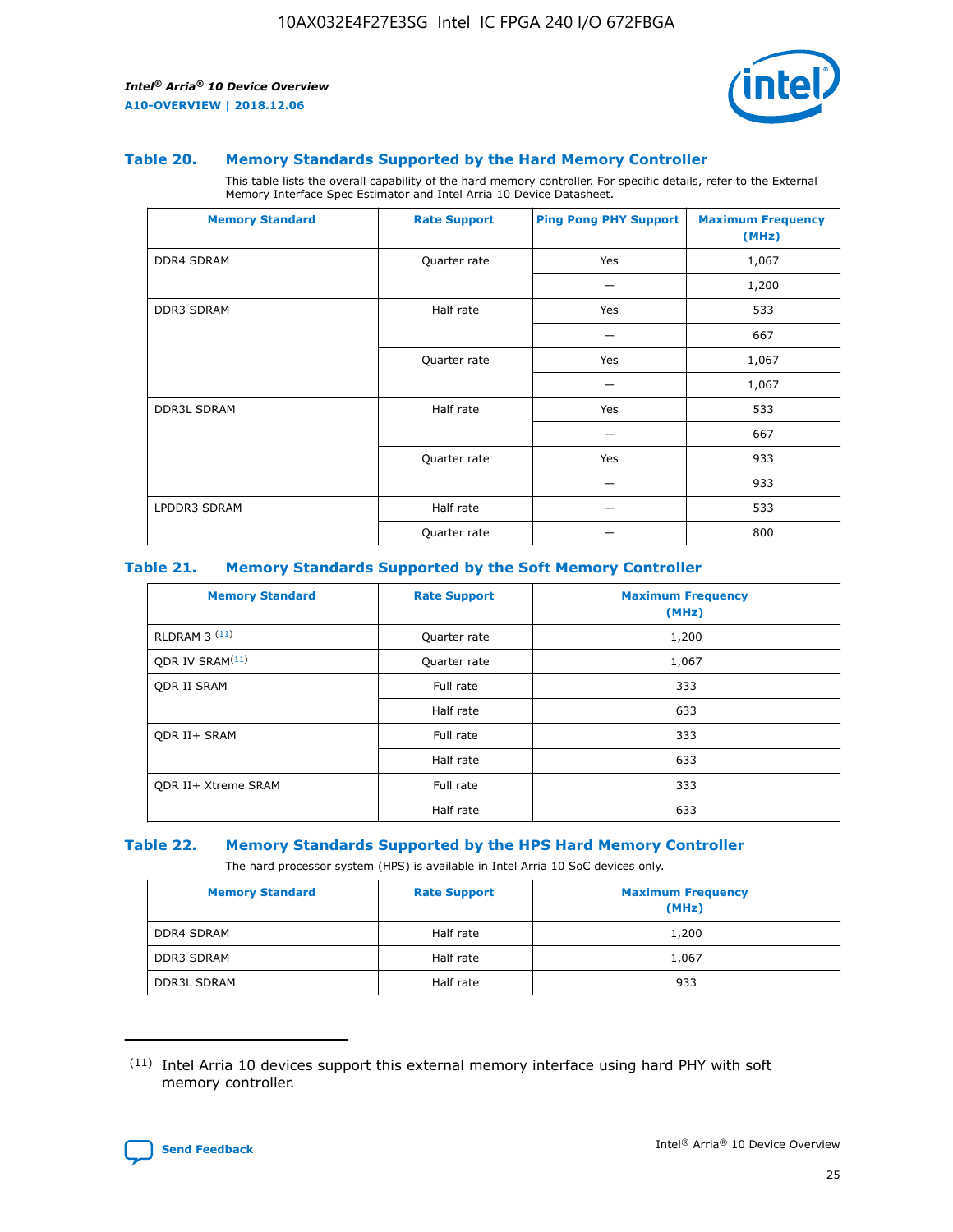## Table 20. Memory Standards Supported by the Hard Memory Controller

This table lists the overall capability of the hard memory controller. For specific details, refer to the External Memory Interface Spec Estimator and Intel Arria 10 Device Datasheet.

| Memory Standard | Rate Support | Ping Pong PHY Support | Maximum Frequency (MHz) |
|---|---|---|---|
| DDR4 SDRAM | Quarter rate | Yes | 1,067 |
| | | — | 1,200 |
| DDR3 SDRAM | Half rate | Yes | 533 |
| | | — | 667 |
| | Quarter rate | Yes | 1,067 |
| | | — | 1,067 |
| DDR3L SDRAM | Half rate | Yes | 533 |
| | | — | 667 |
| | Quarter rate | Yes | 933 |
| | | — | 933 |
| LPDDR3 SDRAM | Half rate | — | 533 |
| | Quarter rate | — | 800 |

## Table 21. Memory Standards Supported by the Soft Memory Controller

| Memory Standard | Rate Support | Maximum Frequency (MHz) |
|---|---|---|
| RLDRAM 3 [11] | Quarter rate | 1,200 |
| QDR IV SRAM[11] | Quarter rate | 1,067 |
| QDR II SRAM | Full rate | 333 |
| | Half rate | 633 |
| QDR II+ SRAM | Full rate | 333 |
| | Half rate | 633 |
| QDR II+ Xtreme SRAM | Full rate | 333 |
| | Half rate | 633 |

## Table 22. Memory Standards Supported by the HPS Hard Memory Controller

The hard processor system (HPS) is available in Intel Arria 10 SoC devices only.

| Memory Standard | Rate Support | Maximum Frequency (MHz) |
|---|---|---|
| DDR4 SDRAM | Half rate | 1,200 |
| DDR3 SDRAM | Half rate | 1,067 |
| DDR3L SDRAM | Half rate | 933 |

(11) Intel Arria 10 devices support this external memory interface using hard PHY with soft memory controller.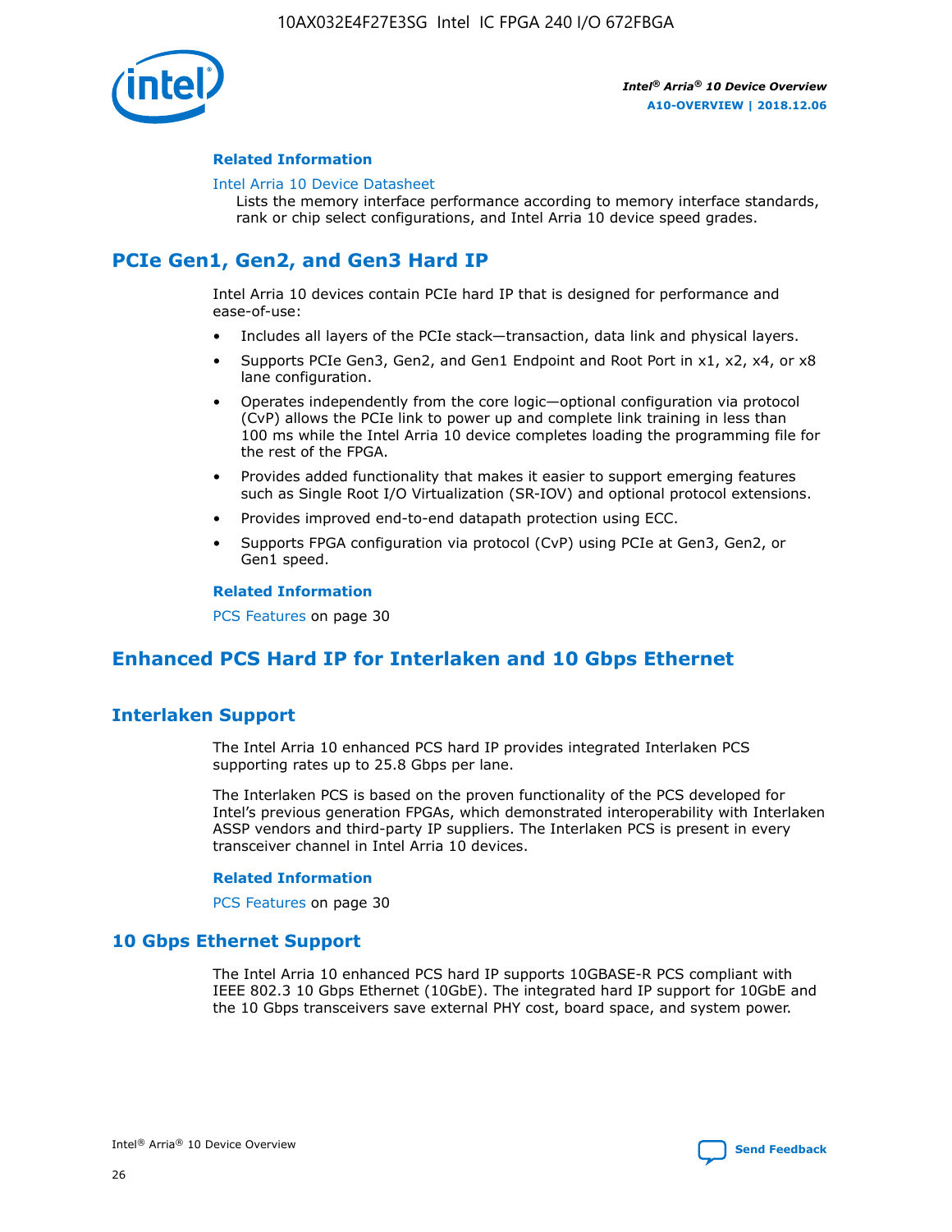### Related Information

Intel Arria 10 Device Datasheet

Lists the memory interface performance according to memory interface standards, rank or chip select configurations, and Intel Arria 10 device speed grades.

## PCIe Gen1, Gen2, and Gen3 Hard IP

Intel Arria 10 devices contain PCIe hard IP that is designed for performance and ease-of-use:

- Includes all layers of the PCIe stack—transaction, data link and physical layers.
- Supports PCIe Gen3, Gen2, and Gen1 Endpoint and Root Port in x1, x2, x4, or x8 lane configuration.
- Operates independently from the core logic—optional configuration via protocol (CvP) allows the PCIe link to power up and complete link training in less than 100 ms while the Intel Arria 10 device completes loading the programming file for the rest of the FPGA.
- Provides added functionality that makes it easier to support emerging features such as Single Root I/O Virtualization (SR-IOV) and optional protocol extensions.
- Provides improved end-to-end datapath protection using ECC.
- Supports FPGA configuration via protocol (CvP) using PCIe at Gen3, Gen2, or Gen1 speed.

### Related Information

PCS Features on page 30

## Enhanced PCS Hard IP for Interlaken and 10 Gbps Ethernet

## Interlaken Support

The Intel Arria 10 enhanced PCS hard IP provides integrated Interlaken PCS supporting rates up to 25.8 Gbps per lane.

The Interlaken PCS is based on the proven functionality of the PCS developed for Intel's previous generation FPGAs, which demonstrated interoperability with Interlaken ASSP vendors and third-party IP suppliers. The Interlaken PCS is present in every transceiver channel in Intel Arria 10 devices.

### Related Information

PCS Features on page 30

## 10 Gbps Ethernet Support

The Intel Arria 10 enhanced PCS hard IP supports 10GBASE-R PCS compliant with IEEE 802.3 10 Gbps Ethernet (10GbE). The integrated hard IP support for 10GbE and the 10 Gbps transceivers save external PHY cost, board space, and system power.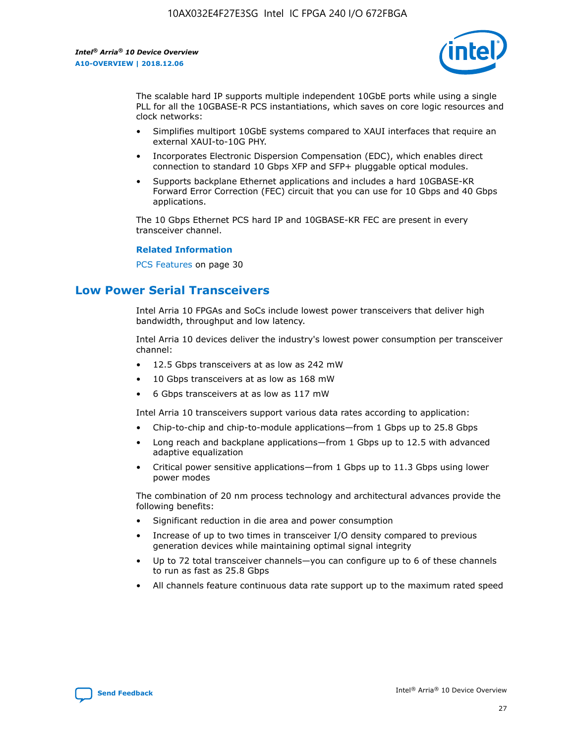The scalable hard IP supports multiple independent 10GbE ports while using a single PLL for all the 10GBASE-R PCS instantiations, which saves on core logic resources and clock networks:

- Simplifies multiport 10GbE systems compared to XAUI interfaces that require an external XAUI-to-10G PHY.
- Incorporates Electronic Dispersion Compensation (EDC), which enables direct connection to standard 10 Gbps XFP and SFP+ pluggable optical modules.
- Supports backplane Ethernet applications and includes a hard 10GBASE-KR Forward Error Correction (FEC) circuit that you can use for 10 Gbps and 40 Gbps applications.

The 10 Gbps Ethernet PCS hard IP and 10GBASE-KR FEC are present in every transceiver channel.

**Related Information**

PCS Features on page 30

## Low Power Serial Transceivers

Intel Arria 10 FPGAs and SoCs include lowest power transceivers that deliver high bandwidth, throughput and low latency.

Intel Arria 10 devices deliver the industry's lowest power consumption per transceiver channel:

- 12.5 Gbps transceivers at as low as 242 mW
- 10 Gbps transceivers at as low as 168 mW
- 6 Gbps transceivers at as low as 117 mW

Intel Arria 10 transceivers support various data rates according to application:

- Chip-to-chip and chip-to-module applications—from 1 Gbps up to 25.8 Gbps
- Long reach and backplane applications—from 1 Gbps up to 12.5 with advanced adaptive equalization
- Critical power sensitive applications—from 1 Gbps up to 11.3 Gbps using lower power modes

The combination of 20 nm process technology and architectural advances provide the following benefits:

- Significant reduction in die area and power consumption
- Increase of up to two times in transceiver I/O density compared to previous generation devices while maintaining optimal signal integrity
- Up to 72 total transceiver channels—you can configure up to 6 of these channels to run as fast as 25.8 Gbps
- All channels feature continuous data rate support up to the maximum rated speed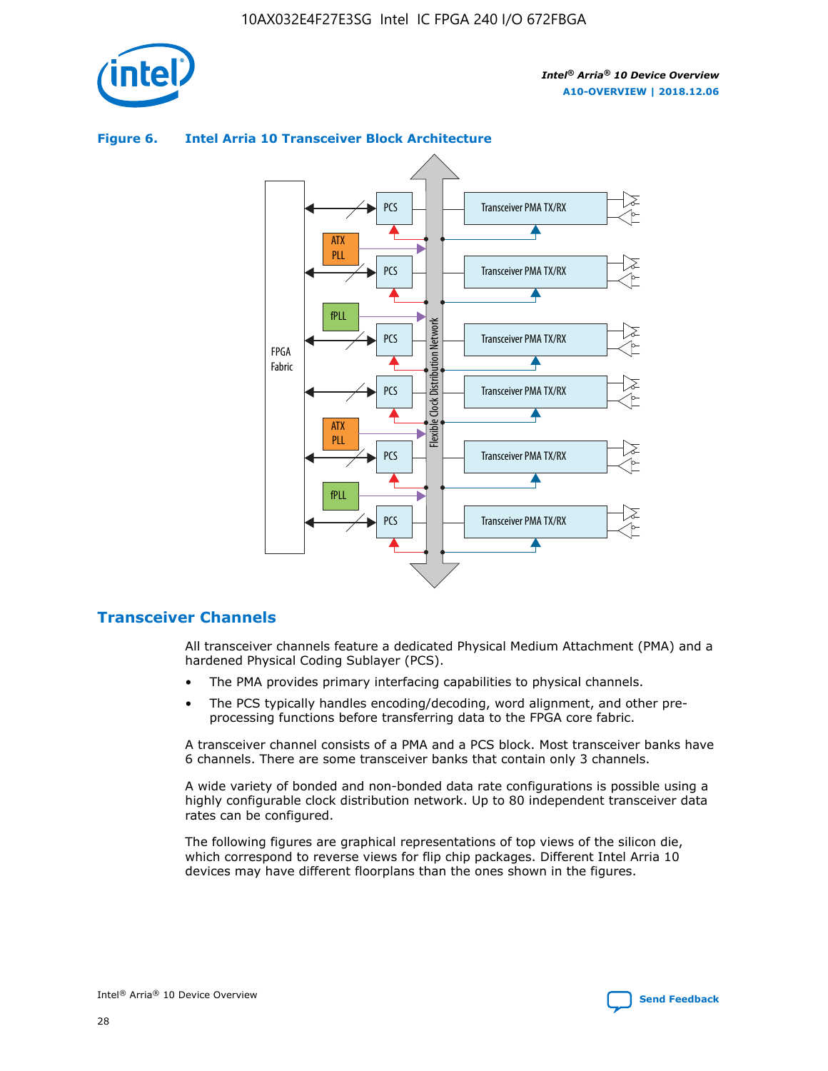**Figure 6. Intel Arria 10 Transceiver Block Architecture**

## Transceiver Channels

All transceiver channels feature a dedicated Physical Medium Attachment (PMA) and a hardened Physical Coding Sublayer (PCS).

- The PMA provides primary interfacing capabilities to physical channels.
- The PCS typically handles encoding/decoding, word alignment, and other pre-processing functions before transferring data to the FPGA core fabric.

A transceiver channel consists of a PMA and a PCS block. Most transceiver banks have 6 channels. There are some transceiver banks that contain only 3 channels.

A wide variety of bonded and non-bonded data rate configurations is possible using a highly configurable clock distribution network. Up to 80 independent transceiver data rates can be configured.

The following figures are graphical representations of top views of the silicon die, which correspond to reverse views for flip chip packages. Different Intel Arria 10 devices may have different floorplans than the ones shown in the figures.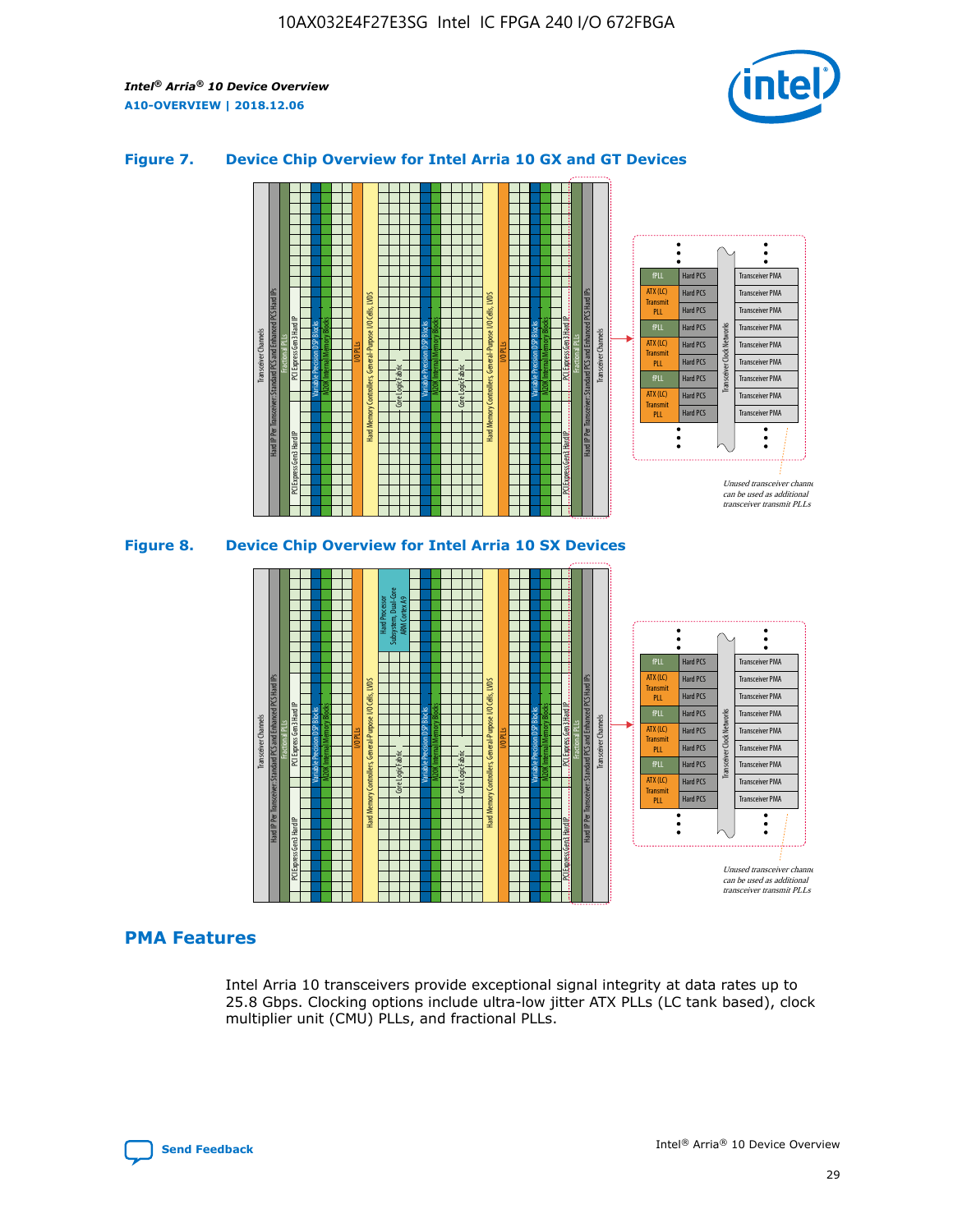### Figure 7. Device Chip Overview for Intel Arria 10 GX and GT Devices

### Figure 8. Device Chip Overview for Intel Arria 10 SX Devices

## PMA Features

Intel Arria 10 transceivers provide exceptional signal integrity at data rates up to 25.8 Gbps. Clocking options include ultra-low jitter ATX PLLs (LC tank based), clock multiplier unit (CMU) PLLs, and fractional PLLs.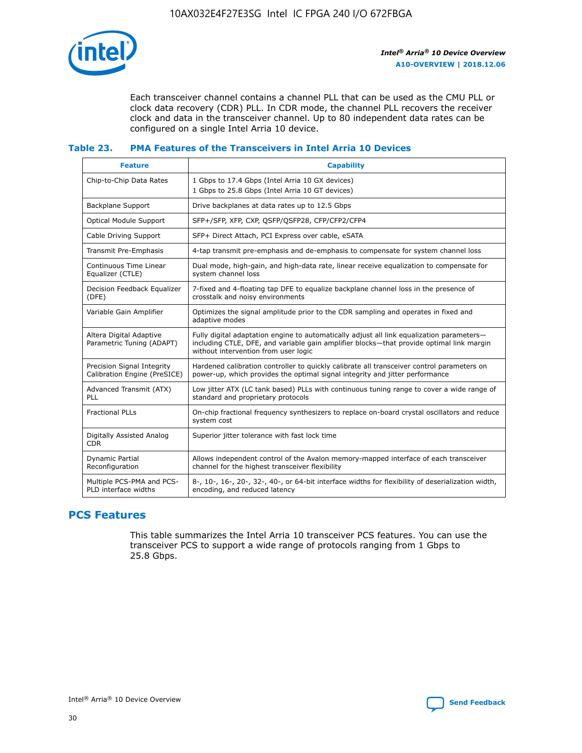Each transceiver channel contains a channel PLL that can be used as the CMU PLL or clock data recovery (CDR) PLL. In CDR mode, the channel PLL recovers the receiver clock and data in the transceiver channel. Up to 80 independent data rates can be configured on a single Intel Arria 10 device.

### Table 23. PMA Features of the Transceivers in Intel Arria 10 Devices

| Feature | Capability |
| --- | --- |
| Chip-to-Chip Data Rates | 1 Gbps to 17.4 Gbps (Intel Arria 10 GX devices)<br>1 Gbps to 25.8 Gbps (Intel Arria 10 GT devices) |
| Backplane Support | Drive backplanes at data rates up to 12.5 Gbps |
| Optical Module Support | SFP+/SFP, XFP, CXP, QSFP/QSFP28, CFP/CFP2/CFP4 |
| Cable Driving Support | SFP+ Direct Attach, PCI Express over cable, eSATA |
| Transmit Pre-Emphasis | 4-tap transmit pre-emphasis and de-emphasis to compensate for system channel loss |
| Continuous Time Linear Equalizer (CTLE) | Dual mode, high-gain, and high-data rate, linear receive equalization to compensate for system channel loss |
| Decision Feedback Equalizer (DFE) | 7-fixed and 4-floating tap DFE to equalize backplane channel loss in the presence of crosstalk and noisy environments |
| Variable Gain Amplifier | Optimizes the signal amplitude prior to the CDR sampling and operates in fixed and adaptive modes |
| Altera Digital Adaptive Parametric Tuning (ADAPT) | Fully digital adaptation engine to automatically adjust all link equalization parameters—including CTLE, DFE, and variable gain amplifier blocks—that provide optimal link margin without intervention from user logic |
| Precision Signal Integrity Calibration Engine (PreSICE) | Hardened calibration controller to quickly calibrate all transceiver control parameters on power-up, which provides the optimal signal integrity and jitter performance |
| Advanced Transmit (ATX) PLL | Low jitter ATX (LC tank based) PLLs with continuous tuning range to cover a wide range of standard and proprietary protocols |
| Fractional PLLs | On-chip fractional frequency synthesizers to replace on-board crystal oscillators and reduce system cost |
| Digitally Assisted Analog CDR | Superior jitter tolerance with fast lock time |
| Dynamic Partial Reconfiguration | Allows independent control of the Avalon memory-mapped interface of each transceiver channel for the highest transceiver flexibility |
| Multiple PCS-PMA and PCS-PLD interface widths | 8-, 10-, 16-, 20-, 32-, 40-, or 64-bit interface widths for flexibility of deserialization width, encoding, and reduced latency |

## PCS Features

This table summarizes the Intel Arria 10 transceiver PCS features. You can use the transceiver PCS to support a wide range of protocols ranging from 1 Gbps to 25.8 Gbps.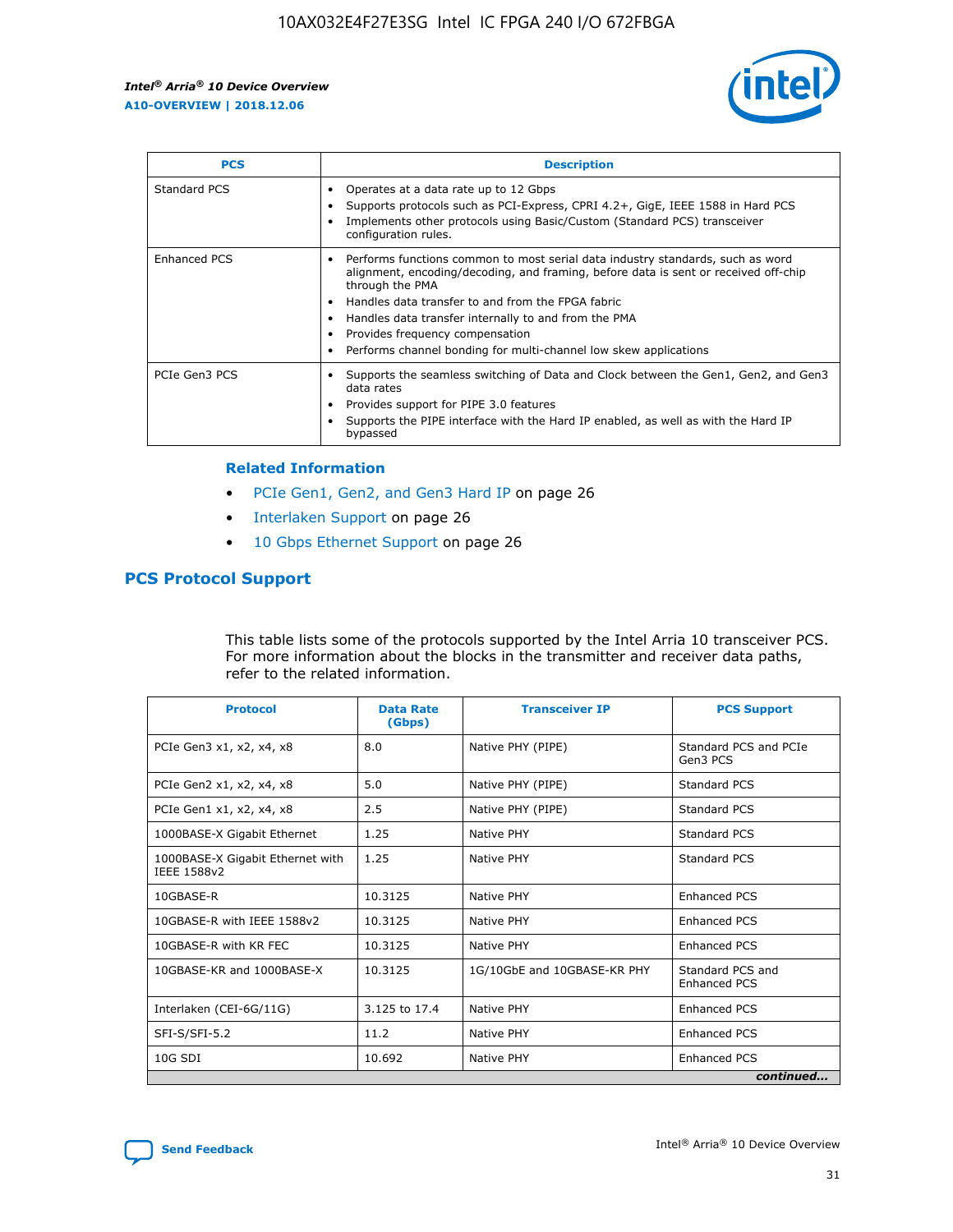| PCS | Description |
| --- | --- |
| Standard PCS | • Operates at a data rate up to 12 Gbps<br>• Supports protocols such as PCI-Express, CPRI 4.2+, GigE, IEEE 1588 in Hard PCS<br>• Implements other protocols using Basic/Custom (Standard PCS) transceiver configuration rules. |
| Enhanced PCS | • Performs functions common to most serial data industry standards, such as word alignment, encoding/decoding, and framing, before data is sent or received off-chip through the PMA<br>• Handles data transfer to and from the FPGA fabric<br>• Handles data transfer internally to and from the PMA<br>• Provides frequency compensation<br>• Performs channel bonding for multi-channel low skew applications |
| PCIe Gen3 PCS | • Supports the seamless switching of Data and Clock between the Gen1, Gen2, and Gen3 data rates<br>• Provides support for PIPE 3.0 features<br>• Supports the PIPE interface with the Hard IP enabled, as well as with the Hard IP bypassed |

**Related Information**

- PCIe Gen1, Gen2, and Gen3 Hard IP on page 26
- Interlaken Support on page 26
- 10 Gbps Ethernet Support on page 26

## PCS Protocol Support

This table lists some of the protocols supported by the Intel Arria 10 transceiver PCS. For more information about the blocks in the transmitter and receiver data paths, refer to the related information.

| Protocol | Data Rate (Gbps) | Transceiver IP | PCS Support |
| --- | --- | --- | --- |
| PCIe Gen3 x1, x2, x4, x8 | 8.0 | Native PHY (PIPE) | Standard PCS and PCIe Gen3 PCS |
| PCIe Gen2 x1, x2, x4, x8 | 5.0 | Native PHY (PIPE) | Standard PCS |
| PCIe Gen1 x1, x2, x4, x8 | 2.5 | Native PHY (PIPE) | Standard PCS |
| 1000BASE-X Gigabit Ethernet | 1.25 | Native PHY | Standard PCS |
| 1000BASE-X Gigabit Ethernet with IEEE 1588v2 | 1.25 | Native PHY | Standard PCS |
| 10GBASE-R | 10.3125 | Native PHY | Enhanced PCS |
| 10GBASE-R with IEEE 1588v2 | 10.3125 | Native PHY | Enhanced PCS |
| 10GBASE-R with KR FEC | 10.3125 | Native PHY | Enhanced PCS |
| 10GBASE-KR and 1000BASE-X | 10.3125 | 1G/10GbE and 10GBASE-KR PHY | Standard PCS and Enhanced PCS |
| Interlaken (CEI-6G/11G) | 3.125 to 17.4 | Native PHY | Enhanced PCS |
| SFI-S/SFI-5.2 | 11.2 | Native PHY | Enhanced PCS |
| 10G SDI | 10.692 | Native PHY | Enhanced PCS |

*continued...*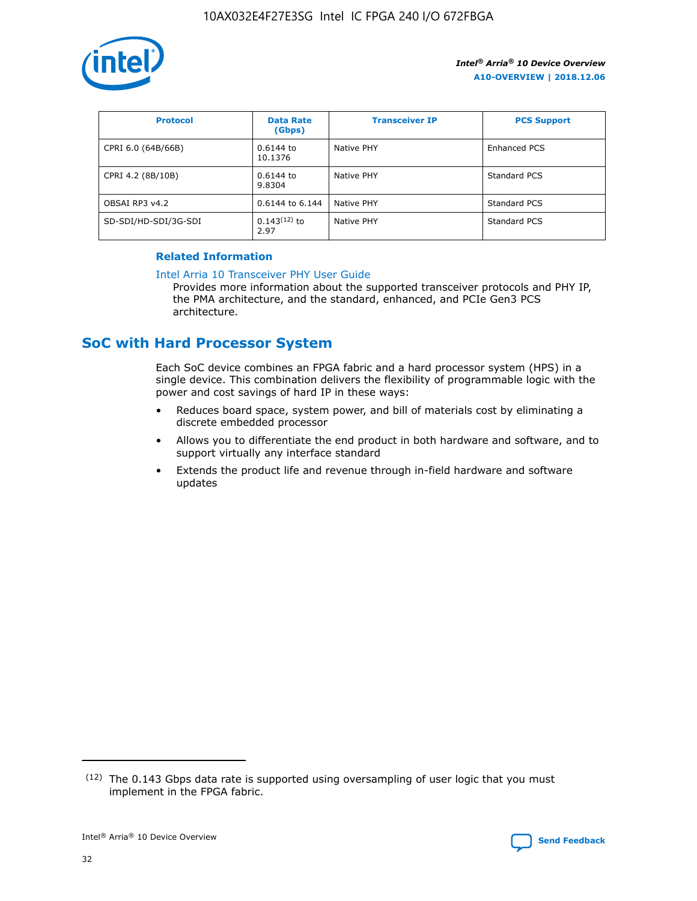| Protocol | Data Rate (Gbps) | Transceiver IP | PCS Support |
| --- | --- | --- | --- |
| CPRI 6.0 (64B/66B) | 0.6144 to 10.1376 | Native PHY | Enhanced PCS |
| CPRI 4.2 (8B/10B) | 0.6144 to 9.8304 | Native PHY | Standard PCS |
| OBSAI RP3 v4.2 | 0.6144 to 6.144 | Native PHY | Standard PCS |
| SD-SDI/HD-SDI/3G-SDI | 0.143[12] to 2.97 | Native PHY | Standard PCS |

**Related Information**

Intel Arria 10 Transceiver PHY User Guide

Provides more information about the supported transceiver protocols and PHY IP, the PMA architecture, and the standard, enhanced, and PCIe Gen3 PCS architecture.

## SoC with Hard Processor System

Each SoC device combines an FPGA fabric and a hard processor system (HPS) in a single device. This combination delivers the flexibility of programmable logic with the power and cost savings of hard IP in these ways:

- Reduces board space, system power, and bill of materials cost by eliminating a discrete embedded processor
- Allows you to differentiate the end product in both hardware and software, and to support virtually any interface standard
- Extends the product life and revenue through in-field hardware and software updates

(12) The 0.143 Gbps data rate is supported using oversampling of user logic that you must implement in the FPGA fabric.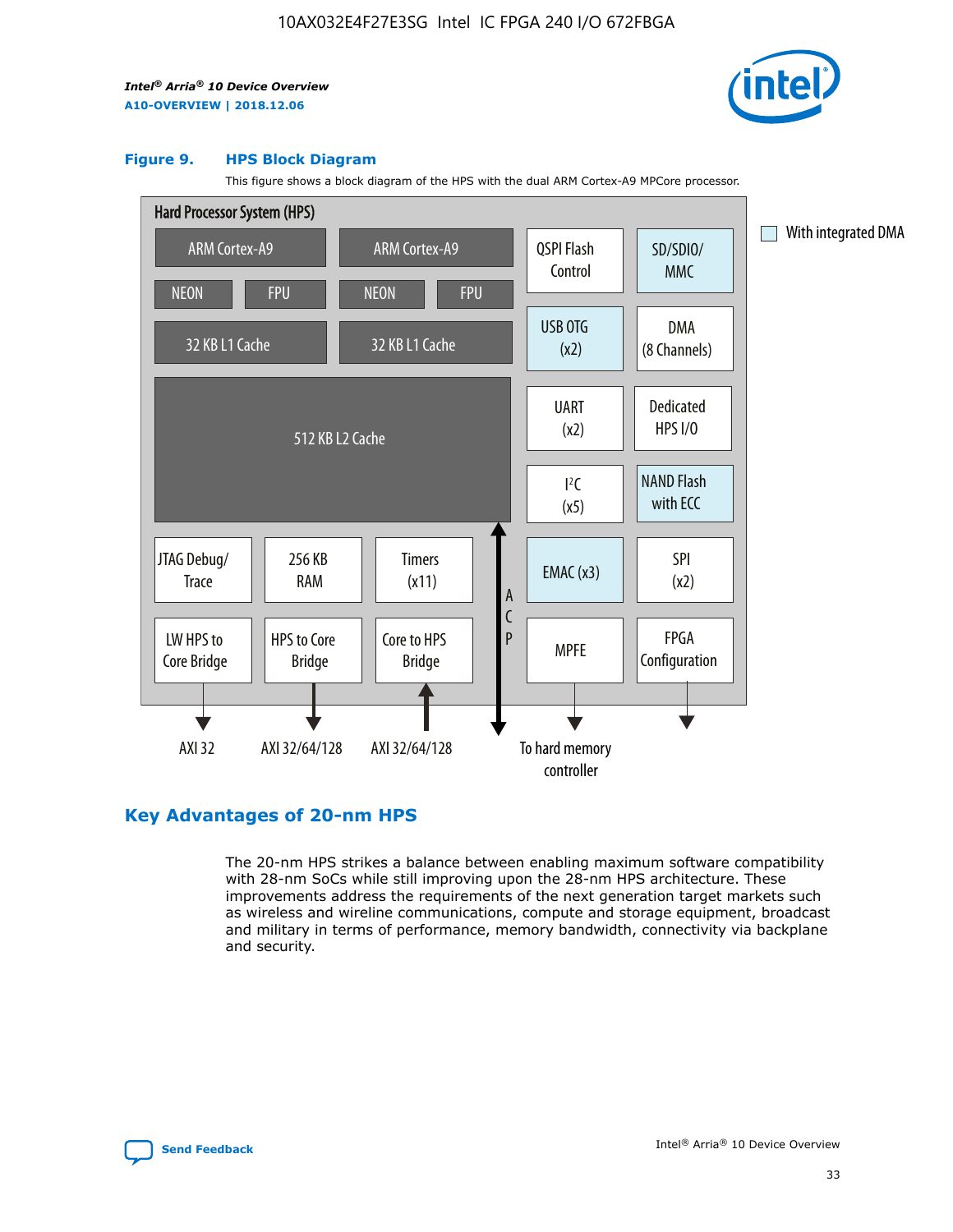**Figure 9. HPS Block Diagram**

This figure shows a block diagram of the HPS with the dual ARM Cortex-A9 MPCore processor.

Hard Processor System (HPS)

ARM Cortex-A9 | ARM Cortex-A9
NEON | FPU | NEON | FPU
32 KB L1 Cache | 32 KB L1 Cache
512 KB L2 Cache

QSPI Flash Control | SD/SDIO/MMC
USB OTG (x2) | DMA (8 Channels)
UART (x2) | Dedicated HPS I/O
I²C (x5) | NAND Flash with ECC
EMAC (x3) | SPI (x2)
MPFE | FPGA Configuration

JTAG Debug/Trace | 256 KB RAM | Timers (x11)
LW HPS to Core Bridge | HPS to Core Bridge | Core to HPS Bridge

ACP

AXI 32 | AXI 32/64/128 | AXI 32/64/128 | To hard memory controller

With integrated DMA

## Key Advantages of 20-nm HPS

The 20-nm HPS strikes a balance between enabling maximum software compatibility with 28-nm SoCs while still improving upon the 28-nm HPS architecture. These improvements address the requirements of the next generation target markets such as wireless and wireline communications, compute and storage equipment, broadcast and military in terms of performance, memory bandwidth, connectivity via backplane and security.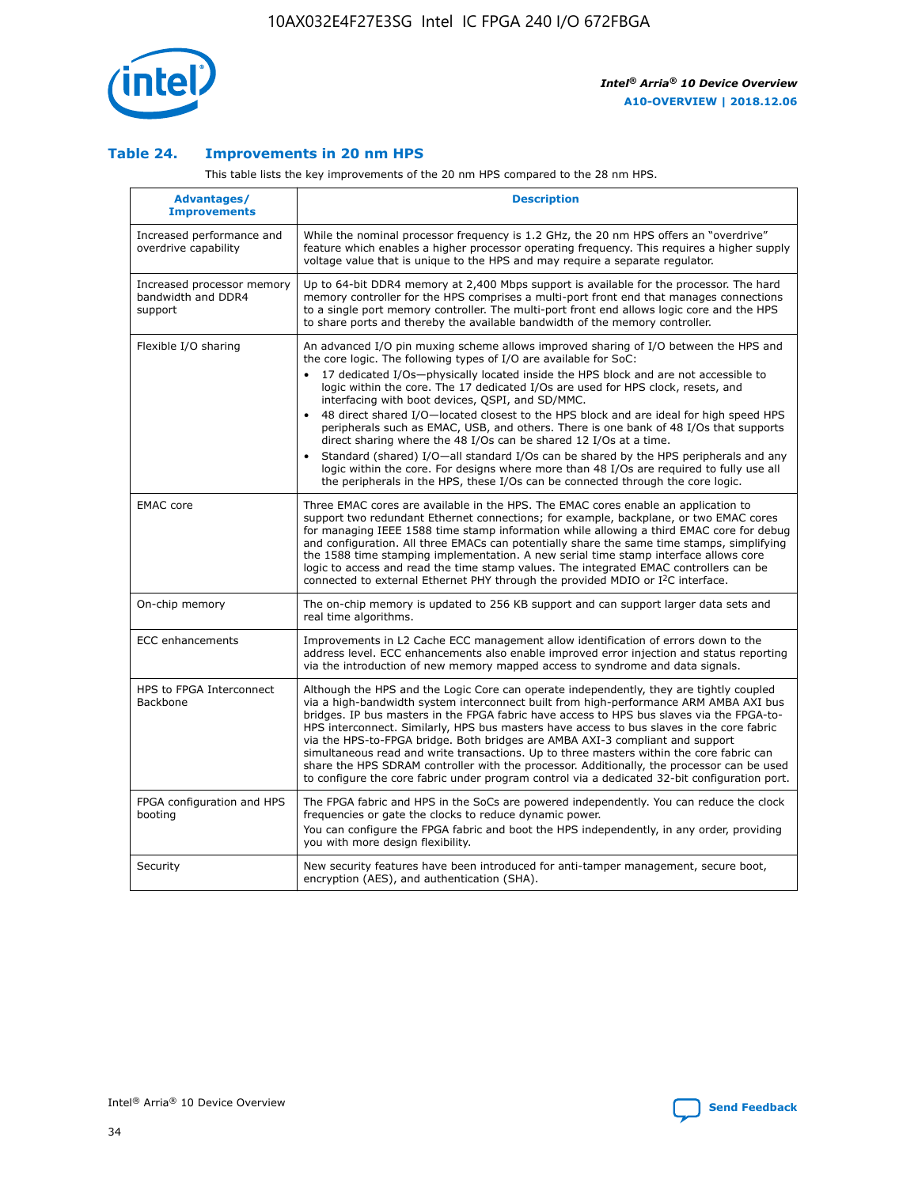### Table 24. Improvements in 20 nm HPS

This table lists the key improvements of the 20 nm HPS compared to the 28 nm HPS.

| Advantages/ Improvements | Description |
|---|---|
| Increased performance and overdrive capability | While the nominal processor frequency is 1.2 GHz, the 20 nm HPS offers an "overdrive" feature which enables a higher processor operating frequency. This requires a higher supply voltage value that is unique to the HPS and may require a separate regulator. |
| Increased processor memory bandwidth and DDR4 support | Up to 64-bit DDR4 memory at 2,400 Mbps support is available for the processor. The hard memory controller for the HPS comprises a multi-port front end that manages connections to a single port memory controller. The multi-port front end allows logic core and the HPS to share ports and thereby the available bandwidth of the memory controller. |
| Flexible I/O sharing | An advanced I/O pin muxing scheme allows improved sharing of I/O between the HPS and the core logic. The following types of I/O are available for SoC:<br>• 17 dedicated I/Os—physically located inside the HPS block and are not accessible to logic within the core. The 17 dedicated I/Os are used for HPS clock, resets, and interfacing with boot devices, QSPI, and SD/MMC.<br>• 48 direct shared I/O—located closest to the HPS block and are ideal for high speed HPS peripherals such as EMAC, USB, and others. There is one bank of 48 I/Os that supports direct sharing where the 48 I/Os can be shared 12 I/Os at a time.<br>• Standard (shared) I/O—all standard I/Os can be shared by the HPS peripherals and any logic within the core. For designs where more than 48 I/Os are required to fully use all the peripherals in the HPS, these I/Os can be connected through the core logic. |
| EMAC core | Three EMAC cores are available in the HPS. The EMAC cores enable an application to support two redundant Ethernet connections; for example, backplane, or two EMAC cores for managing IEEE 1588 time stamp information while allowing a third EMAC core for debug and configuration. All three EMACs can potentially share the same time stamps, simplifying the 1588 time stamping implementation. A new serial time stamp interface allows core logic to access and read the time stamp values. The integrated EMAC controllers can be connected to external Ethernet PHY through the provided MDIO or I²C interface. |
| On-chip memory | The on-chip memory is updated to 256 KB support and can support larger data sets and real time algorithms. |
| ECC enhancements | Improvements in L2 Cache ECC management allow identification of errors down to the address level. ECC enhancements also enable improved error injection and status reporting via the introduction of new memory mapped access to syndrome and data signals. |
| HPS to FPGA Interconnect Backbone | Although the HPS and the Logic Core can operate independently, they are tightly coupled via a high-bandwidth system interconnect built from high-performance ARM AMBA AXI bus bridges. IP bus masters in the FPGA fabric have access to HPS bus slaves via the FPGA-to-HPS interconnect. Similarly, HPS bus masters have access to bus slaves in the core fabric via the HPS-to-FPGA bridge. Both bridges are AMBA AXI-3 compliant and support simultaneous read and write transactions. Up to three masters within the core fabric can share the HPS SDRAM controller with the processor. Additionally, the processor can be used to configure the core fabric under program control via a dedicated 32-bit configuration port. |
| FPGA configuration and HPS booting | The FPGA fabric and HPS in the SoCs are powered independently. You can reduce the clock frequencies or gate the clocks to reduce dynamic power.<br>You can configure the FPGA fabric and boot the HPS independently, in any order, providing you with more design flexibility. |
| Security | New security features have been introduced for anti-tamper management, secure boot, encryption (AES), and authentication (SHA). |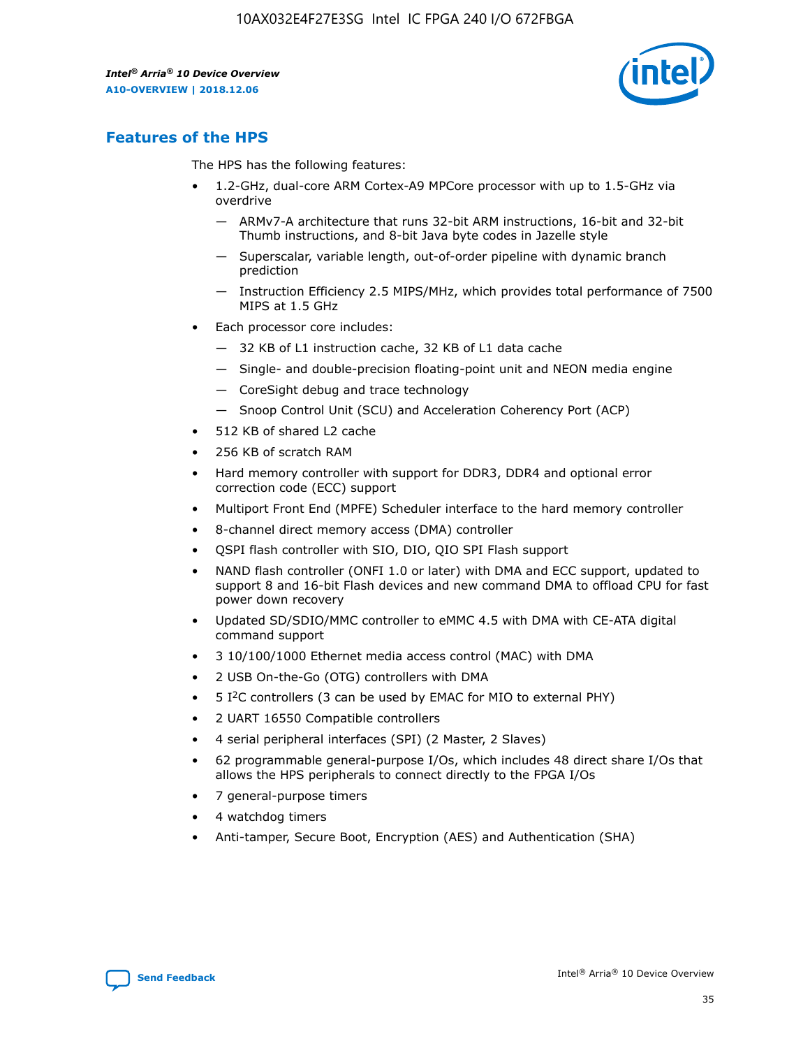## Features of the HPS

The HPS has the following features:

- 1.2-GHz, dual-core ARM Cortex-A9 MPCore processor with up to 1.5-GHz via overdrive
  - ARMv7-A architecture that runs 32-bit ARM instructions, 16-bit and 32-bit Thumb instructions, and 8-bit Java byte codes in Jazelle style
  - Superscalar, variable length, out-of-order pipeline with dynamic branch prediction
  - Instruction Efficiency 2.5 MIPS/MHz, which provides total performance of 7500 MIPS at 1.5 GHz
- Each processor core includes:
  - 32 KB of L1 instruction cache, 32 KB of L1 data cache
  - Single- and double-precision floating-point unit and NEON media engine
  - CoreSight debug and trace technology
  - Snoop Control Unit (SCU) and Acceleration Coherency Port (ACP)
- 512 KB of shared L2 cache
- 256 KB of scratch RAM
- Hard memory controller with support for DDR3, DDR4 and optional error correction code (ECC) support
- Multiport Front End (MPFE) Scheduler interface to the hard memory controller
- 8-channel direct memory access (DMA) controller
- QSPI flash controller with SIO, DIO, QIO SPI Flash support
- NAND flash controller (ONFI 1.0 or later) with DMA and ECC support, updated to support 8 and 16-bit Flash devices and new command DMA to offload CPU for fast power down recovery
- Updated SD/SDIO/MMC controller to eMMC 4.5 with DMA with CE-ATA digital command support
- 3 10/100/1000 Ethernet media access control (MAC) with DMA
- 2 USB On-the-Go (OTG) controllers with DMA
- 5 I$^2$C controllers (3 can be used by EMAC for MIO to external PHY)
- 2 UART 16550 Compatible controllers
- 4 serial peripheral interfaces (SPI) (2 Master, 2 Slaves)
- 62 programmable general-purpose I/Os, which includes 48 direct share I/Os that allows the HPS peripherals to connect directly to the FPGA I/Os
- 7 general-purpose timers
- 4 watchdog timers
- Anti-tamper, Secure Boot, Encryption (AES) and Authentication (SHA)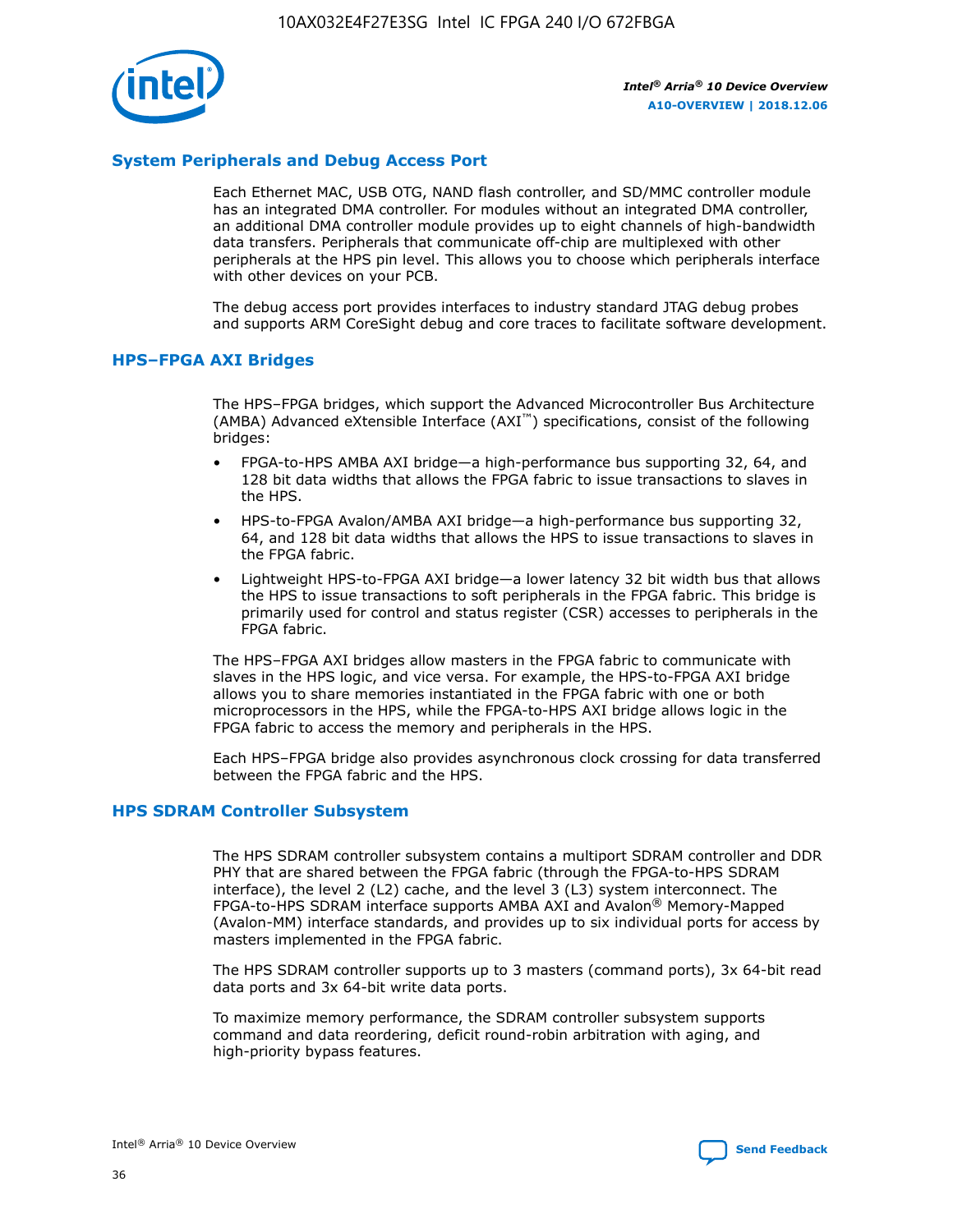## System Peripherals and Debug Access Port

Each Ethernet MAC, USB OTG, NAND flash controller, and SD/MMC controller module has an integrated DMA controller. For modules without an integrated DMA controller, an additional DMA controller module provides up to eight channels of high-bandwidth data transfers. Peripherals that communicate off-chip are multiplexed with other peripherals at the HPS pin level. This allows you to choose which peripherals interface with other devices on your PCB.

The debug access port provides interfaces to industry standard JTAG debug probes and supports ARM CoreSight debug and core traces to facilitate software development.

## HPS–FPGA AXI Bridges

The HPS–FPGA bridges, which support the Advanced Microcontroller Bus Architecture (AMBA) Advanced eXtensible Interface (AXI™) specifications, consist of the following bridges:

- FPGA-to-HPS AMBA AXI bridge—a high-performance bus supporting 32, 64, and 128 bit data widths that allows the FPGA fabric to issue transactions to slaves in the HPS.
- HPS-to-FPGA Avalon/AMBA AXI bridge—a high-performance bus supporting 32, 64, and 128 bit data widths that allows the HPS to issue transactions to slaves in the FPGA fabric.
- Lightweight HPS-to-FPGA AXI bridge—a lower latency 32 bit width bus that allows the HPS to issue transactions to soft peripherals in the FPGA fabric. This bridge is primarily used for control and status register (CSR) accesses to peripherals in the FPGA fabric.

The HPS–FPGA AXI bridges allow masters in the FPGA fabric to communicate with slaves in the HPS logic, and vice versa. For example, the HPS-to-FPGA AXI bridge allows you to share memories instantiated in the FPGA fabric with one or both microprocessors in the HPS, while the FPGA-to-HPS AXI bridge allows logic in the FPGA fabric to access the memory and peripherals in the HPS.

Each HPS–FPGA bridge also provides asynchronous clock crossing for data transferred between the FPGA fabric and the HPS.

## HPS SDRAM Controller Subsystem

The HPS SDRAM controller subsystem contains a multiport SDRAM controller and DDR PHY that are shared between the FPGA fabric (through the FPGA-to-HPS SDRAM interface), the level 2 (L2) cache, and the level 3 (L3) system interconnect. The FPGA-to-HPS SDRAM interface supports AMBA AXI and Avalon® Memory-Mapped (Avalon-MM) interface standards, and provides up to six individual ports for access by masters implemented in the FPGA fabric.

The HPS SDRAM controller supports up to 3 masters (command ports), 3x 64-bit read data ports and 3x 64-bit write data ports.

To maximize memory performance, the SDRAM controller subsystem supports command and data reordering, deficit round-robin arbitration with aging, and high-priority bypass features.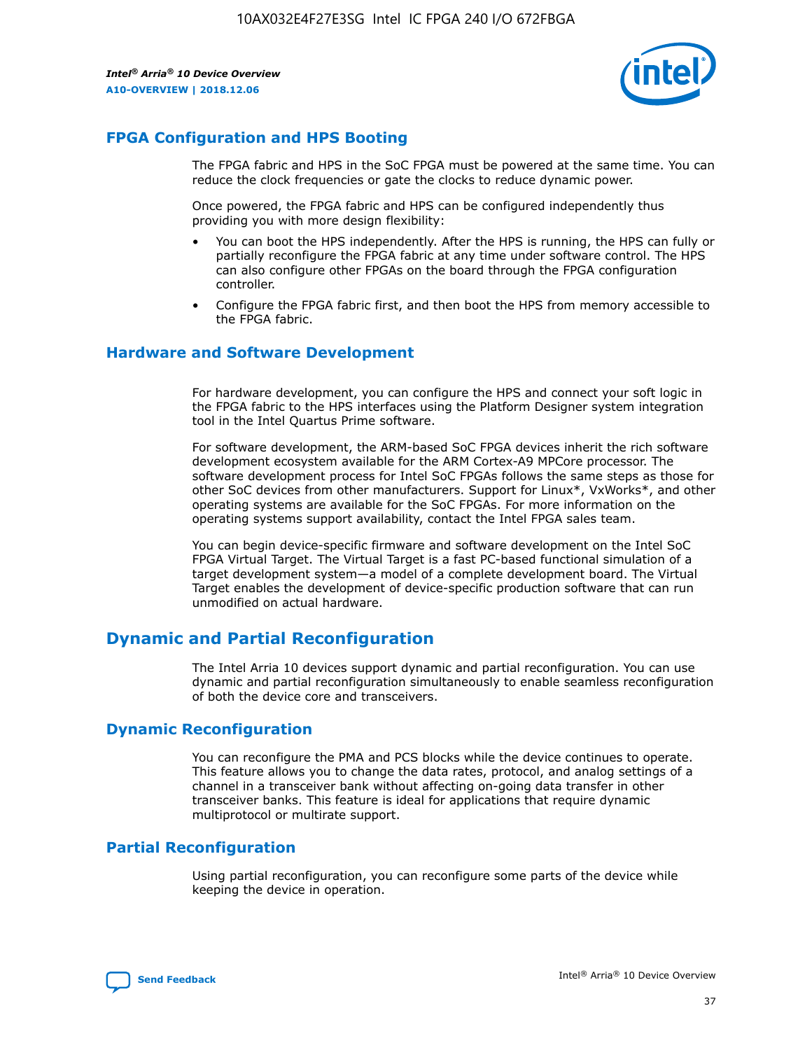## FPGA Configuration and HPS Booting

The FPGA fabric and HPS in the SoC FPGA must be powered at the same time. You can reduce the clock frequencies or gate the clocks to reduce dynamic power.

Once powered, the FPGA fabric and HPS can be configured independently thus providing you with more design flexibility:

- You can boot the HPS independently. After the HPS is running, the HPS can fully or partially reconfigure the FPGA fabric at any time under software control. The HPS can also configure other FPGAs on the board through the FPGA configuration controller.
- Configure the FPGA fabric first, and then boot the HPS from memory accessible to the FPGA fabric.

## Hardware and Software Development

For hardware development, you can configure the HPS and connect your soft logic in the FPGA fabric to the HPS interfaces using the Platform Designer system integration tool in the Intel Quartus Prime software.

For software development, the ARM-based SoC FPGA devices inherit the rich software development ecosystem available for the ARM Cortex-A9 MPCore processor. The software development process for Intel SoC FPGAs follows the same steps as those for other SoC devices from other manufacturers. Support for Linux*, VxWorks*, and other operating systems are available for the SoC FPGAs. For more information on the operating systems support availability, contact the Intel FPGA sales team.

You can begin device-specific firmware and software development on the Intel SoC FPGA Virtual Target. The Virtual Target is a fast PC-based functional simulation of a target development system—a model of a complete development board. The Virtual Target enables the development of device-specific production software that can run unmodified on actual hardware.

## Dynamic and Partial Reconfiguration

The Intel Arria 10 devices support dynamic and partial reconfiguration. You can use dynamic and partial reconfiguration simultaneously to enable seamless reconfiguration of both the device core and transceivers.

## Dynamic Reconfiguration

You can reconfigure the PMA and PCS blocks while the device continues to operate. This feature allows you to change the data rates, protocol, and analog settings of a channel in a transceiver bank without affecting on-going data transfer in other transceiver banks. This feature is ideal for applications that require dynamic multiprotocol or multirate support.

## Partial Reconfiguration

Using partial reconfiguration, you can reconfigure some parts of the device while keeping the device in operation.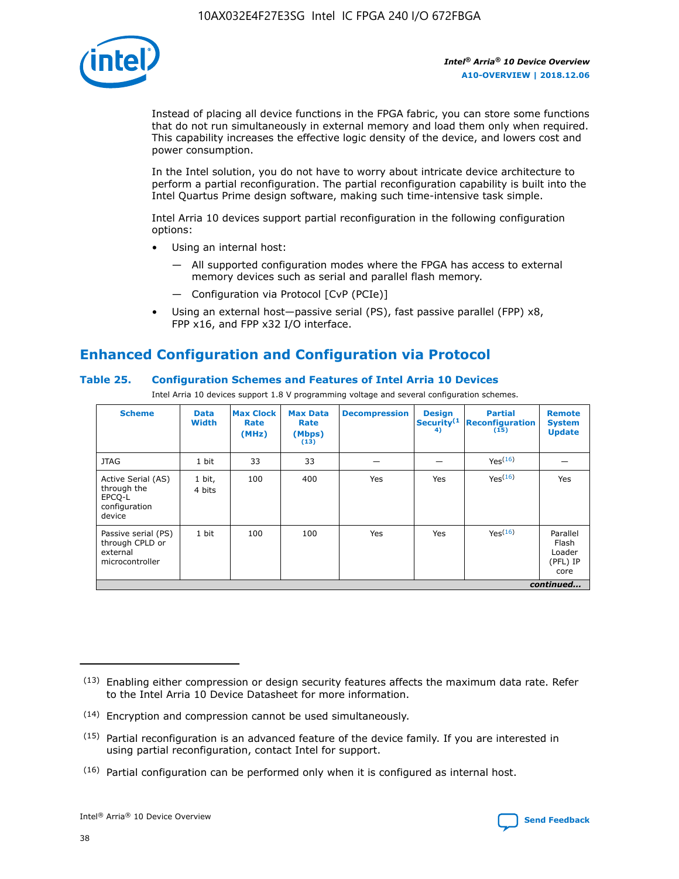Instead of placing all device functions in the FPGA fabric, you can store some functions that do not run simultaneously in external memory and load them only when required. This capability increases the effective logic density of the device, and lowers cost and power consumption.

In the Intel solution, you do not have to worry about intricate device architecture to perform a partial reconfiguration. The partial reconfiguration capability is built into the Intel Quartus Prime design software, making such time-intensive task simple.

Intel Arria 10 devices support partial reconfiguration in the following configuration options:

- Using an internal host:
  - — All supported configuration modes where the FPGA has access to external memory devices such as serial and parallel flash memory.
  - — Configuration via Protocol [CvP (PCIe)]
- Using an external host—passive serial (PS), fast passive parallel (FPP) x8, FPP x16, and FPP x32 I/O interface.

## Enhanced Configuration and Configuration via Protocol

### Table 25. Configuration Schemes and Features of Intel Arria 10 Devices

Intel Arria 10 devices support 1.8 V programming voltage and several configuration schemes.

| Scheme | Data Width | Max Clock Rate (MHz) | Max Data Rate (Mbps) (13) | Decompression | Design Security (14) | Partial Reconfiguration (15) | Remote System Update |
|---|---|---|---|---|---|---|---|
| JTAG | 1 bit | 33 | 33 | — | — | Yes(16) | — |
| Active Serial (AS) through the EPCQ-L configuration device | 1 bit, 4 bits | 100 | 400 | Yes | Yes | Yes(16) | Yes |
| Passive serial (PS) through CPLD or external microcontroller | 1 bit | 100 | 100 | Yes | Yes | Yes(16) | Parallel Flash Loader (PFL) IP core |

*continued...*

(13) Enabling either compression or design security features affects the maximum data rate. Refer to the Intel Arria 10 Device Datasheet for more information.

(14) Encryption and compression cannot be used simultaneously.

(15) Partial reconfiguration is an advanced feature of the device family. If you are interested in using partial reconfiguration, contact Intel for support.

(16) Partial configuration can be performed only when it is configured as internal host.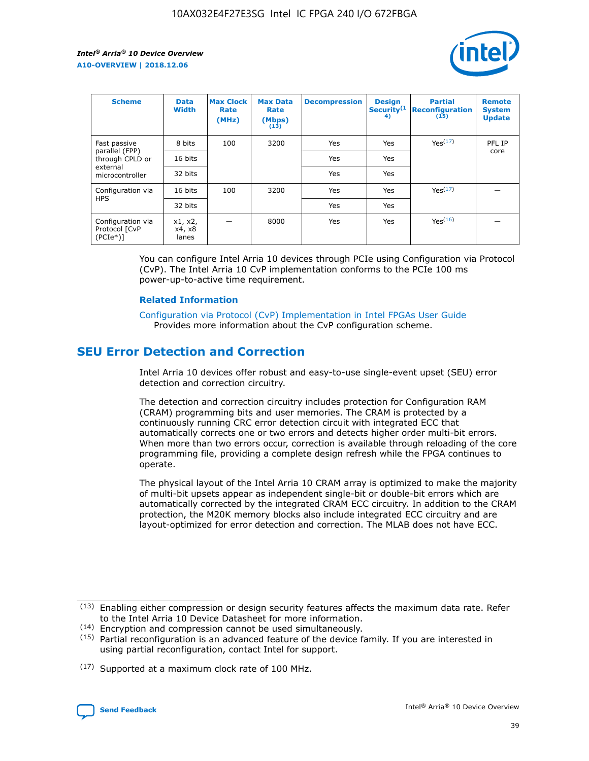| Scheme | Data Width | Max Clock Rate (MHz) | Max Data Rate (Mbps) (13) | Decompression | Design Security(14) | Partial Reconfiguration (15) | Remote System Update |
| --- | --- | --- | --- | --- | --- | --- | --- |
| Fast passive parallel (FPP) through CPLD or external microcontroller | 8 bits | 100 | 3200 | Yes | Yes | Yes(17) | PFL IP core |
| | 16 bits | | | Yes | Yes | | |
| | 32 bits | | | Yes | Yes | | |
| Configuration via HPS | 16 bits | 100 | 3200 | Yes | Yes | Yes(17) | — |
| | 32 bits | | | Yes | Yes | | |
| Configuration via Protocol [CvP (PCIe*)] | x1, x2, x4, x8 lanes | — | 8000 | Yes | Yes | Yes(16) | — |

You can configure Intel Arria 10 devices through PCIe using Configuration via Protocol (CvP). The Intel Arria 10 CvP implementation conforms to the PCIe 100 ms power-up-to-active time requirement.

**Related Information**

Configuration via Protocol (CvP) Implementation in Intel FPGAs User Guide
Provides more information about the CvP configuration scheme.

## SEU Error Detection and Correction

Intel Arria 10 devices offer robust and easy-to-use single-event upset (SEU) error detection and correction circuitry.

The detection and correction circuitry includes protection for Configuration RAM (CRAM) programming bits and user memories. The CRAM is protected by a continuously running CRC error detection circuit with integrated ECC that automatically corrects one or two errors and detects higher order multi-bit errors. When more than two errors occur, correction is available through reloading of the core programming file, providing a complete design refresh while the FPGA continues to operate.

The physical layout of the Intel Arria 10 CRAM array is optimized to make the majority of multi-bit upsets appear as independent single-bit or double-bit errors which are automatically corrected by the integrated CRAM ECC circuitry. In addition to the CRAM protection, the M20K memory blocks also include integrated ECC circuitry and are layout-optimized for error detection and correction. The MLAB does not have ECC.

(13) Enabling either compression or design security features affects the maximum data rate. Refer to the Intel Arria 10 Device Datasheet for more information.

(14) Encryption and compression cannot be used simultaneously.

(15) Partial reconfiguration is an advanced feature of the device family. If you are interested in using partial reconfiguration, contact Intel for support.

(17) Supported at a maximum clock rate of 100 MHz.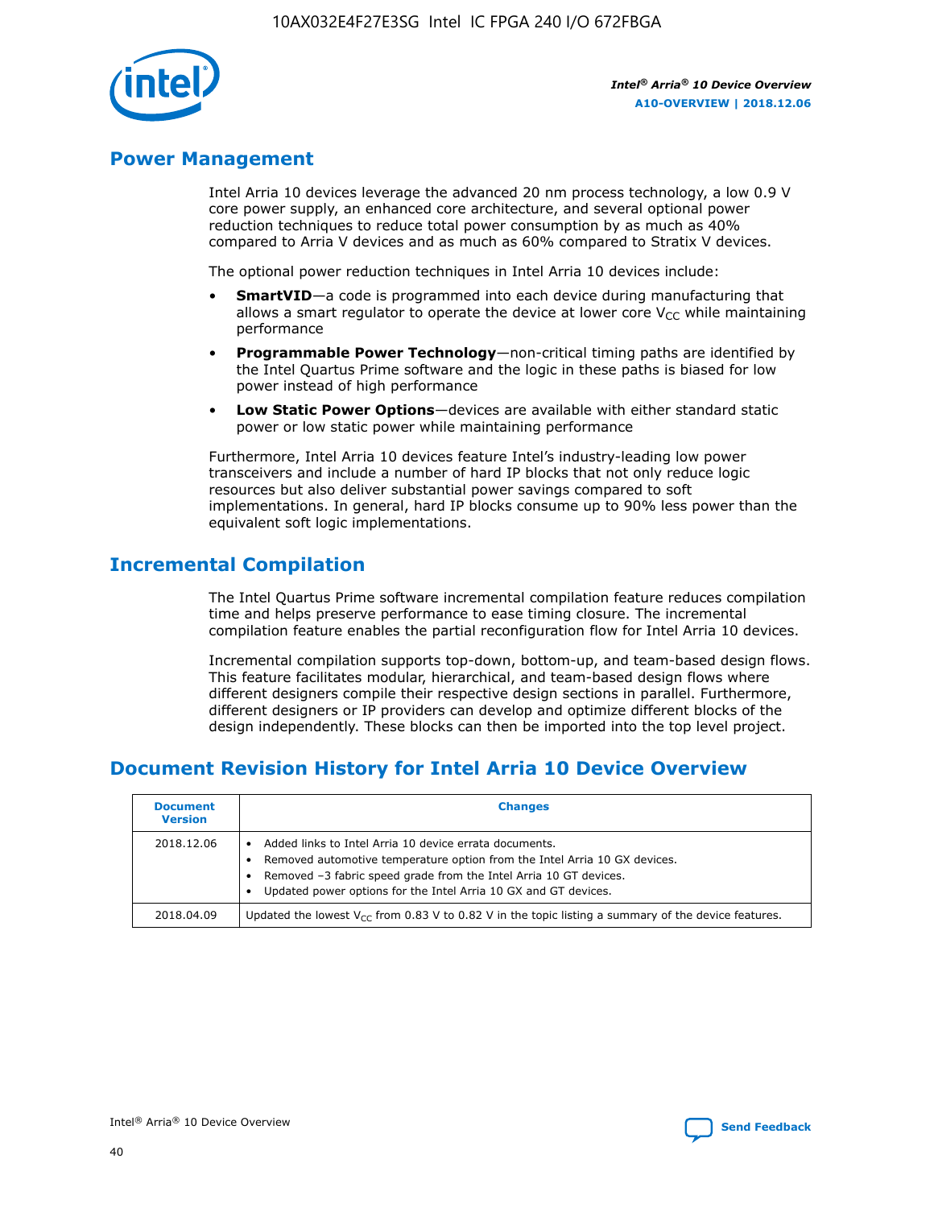## Power Management

Intel Arria 10 devices leverage the advanced 20 nm process technology, a low 0.9 V core power supply, an enhanced core architecture, and several optional power reduction techniques to reduce total power consumption by as much as 40% compared to Arria V devices and as much as 60% compared to Stratix V devices.

The optional power reduction techniques in Intel Arria 10 devices include:

- **SmartVID**—a code is programmed into each device during manufacturing that allows a smart regulator to operate the device at lower core $V_{CC}$ while maintaining performance
- **Programmable Power Technology**—non-critical timing paths are identified by the Intel Quartus Prime software and the logic in these paths is biased for low power instead of high performance
- **Low Static Power Options**—devices are available with either standard static power or low static power while maintaining performance

Furthermore, Intel Arria 10 devices feature Intel's industry-leading low power transceivers and include a number of hard IP blocks that not only reduce logic resources but also deliver substantial power savings compared to soft implementations. In general, hard IP blocks consume up to 90% less power than the equivalent soft logic implementations.

## Incremental Compilation

The Intel Quartus Prime software incremental compilation feature reduces compilation time and helps preserve performance to ease timing closure. The incremental compilation feature enables the partial reconfiguration flow for Intel Arria 10 devices.

Incremental compilation supports top-down, bottom-up, and team-based design flows. This feature facilitates modular, hierarchical, and team-based design flows where different designers compile their respective design sections in parallel. Furthermore, different designers or IP providers can develop and optimize different blocks of the design independently. These blocks can then be imported into the top level project.

## Document Revision History for Intel Arria 10 Device Overview

| Document Version | Changes |
| --- | --- |
| 2018.12.06 | • Added links to Intel Arria 10 device errata documents.<br>• Removed automotive temperature option from the Intel Arria 10 GX devices.<br>• Removed –3 fabric speed grade from the Intel Arria 10 GT devices.<br>• Updated power options for the Intel Arria 10 GX and GT devices. |
| 2018.04.09 | Updated the lowest $V_{CC}$ from 0.83 V to 0.82 V in the topic listing a summary of the device features. |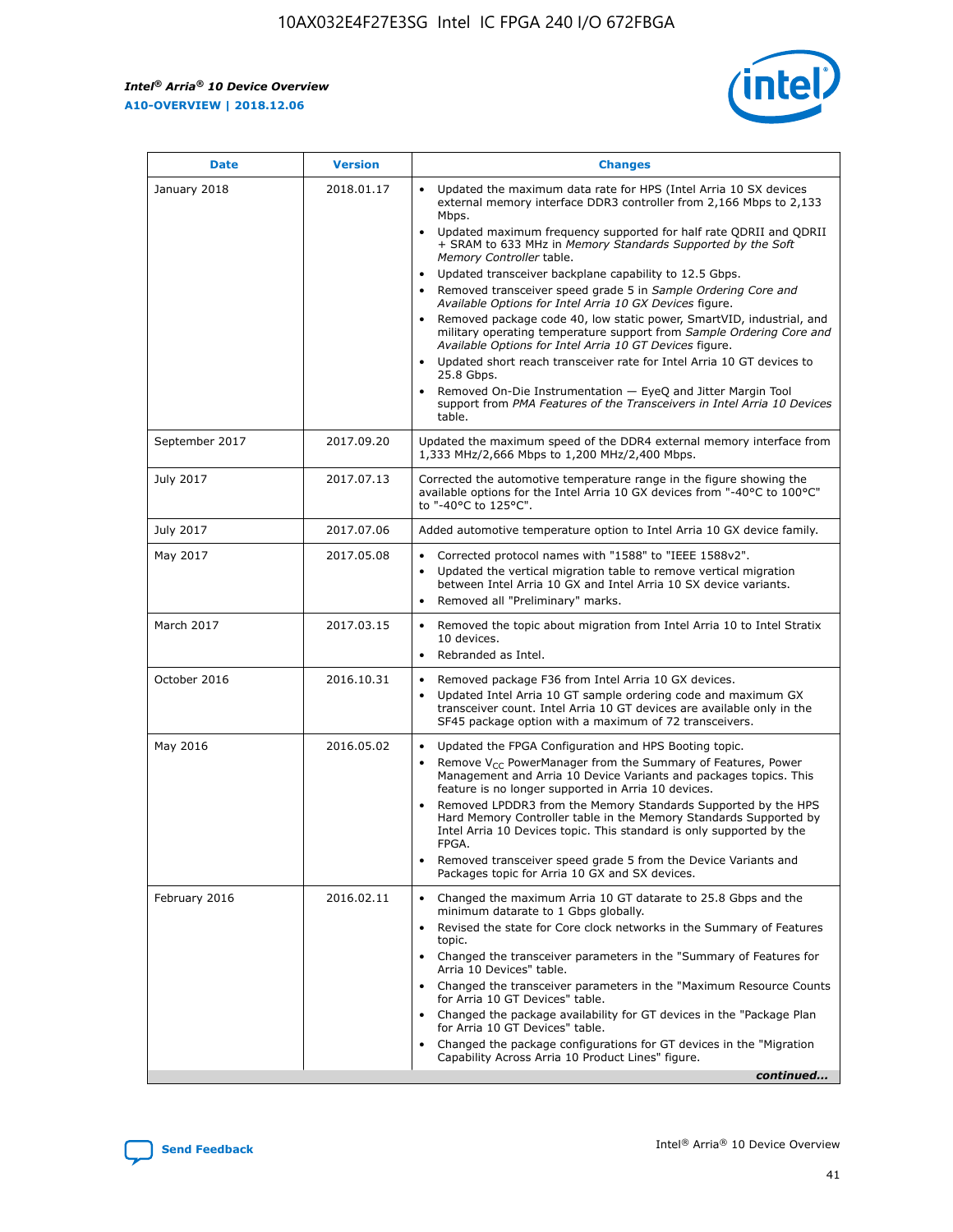| Date | Version | Changes |
| --- | --- | --- |
| January 2018 | 2018.01.17 | • Updated the maximum data rate for HPS (Intel Arria 10 SX devices external memory interface DDR3 controller from 2,166 Mbps to 2,133 Mbps.<br>• Updated maximum frequency supported for half rate QDRII and QDRII + SRAM to 633 MHz in *Memory Standards Supported by the Soft Memory Controller* table.<br>• Updated transceiver backplane capability to 12.5 Gbps.<br>• Removed transceiver speed grade 5 in *Sample Ordering Core and Available Options for Intel Arria 10 GX Devices* figure.<br>• Removed package code 40, low static power, SmartVID, industrial, and military operating temperature support from *Sample Ordering Core and Available Options for Intel Arria 10 GT Devices* figure.<br>• Updated short reach transceiver rate for Intel Arria 10 GT devices to 25.8 Gbps.<br>• Removed On-Die Instrumentation — EyeQ and Jitter Margin Tool support from *PMA Features of the Transceivers in Intel Arria 10 Devices* table. |
| September 2017 | 2017.09.20 | Updated the maximum speed of the DDR4 external memory interface from 1,333 MHz/2,666 Mbps to 1,200 MHz/2,400 Mbps. |
| July 2017 | 2017.07.13 | Corrected the automotive temperature range in the figure showing the available options for the Intel Arria 10 GX devices from "-40°C to 100°C" to "-40°C to 125°C". |
| July 2017 | 2017.07.06 | Added automotive temperature option to Intel Arria 10 GX device family. |
| May 2017 | 2017.05.08 | • Corrected protocol names with "1588" to "IEEE 1588v2".<br>• Updated the vertical migration table to remove vertical migration between Intel Arria 10 GX and Intel Arria 10 SX device variants.<br>• Removed all "Preliminary" marks. |
| March 2017 | 2017.03.15 | • Removed the topic about migration from Intel Arria 10 to Intel Stratix 10 devices.<br>• Rebranded as Intel. |
| October 2016 | 2016.10.31 | • Removed package F36 from Intel Arria 10 GX devices.<br>• Updated Intel Arria 10 GT sample ordering code and maximum GX transceiver count. Intel Arria 10 GT devices are available only in the SF45 package option with a maximum of 72 transceivers. |
| May 2016 | 2016.05.02 | • Updated the FPGA Configuration and HPS Booting topic.<br>• Remove $V_{CC}$ PowerManager from the Summary of Features, Power Management and Arria 10 Device Variants and packages topics. This feature is no longer supported in Arria 10 devices.<br>• Removed LPDDR3 from the Memory Standards Supported by the HPS Hard Memory Controller table in the Memory Standards Supported by Intel Arria 10 Devices topic. This standard is only supported by the FPGA.<br>• Removed transceiver speed grade 5 from the Device Variants and Packages topic for Arria 10 GX and SX devices. |
| February 2016 | 2016.02.11 | • Changed the maximum Arria 10 GT datarate to 25.8 Gbps and the minimum datarate to 1 Gbps globally.<br>• Revised the state for Core clock networks in the Summary of Features topic.<br>• Changed the transceiver parameters in the "Summary of Features for Arria 10 Devices" table.<br>• Changed the transceiver parameters in the "Maximum Resource Counts for Arria 10 GT Devices" table.<br>• Changed the package availability for GT devices in the "Package Plan for Arria 10 GT Devices" table.<br>• Changed the package configurations for GT devices in the "Migration Capability Across Arria 10 Product Lines" figure. |

*continued...*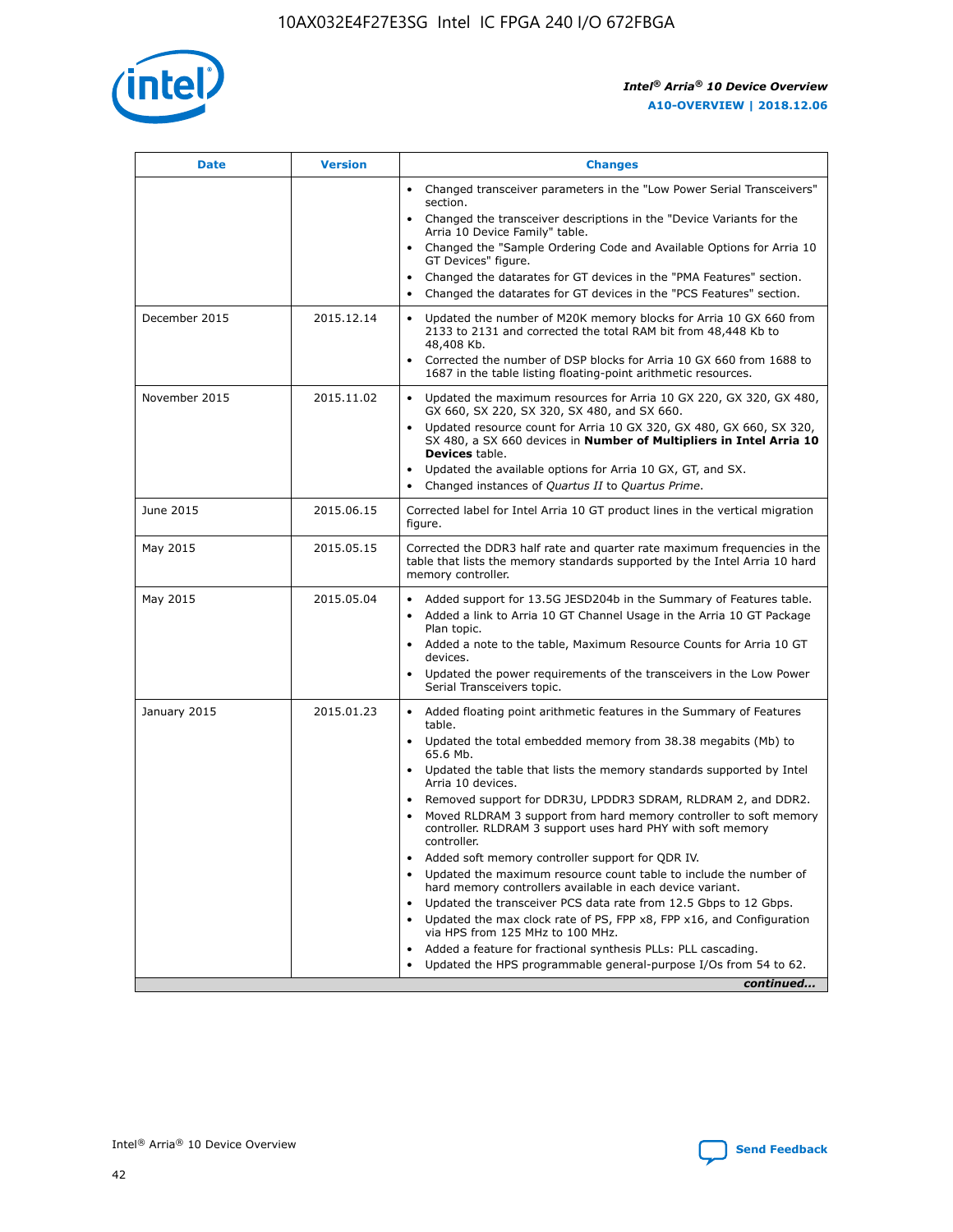| Date | Version | Changes |
| --- | --- | --- |
| | | • Changed transceiver parameters in the "Low Power Serial Transceivers" section.<br>• Changed the transceiver descriptions in the "Device Variants for the Arria 10 Device Family" table.<br>• Changed the "Sample Ordering Code and Available Options for Arria 10 GT Devices" figure.<br>• Changed the datarates for GT devices in the "PMA Features" section.<br>• Changed the datarates for GT devices in the "PCS Features" section. |
| December 2015 | 2015.12.14 | • Updated the number of M20K memory blocks for Arria 10 GX 660 from 2133 to 2131 and corrected the total RAM bit from 48,448 Kb to 48,408 Kb.<br>• Corrected the number of DSP blocks for Arria 10 GX 660 from 1688 to 1687 in the table listing floating-point arithmetic resources. |
| November 2015 | 2015.11.02 | • Updated the maximum resources for Arria 10 GX 220, GX 320, GX 480, GX 660, SX 220, SX 320, SX 480, and SX 660.<br>• Updated resource count for Arria 10 GX 320, GX 480, GX 660, SX 320, SX 480, a SX 660 devices in **Number of Multipliers in Intel Arria 10 Devices** table.<br>• Updated the available options for Arria 10 GX, GT, and SX.<br>• Changed instances of *Quartus II* to *Quartus Prime*. |
| June 2015 | 2015.06.15 | Corrected label for Intel Arria 10 GT product lines in the vertical migration figure. |
| May 2015 | 2015.05.15 | Corrected the DDR3 half rate and quarter rate maximum frequencies in the table that lists the memory standards supported by the Intel Arria 10 hard memory controller. |
| May 2015 | 2015.05.04 | • Added support for 13.5G JESD204b in the Summary of Features table.<br>• Added a link to Arria 10 GT Channel Usage in the Arria 10 GT Package Plan topic.<br>• Added a note to the table, Maximum Resource Counts for Arria 10 GT devices.<br>• Updated the power requirements of the transceivers in the Low Power Serial Transceivers topic. |
| January 2015 | 2015.01.23 | • Added floating point arithmetic features in the Summary of Features table.<br>• Updated the total embedded memory from 38.38 megabits (Mb) to 65.6 Mb.<br>• Updated the table that lists the memory standards supported by Intel Arria 10 devices.<br>• Removed support for DDR3U, LPDDR3 SDRAM, RLDRAM 2, and DDR2.<br>• Moved RLDRAM 3 support from hard memory controller to soft memory controller. RLDRAM 3 support uses hard PHY with soft memory controller.<br>• Added soft memory controller support for QDR IV.<br>• Updated the maximum resource count table to include the number of hard memory controllers available in each device variant.<br>• Updated the transceiver PCS data rate from 12.5 Gbps to 12 Gbps.<br>• Updated the max clock rate of PS, FPP x8, FPP x16, and Configuration via HPS from 125 MHz to 100 MHz.<br>• Added a feature for fractional synthesis PLLs: PLL cascading.<br>• Updated the HPS programmable general-purpose I/Os from 54 to 62. |

*continued...*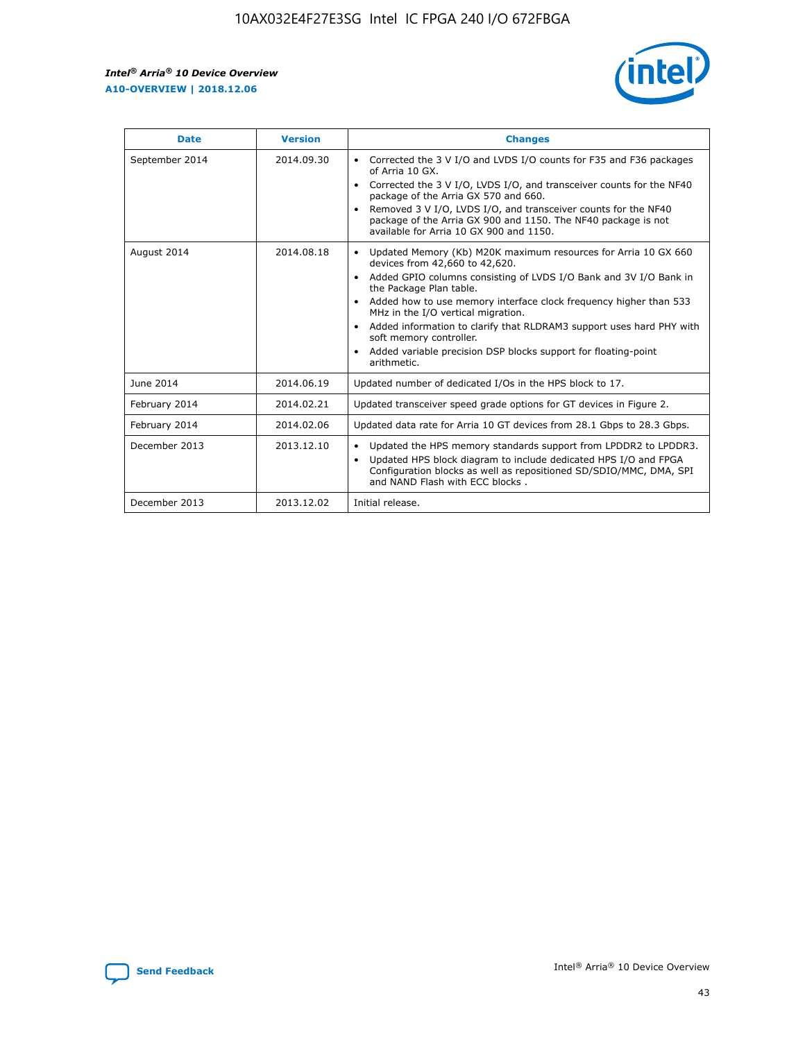| Date | Version | Changes |
| --- | --- | --- |
| September 2014 | 2014.09.30 | • Corrected the 3 V I/O and LVDS I/O counts for F35 and F36 packages of Arria 10 GX.<br>• Corrected the 3 V I/O, LVDS I/O, and transceiver counts for the NF40 package of the Arria GX 570 and 660.<br>• Removed 3 V I/O, LVDS I/O, and transceiver counts for the NF40 package of the Arria GX 900 and 1150. The NF40 package is not available for Arria 10 GX 900 and 1150. |
| August 2014 | 2014.08.18 | • Updated Memory (Kb) M20K maximum resources for Arria 10 GX 660 devices from 42,660 to 42,620.<br>• Added GPIO columns consisting of LVDS I/O Bank and 3V I/O Bank in the Package Plan table.<br>• Added how to use memory interface clock frequency higher than 533 MHz in the I/O vertical migration.<br>• Added information to clarify that RLDRAM3 support uses hard PHY with soft memory controller.<br>• Added variable precision DSP blocks support for floating-point arithmetic. |
| June 2014 | 2014.06.19 | Updated number of dedicated I/Os in the HPS block to 17. |
| February 2014 | 2014.02.21 | Updated transceiver speed grade options for GT devices in Figure 2. |
| February 2014 | 2014.02.06 | Updated data rate for Arria 10 GT devices from 28.1 Gbps to 28.3 Gbps. |
| December 2013 | 2013.12.10 | • Updated the HPS memory standards support from LPDDR2 to LPDDR3.<br>• Updated HPS block diagram to include dedicated HPS I/O and FPGA Configuration blocks as well as repositioned SD/SDIO/MMC, DMA, SPI and NAND Flash with ECC blocks . |
| December 2013 | 2013.12.02 | Initial release. |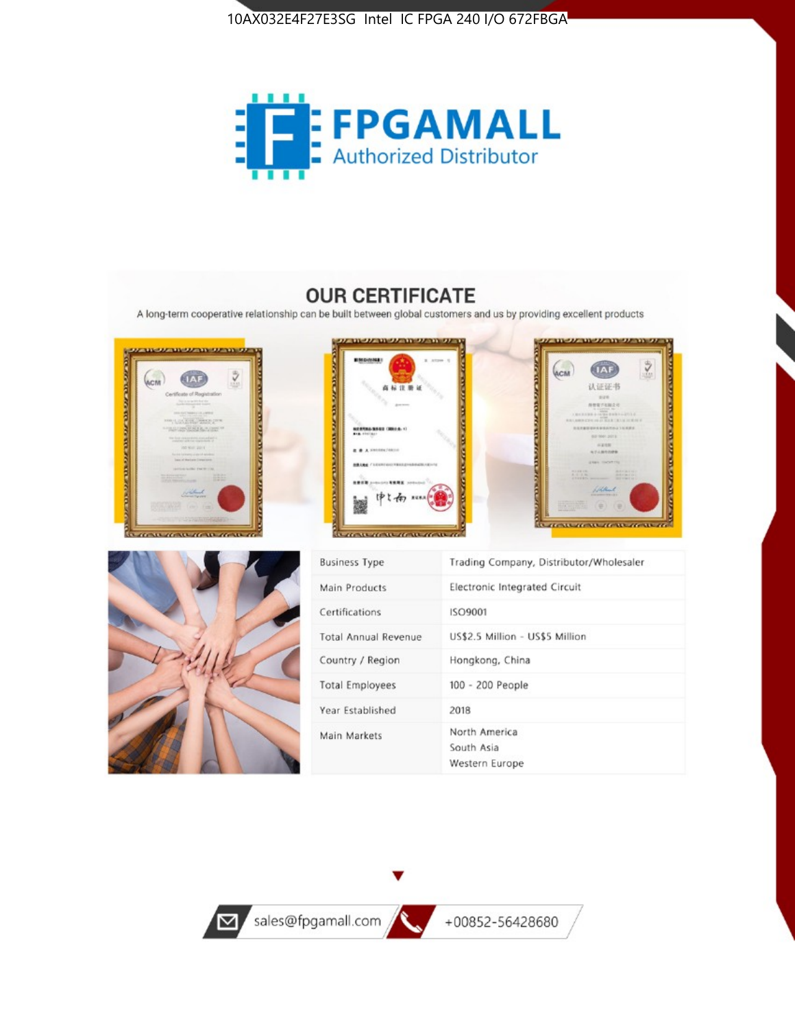FPGAMALL
Authorized Distributor

## OUR CERTIFICATE

A long-term cooperative relationship can be built between global customers and us by providing excellent products

| | |
|---|---|
| Business Type | Trading Company, Distributor/Wholesaler |
| Main Products | Electronic Integrated Circuit |
| Certifications | ISO9001 |
| Total Annual Revenue | US$2.5 Million - US$5 Million |
| Country / Region | Hongkong, China |
| Total Employees | 100 - 200 People |
| Year Established | 2018 |
| Main Markets | North America<br>South Asia<br>Western Europe |

sales@fpgamall.com

+00852-56428680